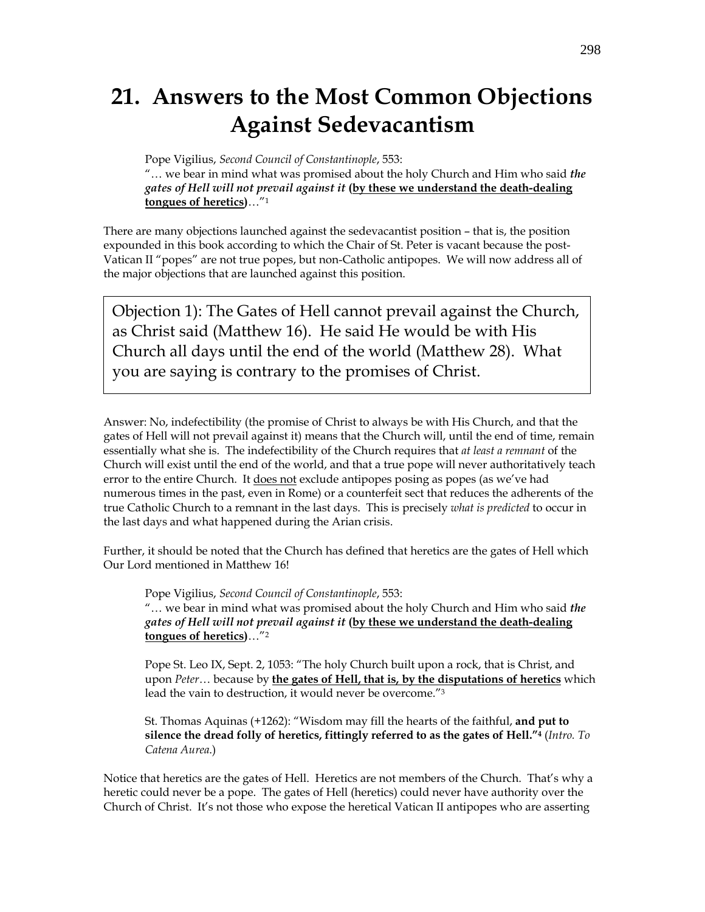# 21. Answers to the Most Common Objections Against Sedevacantism

Pope Vigilius, *Second Council of Constantinople*, 553:
"… we bear in mind what was promised about the holy Church and Him who said ***the gates of Hell will not prevail against it*** **(<u>by these we understand the death-dealing tongues of heretics</u>)**…"[1]

There are many objections launched against the sedevacantist position – that is, the position expounded in this book according to which the Chair of St. Peter is vacant because the post-Vatican II "popes" are not true popes, but non-Catholic antipopes. We will now address all of the major objections that are launched against this position.

> Objection 1): The Gates of Hell cannot prevail against the Church, as Christ said (Matthew 16). He said He would be with His Church all days until the end of the world (Matthew 28). What you are saying is contrary to the promises of Christ.

Answer: No, indefectibility (the promise of Christ to always be with His Church, and that the gates of Hell will not prevail against it) means that the Church will, until the end of time, remain essentially what she is. The indefectibility of the Church requires that *at least a remnant* of the Church will exist until the end of the world, and that a true pope will never authoritatively teach error to the entire Church. It <u>does not</u> exclude antipopes posing as popes (as we've had numerous times in the past, even in Rome) or a counterfeit sect that reduces the adherents of the true Catholic Church to a remnant in the last days. This is precisely *what is predicted* to occur in the last days and what happened during the Arian crisis.

Further, it should be noted that the Church has defined that heretics are the gates of Hell which Our Lord mentioned in Matthew 16!

Pope Vigilius, *Second Council of Constantinople*, 553:
"… we bear in mind what was promised about the holy Church and Him who said ***the gates of Hell will not prevail against it*** **(<u>by these we understand the death-dealing tongues of heretics</u>)**…"[2]

Pope St. Leo IX, Sept. 2, 1053: "The holy Church built upon a rock, that is Christ, and upon *Peter*… because by **<u>the gates of Hell, that is, by the disputations of heretics</u>** which lead the vain to destruction, it would never be overcome."[3]

St. Thomas Aquinas (+1262): "Wisdom may fill the hearts of the faithful, **and put to silence the dread folly of heretics, fittingly referred to as the gates of Hell."**[4] (*Intro. To Catena Aurea.*)

Notice that heretics are the gates of Hell. Heretics are not members of the Church. That's why a heretic could never be a pope. The gates of Hell (heretics) could never have authority over the Church of Christ. It's not those who expose the heretical Vatican II antipopes who are asserting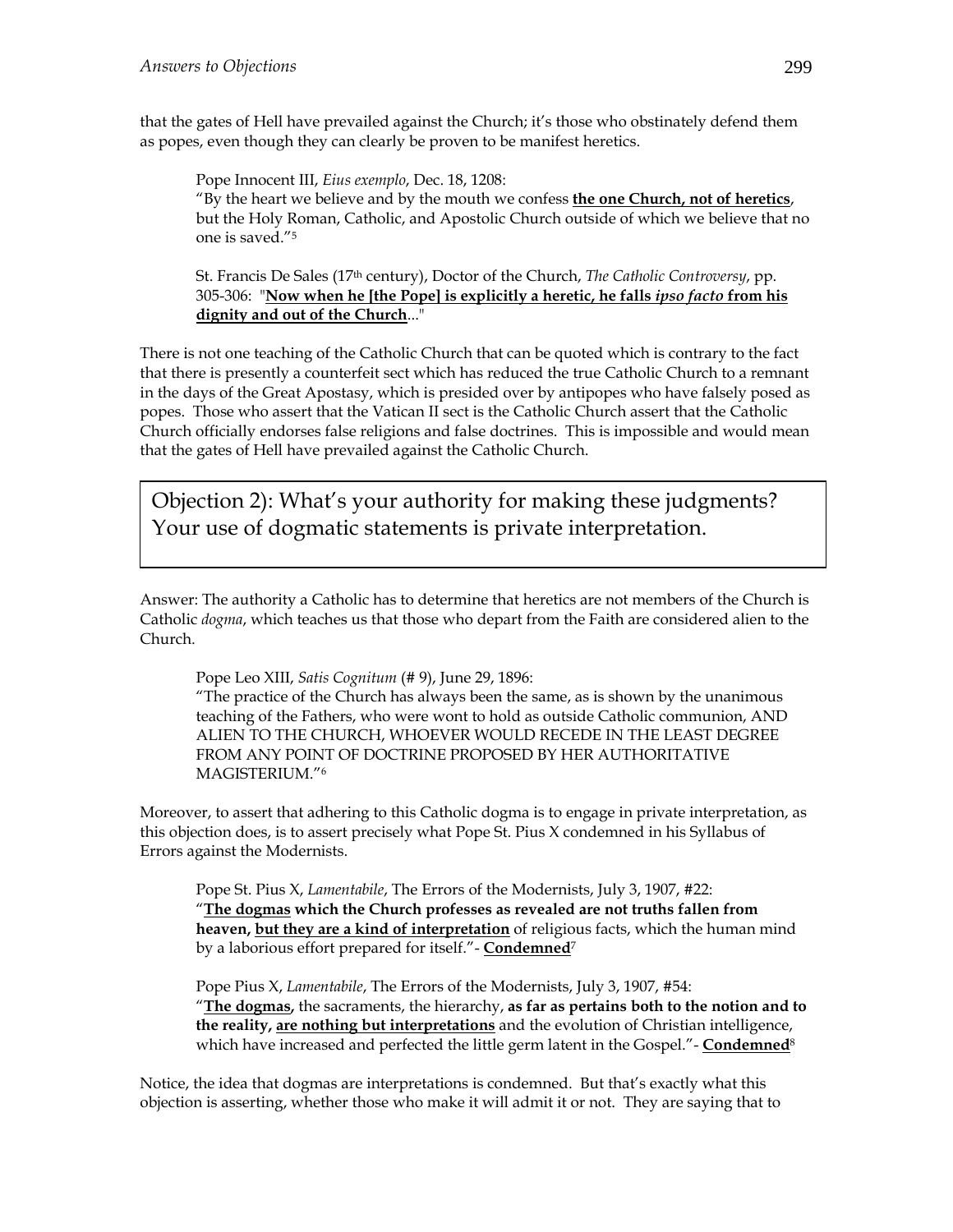that the gates of Hell have prevailed against the Church; it's those who obstinately defend them as popes, even though they can clearly be proven to be manifest heretics.

> Pope Innocent III, *Eius exemplo*, Dec. 18, 1208:
> "By the heart we believe and by the mouth we confess **the one Church, not of heretics**, but the Holy Roman, Catholic, and Apostolic Church outside of which we believe that no one is saved."[5]

> St. Francis De Sales (17th century), Doctor of the Church, *The Catholic Controversy*, pp. 305-306: "**Now when he [the Pope] is explicitly a heretic, he falls *ipso facto* from his dignity and out of the Church**..."

There is not one teaching of the Catholic Church that can be quoted which is contrary to the fact that there is presently a counterfeit sect which has reduced the true Catholic Church to a remnant in the days of the Great Apostasy, which is presided over by antipopes who have falsely posed as popes. Those who assert that the Vatican II sect is the Catholic Church assert that the Catholic Church officially endorses false religions and false doctrines. This is impossible and would mean that the gates of Hell have prevailed against the Catholic Church.

## Objection 2): What's your authority for making these judgments? Your use of dogmatic statements is private interpretation.

Answer: The authority a Catholic has to determine that heretics are not members of the Church is Catholic *dogma*, which teaches us that those who depart from the Faith are considered alien to the Church.

> Pope Leo XIII, *Satis Cognitum* (# 9), June 29, 1896:
> "The practice of the Church has always been the same, as is shown by the unanimous teaching of the Fathers, who were wont to hold as outside Catholic communion, AND ALIEN TO THE CHURCH, WHOEVER WOULD RECEDE IN THE LEAST DEGREE FROM ANY POINT OF DOCTRINE PROPOSED BY HER AUTHORITATIVE MAGISTERIUM."[6]

Moreover, to assert that adhering to this Catholic dogma is to engage in private interpretation, as this objection does, is to assert precisely what Pope St. Pius X condemned in his Syllabus of Errors against the Modernists.

> Pope St. Pius X, *Lamentabile*, The Errors of the Modernists, July 3, 1907, #22:
> "**The dogmas which the Church professes as revealed are not truths fallen from heaven, but they are a kind of interpretation** of religious facts, which the human mind by a laborious effort prepared for itself."- **Condemned**[7]

> Pope Pius X, *Lamentabile*, The Errors of the Modernists, July 3, 1907, #54:
> "**The dogmas,** the sacraments, the hierarchy, **as far as pertains both to the notion and to the reality, are nothing but interpretations** and the evolution of Christian intelligence, which have increased and perfected the little germ latent in the Gospel."- **Condemned**[8]

Notice, the idea that dogmas are interpretations is condemned. But that's exactly what this objection is asserting, whether those who make it will admit it or not. They are saying that to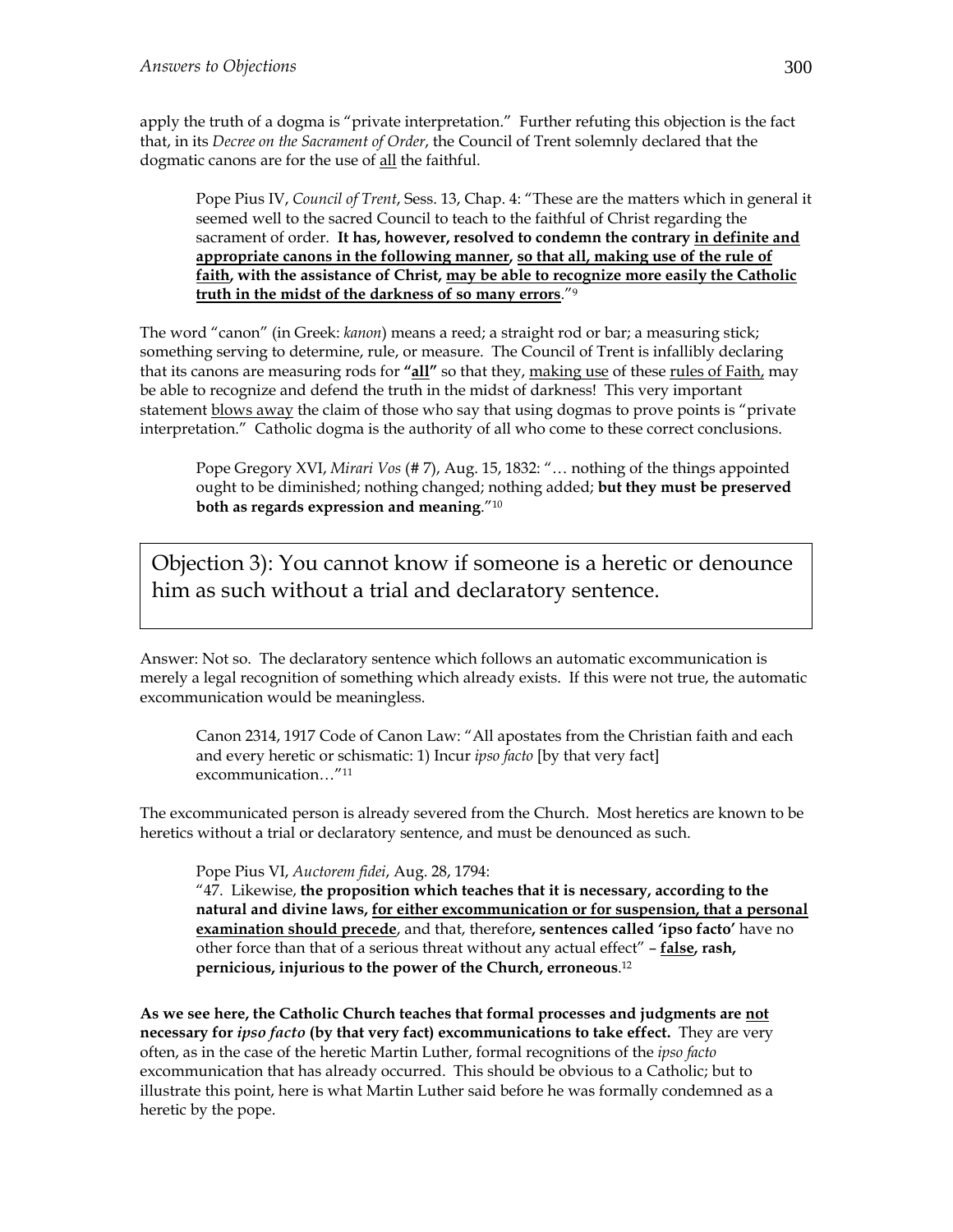apply the truth of a dogma is "private interpretation." Further refuting this objection is the fact that, in its *Decree on the Sacrament of Order*, the Council of Trent solemnly declared that the dogmatic canons are for the use of <u>all</u> the faithful.

> Pope Pius IV, *Council of Trent*, Sess. 13, Chap. 4: "These are the matters which in general it seemed well to the sacred Council to teach to the faithful of Christ regarding the sacrament of order. **It has, however, resolved to condemn the contrary <u>in definite and appropriate canons in the following manner</u>, <u>so that all, making use of the rule of faith</u>, with the assistance of Christ, <u>may be able to recognize more easily the Catholic truth in the midst of the darkness of so many errors</u>**."[9]

The word "canon" (in Greek: *kanon*) means a reed; a straight rod or bar; a measuring stick; something serving to determine, rule, or measure. The Council of Trent is infallibly declaring that its canons are measuring rods for **"<u>all</u>"** so that they, <u>making use</u> of these <u>rules of Faith</u>, may be able to recognize and defend the truth in the midst of darkness! This very important statement <u>blows away</u> the claim of those who say that using dogmas to prove points is "private interpretation." Catholic dogma is the authority of all who come to these correct conclusions.

> Pope Gregory XVI, *Mirari Vos* (# 7), Aug. 15, 1832: "… nothing of the things appointed ought to be diminished; nothing changed; nothing added; **but they must be preserved both as regards expression and meaning**."[10]

## Objection 3): You cannot know if someone is a heretic or denounce him as such without a trial and declaratory sentence.

Answer: Not so. The declaratory sentence which follows an automatic excommunication is merely a legal recognition of something which already exists. If this were not true, the automatic excommunication would be meaningless.

> Canon 2314, 1917 Code of Canon Law: "All apostates from the Christian faith and each and every heretic or schismatic: 1) Incur *ipso facto* [by that very fact] excommunication…"[11]

The excommunicated person is already severed from the Church. Most heretics are known to be heretics without a trial or declaratory sentence, and must be denounced as such.

> Pope Pius VI, *Auctorem fidei*, Aug. 28, 1794:
> "47. Likewise, **the proposition which teaches that it is necessary, according to the natural and divine laws, <u>for either excommunication or for suspension, that a personal examination should precede</u>**, and that, therefore**, sentences called 'ipso facto'** have no other force than that of a serious threat without any actual effect" – **<u>false</u>, rash, pernicious, injurious to the power of the Church, erroneous**.[12]

**As we see here, the Catholic Church teaches that formal processes and judgments are <u>not</u> necessary for *ipso facto* (by that very fact) excommunications to take effect.** They are very often, as in the case of the heretic Martin Luther, formal recognitions of the *ipso facto* excommunication that has already occurred. This should be obvious to a Catholic; but to illustrate this point, here is what Martin Luther said before he was formally condemned as a heretic by the pope.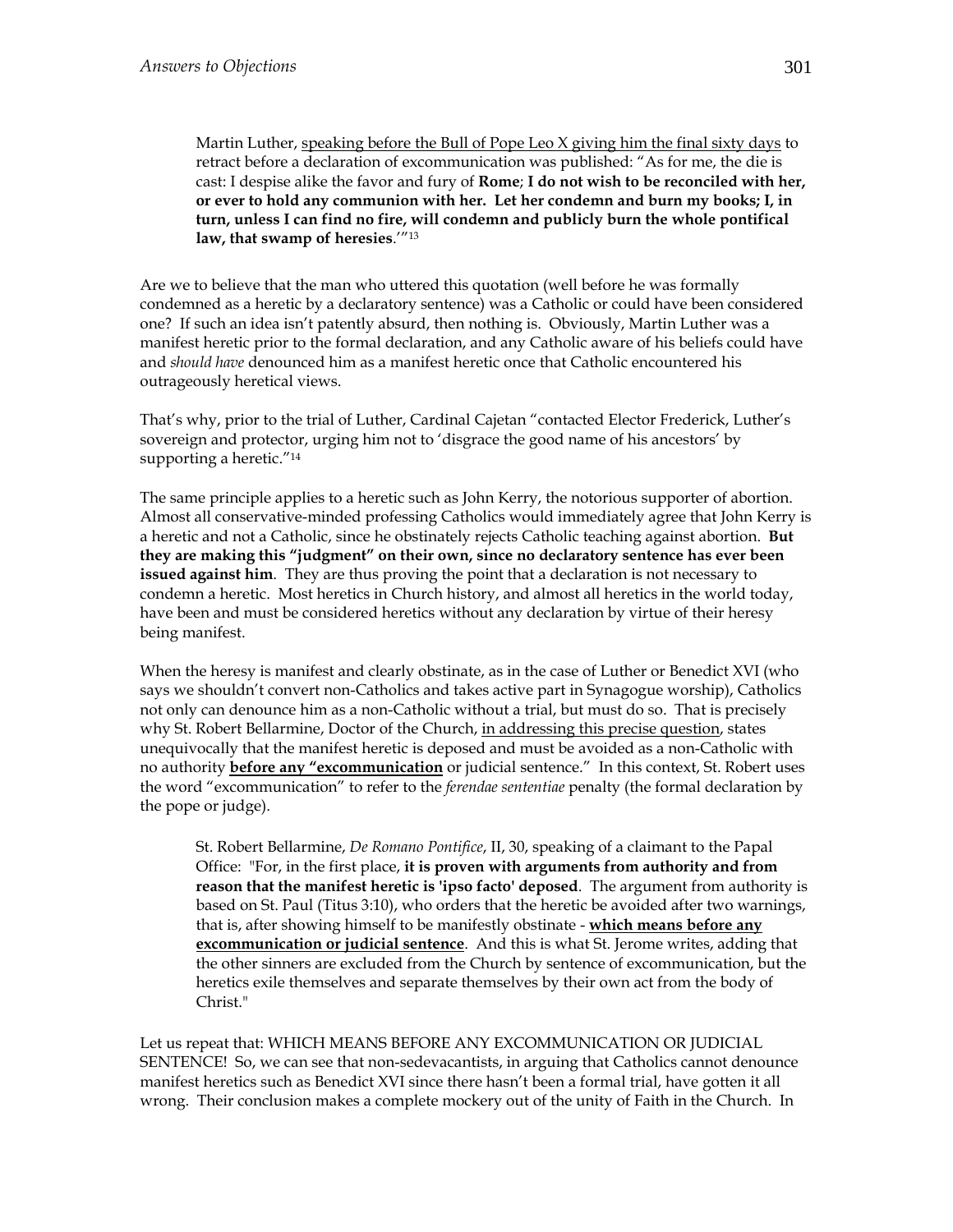> Martin Luther, <u>speaking before the Bull of Pope Leo X giving him the final sixty days</u> to retract before a declaration of excommunication was published: "As for me, the die is cast: I despise alike the favor and fury of **Rome**; **I do not wish to be reconciled with her, or ever to hold any communion with her. Let her condemn and burn my books; I, in turn, unless I can find no fire, will condemn and publicly burn the whole pontifical law, that swamp of heresies**.'"[13]

Are we to believe that the man who uttered this quotation (well before he was formally condemned as a heretic by a declaratory sentence) was a Catholic or could have been considered one? If such an idea isn't patently absurd, then nothing is. Obviously, Martin Luther was a manifest heretic prior to the formal declaration, and any Catholic aware of his beliefs could have and *should have* denounced him as a manifest heretic once that Catholic encountered his outrageously heretical views.

That's why, prior to the trial of Luther, Cardinal Cajetan "contacted Elector Frederick, Luther's sovereign and protector, urging him not to 'disgrace the good name of his ancestors' by supporting a heretic."[14]

The same principle applies to a heretic such as John Kerry, the notorious supporter of abortion. Almost all conservative-minded professing Catholics would immediately agree that John Kerry is a heretic and not a Catholic, since he obstinately rejects Catholic teaching against abortion. **But they are making this "judgment" on their own, since no declaratory sentence has ever been issued against him**. They are thus proving the point that a declaration is not necessary to condemn a heretic. Most heretics in Church history, and almost all heretics in the world today, have been and must be considered heretics without any declaration by virtue of their heresy being manifest.

When the heresy is manifest and clearly obstinate, as in the case of Luther or Benedict XVI (who says we shouldn't convert non-Catholics and takes active part in Synagogue worship), Catholics not only can denounce him as a non-Catholic without a trial, but must do so. That is precisely why St. Robert Bellarmine, Doctor of the Church, <u>in addressing this precise question</u>, states unequivocally that the manifest heretic is deposed and must be avoided as a non-Catholic with no authority **<u>before any "excommunication</u>** or judicial sentence." In this context, St. Robert uses the word "excommunication" to refer to the *ferendae sententiae* penalty (the formal declaration by the pope or judge).

> St. Robert Bellarmine, *De Romano Pontifice*, II, 30, speaking of a claimant to the Papal Office: "For, in the first place, **it is proven with arguments from authority and from reason that the manifest heretic is 'ipso facto' deposed**. The argument from authority is based on St. Paul (Titus 3:10), who orders that the heretic be avoided after two warnings, that is, after showing himself to be manifestly obstinate - **<u>which means before any excommunication or judicial sentence</u>**. And this is what St. Jerome writes, adding that the other sinners are excluded from the Church by sentence of excommunication, but the heretics exile themselves and separate themselves by their own act from the body of Christ."

Let us repeat that: WHICH MEANS BEFORE ANY EXCOMMUNICATION OR JUDICIAL SENTENCE! So, we can see that non-sedevacantists, in arguing that Catholics cannot denounce manifest heretics such as Benedict XVI since there hasn't been a formal trial, have gotten it all wrong. Their conclusion makes a complete mockery out of the unity of Faith in the Church. In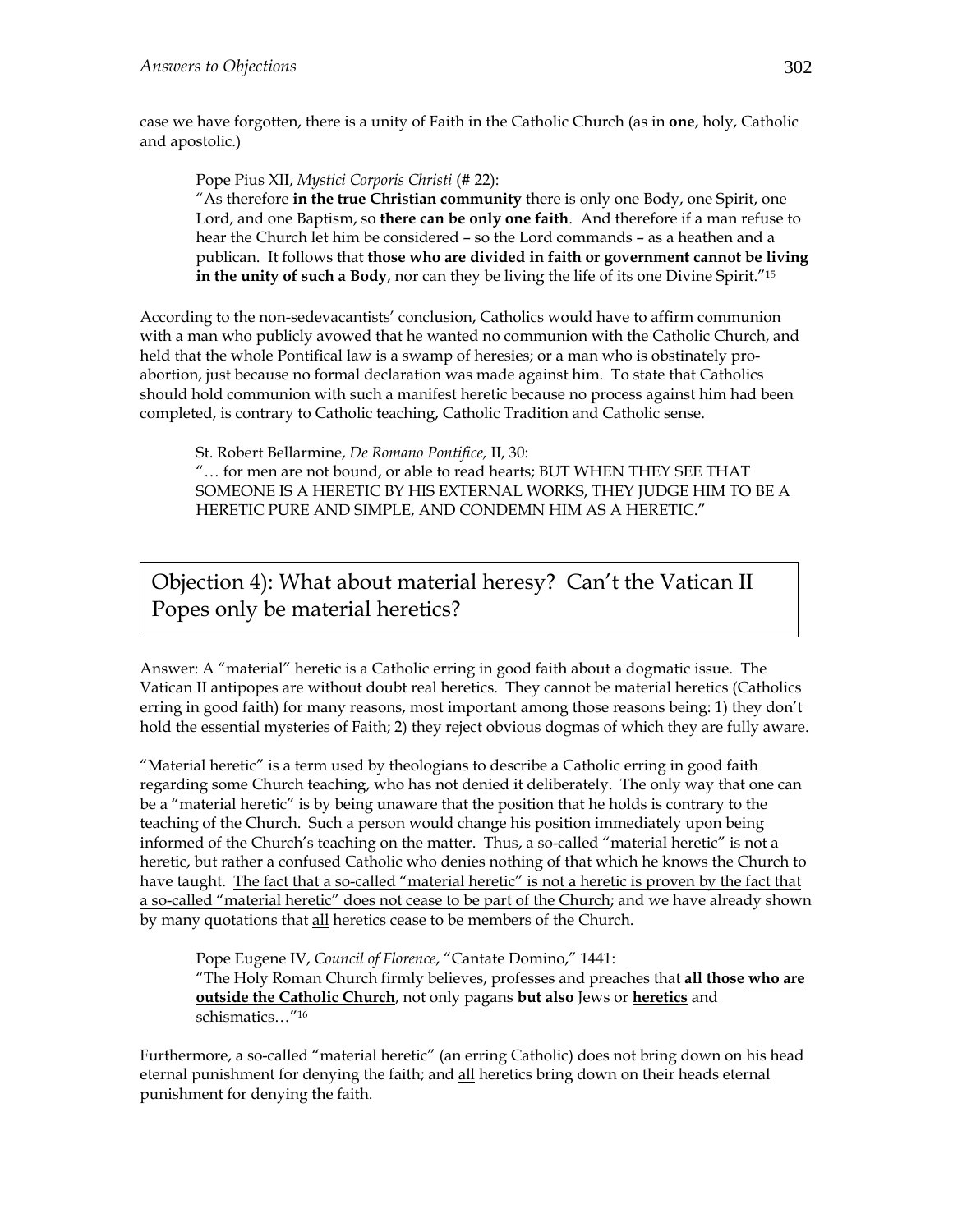case we have forgotten, there is a unity of Faith in the Catholic Church (as in **one**, holy, Catholic and apostolic.)

> Pope Pius XII, *Mystici Corporis Christi* (# 22):
> "As therefore **in the true Christian community** there is only one Body, one Spirit, one Lord, and one Baptism, so **there can be only one faith**. And therefore if a man refuse to hear the Church let him be considered – so the Lord commands – as a heathen and a publican. It follows that **those who are divided in faith or government cannot be living in the unity of such a Body**, nor can they be living the life of its one Divine Spirit."[15]

According to the non-sedevacantists' conclusion, Catholics would have to affirm communion with a man who publicly avowed that he wanted no communion with the Catholic Church, and held that the whole Pontifical law is a swamp of heresies; or a man who is obstinately pro-abortion, just because no formal declaration was made against him. To state that Catholics should hold communion with such a manifest heretic because no process against him had been completed, is contrary to Catholic teaching, Catholic Tradition and Catholic sense.

> St. Robert Bellarmine, *De Romano Pontifice,* II, 30:
> "… for men are not bound, or able to read hearts; BUT WHEN THEY SEE THAT SOMEONE IS A HERETIC BY HIS EXTERNAL WORKS, THEY JUDGE HIM TO BE A HERETIC PURE AND SIMPLE, AND CONDEMN HIM AS A HERETIC."

## Objection 4): What about material heresy? Can't the Vatican II Popes only be material heretics?

Answer: A "material" heretic is a Catholic erring in good faith about a dogmatic issue. The Vatican II antipopes are without doubt real heretics. They cannot be material heretics (Catholics erring in good faith) for many reasons, most important among those reasons being: 1) they don't hold the essential mysteries of Faith; 2) they reject obvious dogmas of which they are fully aware.

"Material heretic" is a term used by theologians to describe a Catholic erring in good faith regarding some Church teaching, who has not denied it deliberately. The only way that one can be a "material heretic" is by being unaware that the position that he holds is contrary to the teaching of the Church. Such a person would change his position immediately upon being informed of the Church's teaching on the matter. Thus, a so-called "material heretic" is not a heretic, but rather a confused Catholic who denies nothing of that which he knows the Church to have taught. <u>The fact that a so-called "material heretic" is not a heretic is proven by the fact that a so-called "material heretic" does not cease to be part of the Church</u>; and we have already shown by many quotations that <u>all</u> heretics cease to be members of the Church.

> Pope Eugene IV, *Council of Florence*, "Cantate Domino," 1441:
> "The Holy Roman Church firmly believes, professes and preaches that **all those <u>who are outside the Catholic Church</u>**, not only pagans **but also** Jews or **<u>heretics</u>** and schismatics…"[16]

Furthermore, a so-called "material heretic" (an erring Catholic) does not bring down on his head eternal punishment for denying the faith; and <u>all</u> heretics bring down on their heads eternal punishment for denying the faith.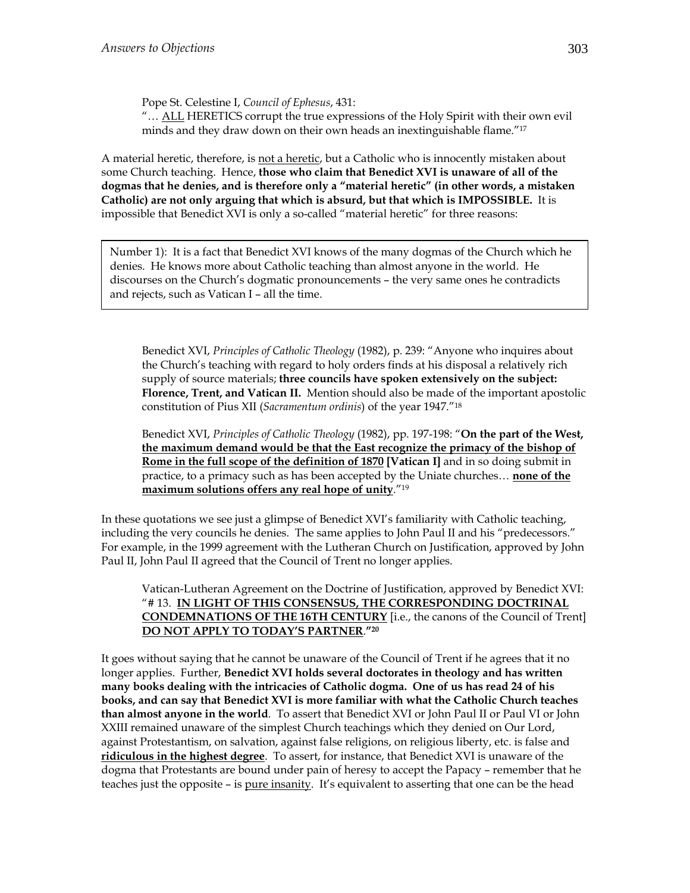Pope St. Celestine I, *Council of Ephesus*, 431:
"… ALL HERETICS corrupt the true expressions of the Holy Spirit with their own evil minds and they draw down on their own heads an inextinguishable flame."[17]

A material heretic, therefore, is not a heretic, but a Catholic who is innocently mistaken about some Church teaching. Hence, **those who claim that Benedict XVI is unaware of all of the dogmas that he denies, and is therefore only a "material heretic" (in other words, a mistaken Catholic) are not only arguing that which is absurd, but that which is IMPOSSIBLE.** It is impossible that Benedict XVI is only a so-called "material heretic" for three reasons:

Number 1): It is a fact that Benedict XVI knows of the many dogmas of the Church which he denies. He knows more about Catholic teaching than almost anyone in the world. He discourses on the Church's dogmatic pronouncements – the very same ones he contradicts and rejects, such as Vatican I – all the time.

Benedict XVI, *Principles of Catholic Theology* (1982), p. 239: "Anyone who inquires about the Church's teaching with regard to holy orders finds at his disposal a relatively rich supply of source materials; **three councils have spoken extensively on the subject: Florence, Trent, and Vatican II.** Mention should also be made of the important apostolic constitution of Pius XII (*Sacramentum ordinis*) of the year 1947."[18]

Benedict XVI, *Principles of Catholic Theology* (1982), pp. 197-198: "**On the part of the West, the maximum demand would be that the East recognize the primacy of the bishop of Rome in the full scope of the definition of 1870 [Vatican I]** and in so doing submit in practice, to a primacy such as has been accepted by the Uniate churches… **none of the maximum solutions offers any real hope of unity**."[19]

In these quotations we see just a glimpse of Benedict XVI's familiarity with Catholic teaching, including the very councils he denies. The same applies to John Paul II and his "predecessors." For example, in the 1999 agreement with the Lutheran Church on Justification, approved by John Paul II, John Paul II agreed that the Council of Trent no longer applies.

Vatican-Lutheran Agreement on the Doctrine of Justification, approved by Benedict XVI: "# 13. **IN LIGHT OF THIS CONSENSUS, THE CORRESPONDING DOCTRINAL CONDEMNATIONS OF THE 16TH CENTURY** [i.e., the canons of the Council of Trent] **DO NOT APPLY TO TODAY'S PARTNER**."[20]

It goes without saying that he cannot be unaware of the Council of Trent if he agrees that it no longer applies. Further, **Benedict XVI holds several doctorates in theology and has written many books dealing with the intricacies of Catholic dogma. One of us has read 24 of his books, and can say that Benedict XVI is more familiar with what the Catholic Church teaches than almost anyone in the world**. To assert that Benedict XVI or John Paul II or Paul VI or John XXIII remained unaware of the simplest Church teachings which they denied on Our Lord, against Protestantism, on salvation, against false religions, on religious liberty, etc. is false and **ridiculous in the highest degree**. To assert, for instance, that Benedict XVI is unaware of the dogma that Protestants are bound under pain of heresy to accept the Papacy – remember that he teaches just the opposite – is pure insanity. It's equivalent to asserting that one can be the head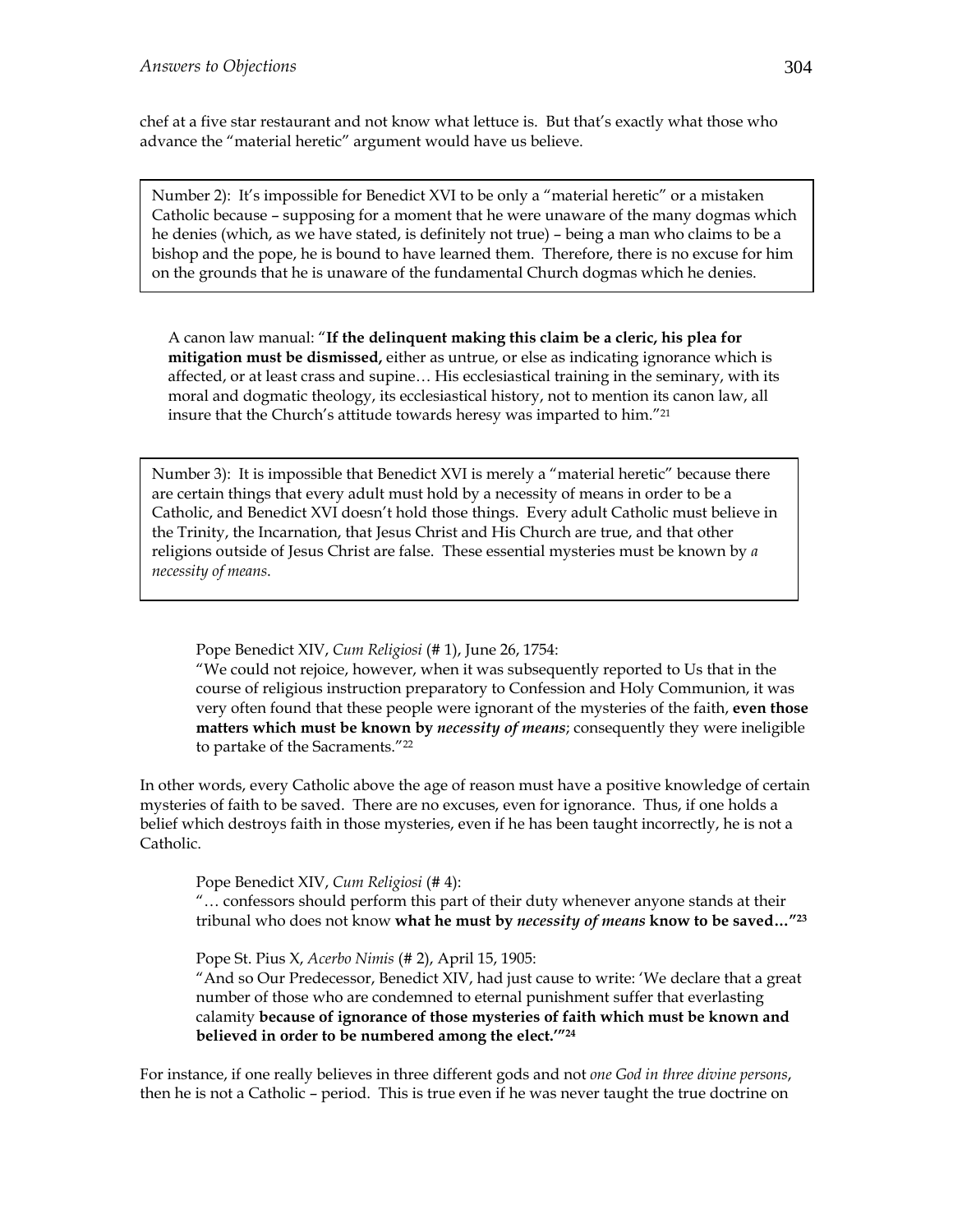chef at a five star restaurant and not know what lettuce is. But that's exactly what those who advance the "material heretic" argument would have us believe.

> Number 2): It's impossible for Benedict XVI to be only a "material heretic" or a mistaken Catholic because – supposing for a moment that he were unaware of the many dogmas which he denies (which, as we have stated, is definitely not true) – being a man who claims to be a bishop and the pope, he is bound to have learned them. Therefore, there is no excuse for him on the grounds that he is unaware of the fundamental Church dogmas which he denies.

A canon law manual: "**If the delinquent making this claim be a cleric, his plea for mitigation must be dismissed,** either as untrue, or else as indicating ignorance which is affected, or at least crass and supine… His ecclesiastical training in the seminary, with its moral and dogmatic theology, its ecclesiastical history, not to mention its canon law, all insure that the Church's attitude towards heresy was imparted to him."[21]

> Number 3): It is impossible that Benedict XVI is merely a "material heretic" because there are certain things that every adult must hold by a necessity of means in order to be a Catholic, and Benedict XVI doesn't hold those things. Every adult Catholic must believe in the Trinity, the Incarnation, that Jesus Christ and His Church are true, and that other religions outside of Jesus Christ are false. These essential mysteries must be known by *a necessity of means*.

Pope Benedict XIV, *Cum Religiosi* (# 1), June 26, 1754:
"We could not rejoice, however, when it was subsequently reported to Us that in the course of religious instruction preparatory to Confession and Holy Communion, it was very often found that these people were ignorant of the mysteries of the faith, **even those matters which must be known by *necessity of means***; consequently they were ineligible to partake of the Sacraments."[22]

In other words, every Catholic above the age of reason must have a positive knowledge of certain mysteries of faith to be saved. There are no excuses, even for ignorance. Thus, if one holds a belief which destroys faith in those mysteries, even if he has been taught incorrectly, he is not a Catholic.

Pope Benedict XIV, *Cum Religiosi* (# 4):
"… confessors should perform this part of their duty whenever anyone stands at their tribunal who does not know **what he must by *necessity of means* know to be saved…"**[23]

Pope St. Pius X, *Acerbo Nimis* (# 2), April 15, 1905:
"And so Our Predecessor, Benedict XIV, had just cause to write: 'We declare that a great number of those who are condemned to eternal punishment suffer that everlasting calamity **because of ignorance of those mysteries of faith which must be known and believed in order to be numbered among the elect.'"**[24]

For instance, if one really believes in three different gods and not *one God in three divine persons*, then he is not a Catholic – period. This is true even if he was never taught the true doctrine on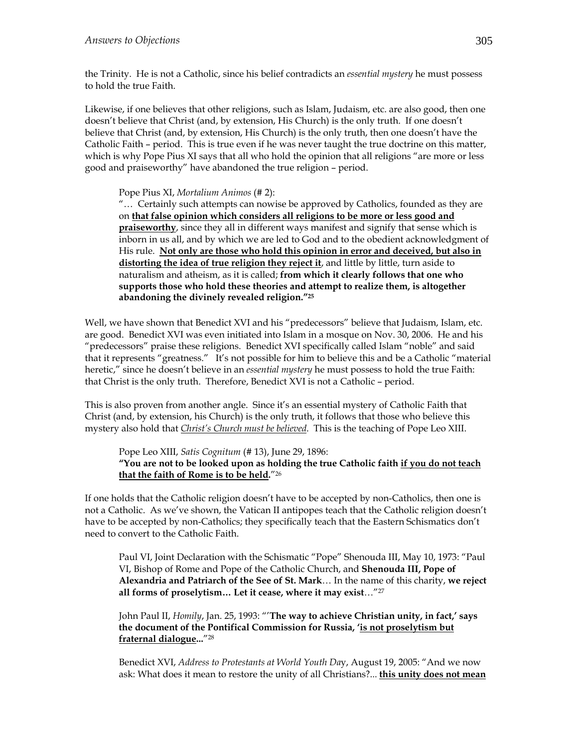the Trinity. He is not a Catholic, since his belief contradicts an *essential mystery* he must possess to hold the true Faith.

Likewise, if one believes that other religions, such as Islam, Judaism, etc. are also good, then one doesn't believe that Christ (and, by extension, His Church) is the only truth. If one doesn't believe that Christ (and, by extension, His Church) is the only truth, then one doesn't have the Catholic Faith – period. This is true even if he was never taught the true doctrine on this matter, which is why Pope Pius XI says that all who hold the opinion that all religions "are more or less good and praiseworthy" have abandoned the true religion – period.

> Pope Pius XI, *Mortalium Animos* (# 2):
> "… Certainly such attempts can nowise be approved by Catholics, founded as they are on **<u>that false opinion which considers all religions to be more or less good and praiseworthy</u>**, since they all in different ways manifest and signify that sense which is inborn in us all, and by which we are led to God and to the obedient acknowledgment of His rule. **<u>Not only are those who hold this opinion in error and deceived, but also in distorting the idea of true religion they reject it</u>**, and little by little, turn aside to naturalism and atheism, as it is called; **from which it clearly follows that one who supports those who hold these theories and attempt to realize them, is altogether abandoning the divinely revealed religion."**[25]

Well, we have shown that Benedict XVI and his "predecessors" believe that Judaism, Islam, etc. are good. Benedict XVI was even initiated into Islam in a mosque on Nov. 30, 2006. He and his "predecessors" praise these religions. Benedict XVI specifically called Islam "noble" and said that it represents "greatness." It's not possible for him to believe this and be a Catholic "material heretic," since he doesn't believe in an *essential mystery* he must possess to hold the true Faith: that Christ is the only truth. Therefore, Benedict XVI is not a Catholic – period.

This is also proven from another angle. Since it's an essential mystery of Catholic Faith that Christ (and, by extension, his Church) is the only truth, it follows that those who believe this mystery also hold that *<u>Christ's Church must be believed</u>*. This is the teaching of Pope Leo XIII.

> Pope Leo XIII, *Satis Cognitum* (# 13), June 29, 1896:
> **"You are not to be looked upon as holding the true Catholic faith <u>if you do not teach that the faith of Rome is to be held</u>."**[26]

If one holds that the Catholic religion doesn't have to be accepted by non-Catholics, then one is not a Catholic. As we've shown, the Vatican II antipopes teach that the Catholic religion doesn't have to be accepted by non-Catholics; they specifically teach that the Eastern Schismatics don't need to convert to the Catholic Faith.

> Paul VI, Joint Declaration with the Schismatic "Pope" Shenouda III, May 10, 1973: "Paul VI, Bishop of Rome and Pope of the Catholic Church, and **Shenouda III, Pope of Alexandria and Patriarch of the See of St. Mark**… In the name of this charity, **we reject all forms of proselytism… Let it cease, where it may exist**…"[27]

> John Paul II, *Homily*, Jan. 25, 1993: "'**The way to achieve Christian unity, in fact,' says the document of the Pontifical Commission for Russia, '<u>is not proselytism but fraternal dialogue</u>...**"[28]

> Benedict XVI, *Address to Protestants at World Youth Day*, August 19, 2005: "And we now ask: What does it mean to restore the unity of all Christians?... **<u>this unity does not mean</u>**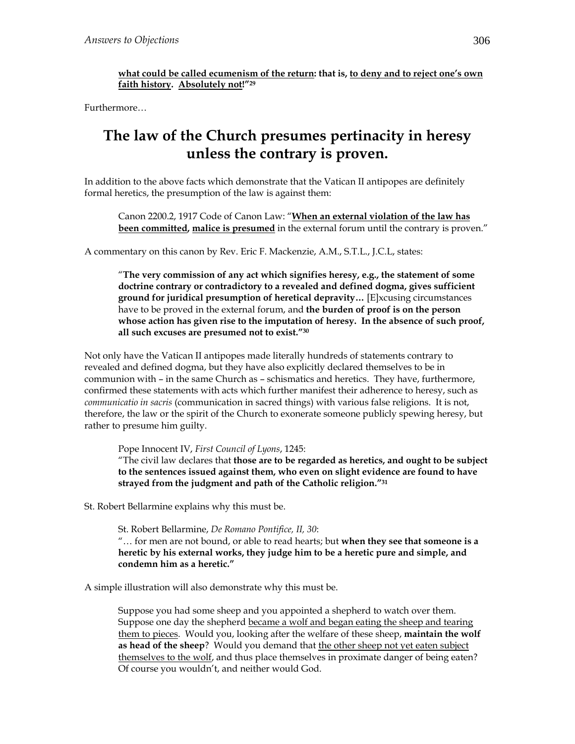**<u>what could be called ecumenism of the return</u>: that is, <u>to deny and to reject one's own faith history</u>. <u>Absolutely not</u>!"[29]**

Furthermore…

# The law of the Church presumes pertinacity in heresy unless the contrary is proven.

In addition to the above facts which demonstrate that the Vatican II antipopes are definitely formal heretics, the presumption of the law is against them:

> Canon 2200.2, 1917 Code of Canon Law: "**<u>When an external violation of the law has been committed</u>, <u>malice is presumed</u>** in the external forum until the contrary is proven."

A commentary on this canon by Rev. Eric F. Mackenzie, A.M., S.T.L., J.C.L, states:

> "**The very commission of any act which signifies heresy, e.g., the statement of some doctrine contrary or contradictory to a revealed and defined dogma, gives sufficient ground for juridical presumption of heretical depravity…** [E]xcusing circumstances have to be proved in the external forum, and **the burden of proof is on the person whose action has given rise to the imputation of heresy. In the absence of such proof, all such excuses are presumed not to exist."[30]**

Not only have the Vatican II antipopes made literally hundreds of statements contrary to revealed and defined dogma, but they have also explicitly declared themselves to be in communion with – in the same Church as – schismatics and heretics. They have, furthermore, confirmed these statements with acts which further manifest their adherence to heresy, such as *communicatio in sacris* (communication in sacred things) with various false religions. It is not, therefore, the law or the spirit of the Church to exonerate someone publicly spewing heresy, but rather to presume him guilty.

> Pope Innocent IV, *First Council of Lyons*, 1245:
> "The civil law declares that **those are to be regarded as heretics, and ought to be subject to the sentences issued against them, who even on slight evidence are found to have strayed from the judgment and path of the Catholic religion."[31]**

St. Robert Bellarmine explains why this must be.

> St. Robert Bellarmine, *De Romano Pontifice, II, 30*:
> "… for men are not bound, or able to read hearts; but **when they see that someone is a heretic by his external works, they judge him to be a heretic pure and simple, and condemn him as a heretic."**

A simple illustration will also demonstrate why this must be.

> Suppose you had some sheep and you appointed a shepherd to watch over them. Suppose one day the shepherd <u>became a wolf and began eating the sheep and tearing them to pieces</u>. Would you, looking after the welfare of these sheep, **maintain the wolf as head of the sheep**? Would you demand that <u>the other sheep not yet eaten subject themselves to the wolf</u>, and thus place themselves in proximate danger of being eaten? Of course you wouldn't, and neither would God.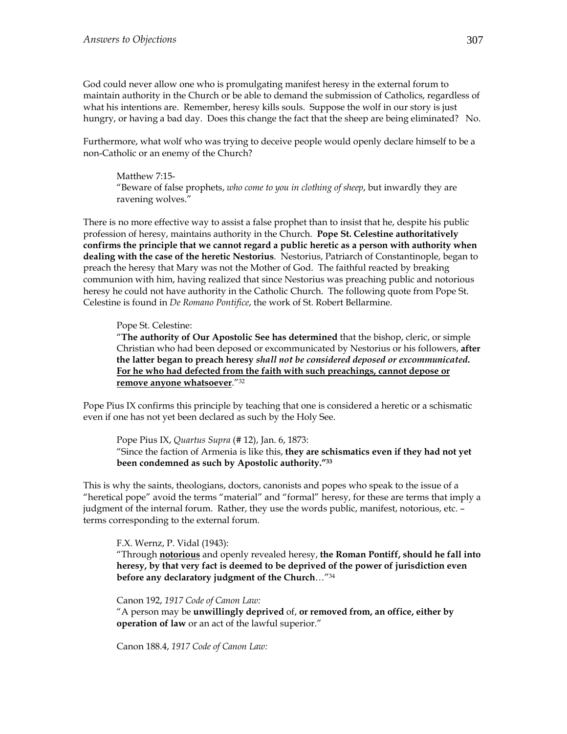God could never allow one who is promulgating manifest heresy in the external forum to maintain authority in the Church or be able to demand the submission of Catholics, regardless of what his intentions are. Remember, heresy kills souls. Suppose the wolf in our story is just hungry, or having a bad day. Does this change the fact that the sheep are being eliminated? No.

Furthermore, what wolf who was trying to deceive people would openly declare himself to be a non-Catholic or an enemy of the Church?

> Matthew 7:15-
> "Beware of false prophets, *who come to you in clothing of sheep*, but inwardly they are ravening wolves."

There is no more effective way to assist a false prophet than to insist that he, despite his public profession of heresy, maintains authority in the Church. **Pope St. Celestine authoritatively confirms the principle that we cannot regard a public heretic as a person with authority when dealing with the case of the heretic Nestorius**. Nestorius, Patriarch of Constantinople, began to preach the heresy that Mary was not the Mother of God. The faithful reacted by breaking communion with him, having realized that since Nestorius was preaching public and notorious heresy he could not have authority in the Catholic Church. The following quote from Pope St. Celestine is found in *De Romano Pontifice*, the work of St. Robert Bellarmine.

> Pope St. Celestine:
> "**The authority of Our Apostolic See has determined** that the bishop, cleric, or simple Christian who had been deposed or excommunicated by Nestorius or his followers, **after the latter began to preach heresy *shall not be considered deposed or excommunicated.* <u>For he who had defected from the faith with such preachings, cannot depose or remove anyone whatsoever</u>**."[32]

Pope Pius IX confirms this principle by teaching that one is considered a heretic or a schismatic even if one has not yet been declared as such by the Holy See.

> Pope Pius IX, *Quartus Supra* (# 12), Jan. 6, 1873:
> "Since the faction of Armenia is like this, **they are schismatics even if they had not yet been condemned as such by Apostolic authority."[33]**

This is why the saints, theologians, doctors, canonists and popes who speak to the issue of a "heretical pope" avoid the terms "material" and "formal" heresy, for these are terms that imply a judgment of the internal forum. Rather, they use the words public, manifest, notorious, etc. – terms corresponding to the external forum.

> F.X. Wernz, P. Vidal (1943):
> "Through **<u>notorious</u>** and openly revealed heresy, **the Roman Pontiff, should he fall into heresy, by that very fact is deemed to be deprived of the power of jurisdiction even before any declaratory judgment of the Church**…"[34]

> Canon 192, *1917 Code of Canon Law:*
> "A person may be **unwillingly deprived** of, **or removed from, an office, either by operation of law** or an act of the lawful superior."

Canon 188.4, *1917 Code of Canon Law:*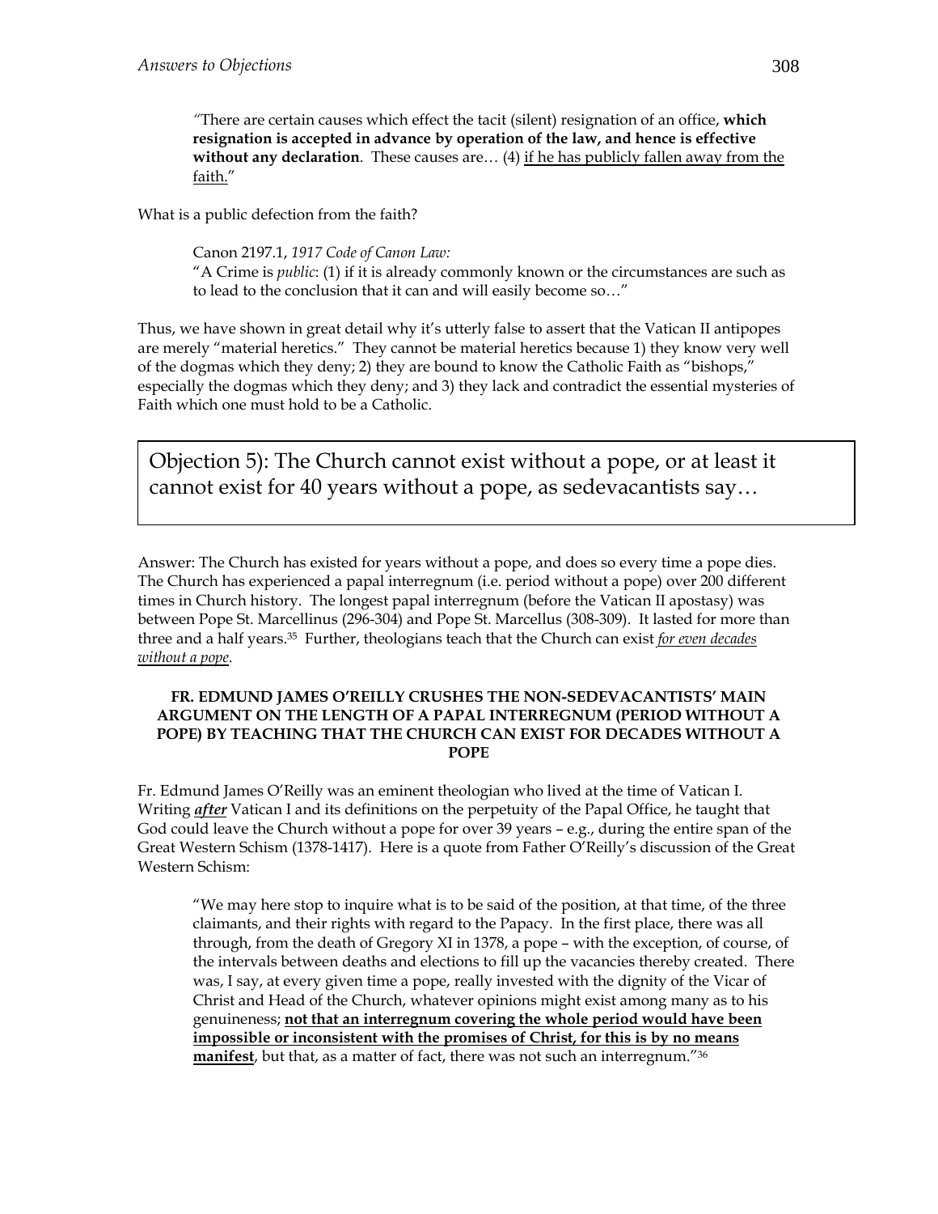"There are certain causes which effect the tacit (silent) resignation of an office, **which resignation is accepted in advance by operation of the law, and hence is effective without any declaration**. These causes are… (4) <u>if he has publicly fallen away from the faith.</u>"

What is a public defection from the faith?

> Canon 2197.1, *1917 Code of Canon Law:*
> "A Crime is *public*: (1) if it is already commonly known or the circumstances are such as to lead to the conclusion that it can and will easily become so…"

Thus, we have shown in great detail why it's utterly false to assert that the Vatican II antipopes are merely "material heretics." They cannot be material heretics because 1) they know very well of the dogmas which they deny; 2) they are bound to know the Catholic Faith as "bishops," especially the dogmas which they deny; and 3) they lack and contradict the essential mysteries of Faith which one must hold to be a Catholic.

## Objection 5): The Church cannot exist without a pope, or at least it cannot exist for 40 years without a pope, as sedevacantists say…

Answer: The Church has existed for years without a pope, and does so every time a pope dies. The Church has experienced a papal interregnum (i.e. period without a pope) over 200 different times in Church history. The longest papal interregnum (before the Vatican II apostasy) was between Pope St. Marcellinus (296-304) and Pope St. Marcellus (308-309). It lasted for more than three and a half years.[35] Further, theologians teach that the Church can exist <u>*for even decades without a pope*</u>.

### FR. EDMUND JAMES O'REILLY CRUSHES THE NON-SEDEVACANTISTS' MAIN ARGUMENT ON THE LENGTH OF A PAPAL INTERREGNUM (PERIOD WITHOUT A POPE) BY TEACHING THAT THE CHURCH CAN EXIST FOR DECADES WITHOUT A POPE

Fr. Edmund James O'Reilly was an eminent theologian who lived at the time of Vatican I. Writing <u>***after***</u> Vatican I and its definitions on the perpetuity of the Papal Office, he taught that God could leave the Church without a pope for over 39 years – e.g., during the entire span of the Great Western Schism (1378-1417). Here is a quote from Father O'Reilly's discussion of the Great Western Schism:

> "We may here stop to inquire what is to be said of the position, at that time, of the three claimants, and their rights with regard to the Papacy. In the first place, there was all through, from the death of Gregory XI in 1378, a pope – with the exception, of course, of the intervals between deaths and elections to fill up the vacancies thereby created. There was, I say, at every given time a pope, really invested with the dignity of the Vicar of Christ and Head of the Church, whatever opinions might exist among many as to his genuineness; <u>**not that an interregnum covering the whole period would have been impossible or inconsistent with the promises of Christ, for this is by no means manifest**</u>, but that, as a matter of fact, there was not such an interregnum."[36]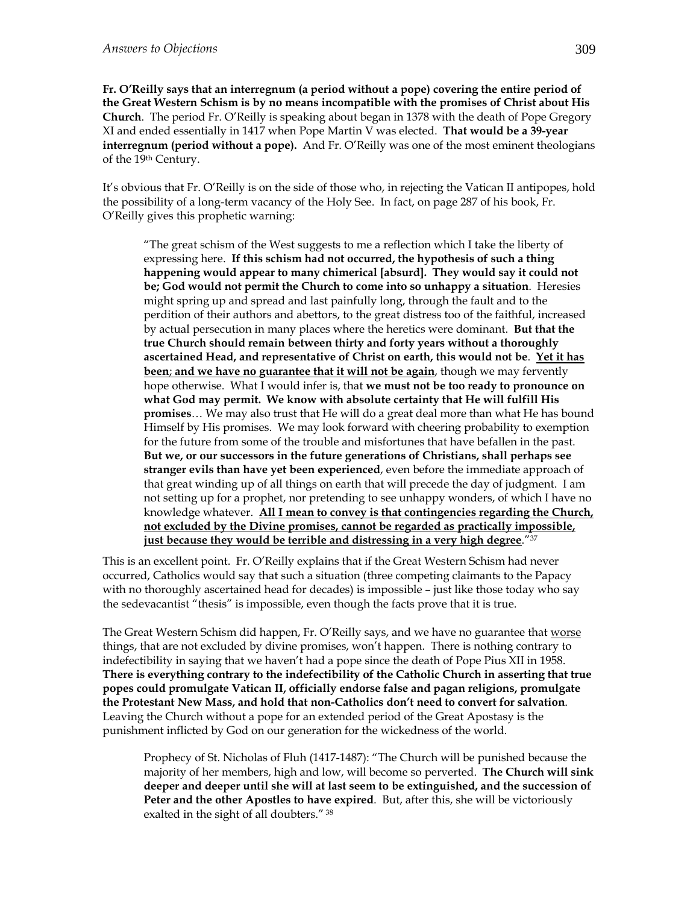**Fr. O'Reilly says that an interregnum (a period without a pope) covering the entire period of the Great Western Schism is by no means incompatible with the promises of Christ about His Church**. The period Fr. O'Reilly is speaking about began in 1378 with the death of Pope Gregory XI and ended essentially in 1417 when Pope Martin V was elected. **That would be a 39-year interregnum (period without a pope).** And Fr. O'Reilly was one of the most eminent theologians of the 19th Century.

It's obvious that Fr. O'Reilly is on the side of those who, in rejecting the Vatican II antipopes, hold the possibility of a long-term vacancy of the Holy See. In fact, on page 287 of his book, Fr. O'Reilly gives this prophetic warning:

> "The great schism of the West suggests to me a reflection which I take the liberty of expressing here. **If this schism had not occurred, the hypothesis of such a thing happening would appear to many chimerical [absurd]. They would say it could not be; God would not permit the Church to come into so unhappy a situation**. Heresies might spring up and spread and last painfully long, through the fault and to the perdition of their authors and abettors, to the great distress too of the faithful, increased by actual persecution in many places where the heretics were dominant. **But that the true Church should remain between thirty and forty years without a thoroughly ascertained Head, and representative of Christ on earth, this would not be**. **<u>Yet it has been</u>; <u>and we have no guarantee that it will not be again</u>**, though we may fervently hope otherwise. What I would infer is, that **we must not be too ready to pronounce on what God may permit. We know with absolute certainty that He will fulfill His promises**… We may also trust that He will do a great deal more than what He has bound Himself by His promises. We may look forward with cheering probability to exemption for the future from some of the trouble and misfortunes that have befallen in the past. **But we, or our successors in the future generations of Christians, shall perhaps see stranger evils than have yet been experienced**, even before the immediate approach of that great winding up of all things on earth that will precede the day of judgment. I am not setting up for a prophet, nor pretending to see unhappy wonders, of which I have no knowledge whatever. **<u>All I mean to convey is that contingencies regarding the Church, not excluded by the Divine promises, cannot be regarded as practically impossible, just because they would be terrible and distressing in a very high degree</u>**."[37]

This is an excellent point. Fr. O'Reilly explains that if the Great Western Schism had never occurred, Catholics would say that such a situation (three competing claimants to the Papacy with no thoroughly ascertained head for decades) is impossible – just like those today who say the sedevacantist "thesis" is impossible, even though the facts prove that it is true.

The Great Western Schism did happen, Fr. O'Reilly says, and we have no guarantee that <u>worse</u> things, that are not excluded by divine promises, won't happen. There is nothing contrary to indefectibility in saying that we haven't had a pope since the death of Pope Pius XII in 1958. **There is everything contrary to the indefectibility of the Catholic Church in asserting that true popes could promulgate Vatican II, officially endorse false and pagan religions, promulgate the Protestant New Mass, and hold that non-Catholics don't need to convert for salvation**. Leaving the Church without a pope for an extended period of the Great Apostasy is the punishment inflicted by God on our generation for the wickedness of the world.

> Prophecy of St. Nicholas of Fluh (1417-1487): "The Church will be punished because the majority of her members, high and low, will become so perverted. **The Church will sink deeper and deeper until she will at last seem to be extinguished, and the succession of Peter and the other Apostles to have expired**. But, after this, she will be victoriously exalted in the sight of all doubters." [38]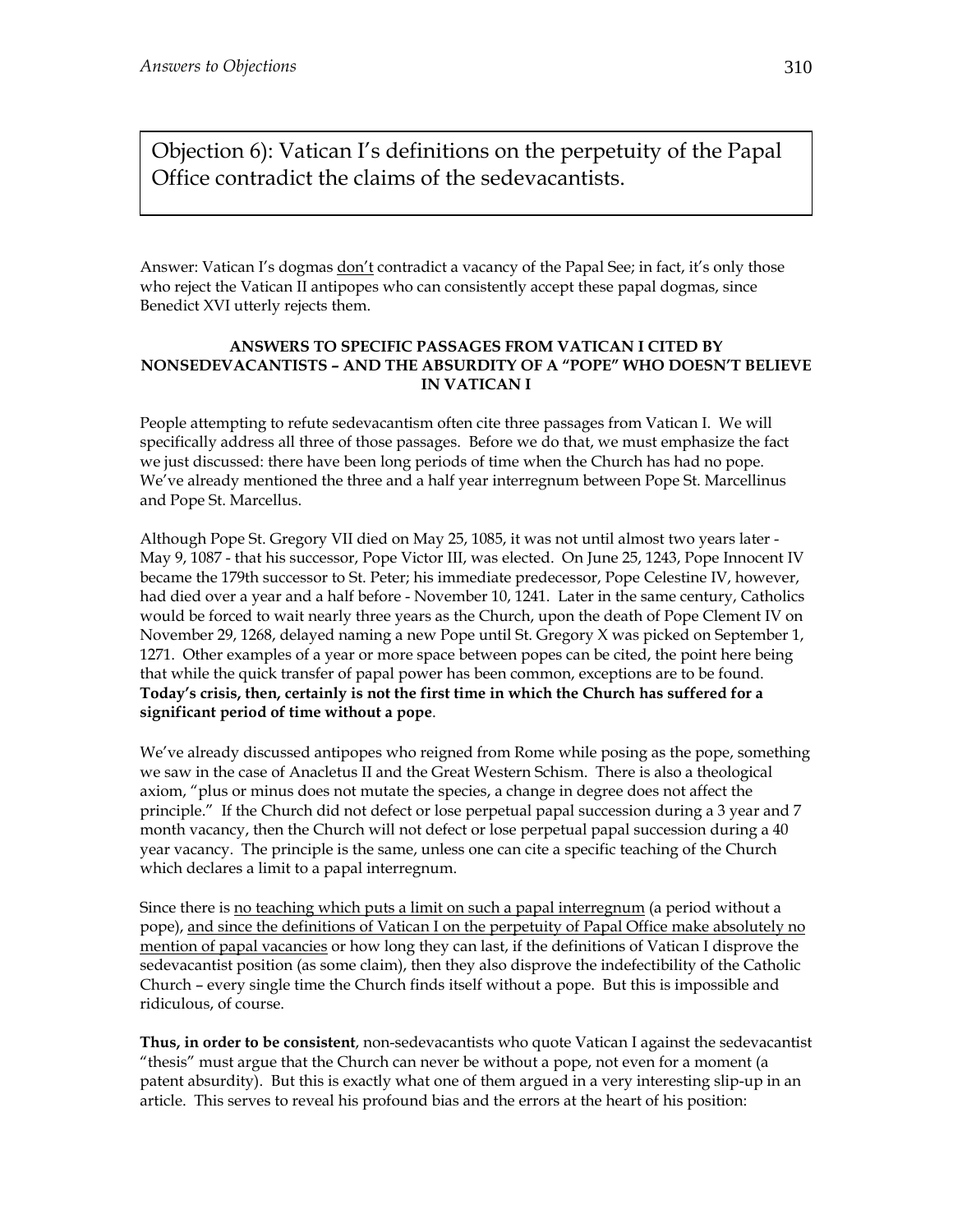## Objection 6): Vatican I's definitions on the perpetuity of the Papal Office contradict the claims of the sedevacantists.

Answer: Vatican I's dogmas <u>don't</u> contradict a vacancy of the Papal See; in fact, it's only those who reject the Vatican II antipopes who can consistently accept these papal dogmas, since Benedict XVI utterly rejects them.

### ANSWERS TO SPECIFIC PASSAGES FROM VATICAN I CITED BY NONSEDEVACANTISTS – AND THE ABSURDITY OF A "POPE" WHO DOESN'T BELIEVE IN VATICAN I

People attempting to refute sedevacantism often cite three passages from Vatican I. We will specifically address all three of those passages. Before we do that, we must emphasize the fact we just discussed: there have been long periods of time when the Church has had no pope. We've already mentioned the three and a half year interregnum between Pope St. Marcellinus and Pope St. Marcellus.

Although Pope St. Gregory VII died on May 25, 1085, it was not until almost two years later - May 9, 1087 - that his successor, Pope Victor III, was elected. On June 25, 1243, Pope Innocent IV became the 179th successor to St. Peter; his immediate predecessor, Pope Celestine IV, however, had died over a year and a half before - November 10, 1241. Later in the same century, Catholics would be forced to wait nearly three years as the Church, upon the death of Pope Clement IV on November 29, 1268, delayed naming a new Pope until St. Gregory X was picked on September 1, 1271. Other examples of a year or more space between popes can be cited, the point here being that while the quick transfer of papal power has been common, exceptions are to be found. **Today's crisis, then, certainly is not the first time in which the Church has suffered for a significant period of time without a pope**.

We've already discussed antipopes who reigned from Rome while posing as the pope, something we saw in the case of Anacletus II and the Great Western Schism. There is also a theological axiom, "plus or minus does not mutate the species, a change in degree does not affect the principle." If the Church did not defect or lose perpetual papal succession during a 3 year and 7 month vacancy, then the Church will not defect or lose perpetual papal succession during a 40 year vacancy. The principle is the same, unless one can cite a specific teaching of the Church which declares a limit to a papal interregnum.

Since there is <u>no teaching which puts a limit on such a papal interregnum</u> (a period without a pope), <u>and since the definitions of Vatican I on the perpetuity of Papal Office make absolutely no mention of papal vacancies</u> or how long they can last, if the definitions of Vatican I disprove the sedevacantist position (as some claim), then they also disprove the indefectibility of the Catholic Church – every single time the Church finds itself without a pope. But this is impossible and ridiculous, of course.

**Thus, in order to be consistent**, non-sedevacantists who quote Vatican I against the sedevacantist "thesis" must argue that the Church can never be without a pope, not even for a moment (a patent absurdity). But this is exactly what one of them argued in a very interesting slip-up in an article. This serves to reveal his profound bias and the errors at the heart of his position: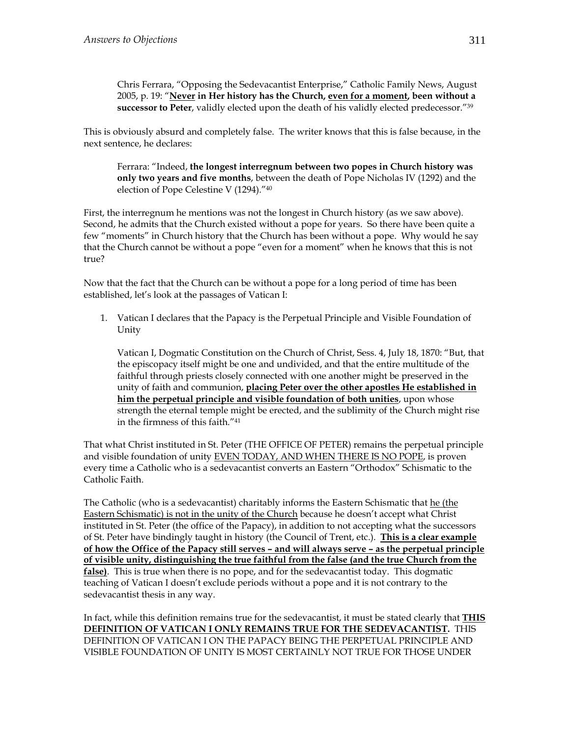> Chris Ferrara, "Opposing the Sedevacantist Enterprise," Catholic Family News, August 2005, p. 19: "**<u>Never</u> in Her history has the Church, <u>even for a moment</u>, been without a successor to Peter**, validly elected upon the death of his validly elected predecessor."[39]

This is obviously absurd and completely false. The writer knows that this is false because, in the next sentence, he declares:

> Ferrara: "Indeed, **the longest interregnum between two popes in Church history was only two years and five months**, between the death of Pope Nicholas IV (1292) and the election of Pope Celestine V (1294)."[40]

First, the interregnum he mentions was not the longest in Church history (as we saw above). Second, he admits that the Church existed without a pope for years. So there have been quite a few "moments" in Church history that the Church has been without a pope. Why would he say that the Church cannot be without a pope "even for a moment" when he knows that this is not true?

Now that the fact that the Church can be without a pope for a long period of time has been established, let's look at the passages of Vatican I:

1. Vatican I declares that the Papacy is the Perpetual Principle and Visible Foundation of Unity

   Vatican I, Dogmatic Constitution on the Church of Christ, Sess. 4, July 18, 1870: "But, that the episcopacy itself might be one and undivided, and that the entire multitude of the faithful through priests closely connected with one another might be preserved in the unity of faith and communion, **<u>placing Peter over the other apostles He established in him the perpetual principle and visible foundation of both unities</u>**, upon whose strength the eternal temple might be erected, and the sublimity of the Church might rise in the firmness of this faith."[41]

That what Christ instituted in St. Peter (THE OFFICE OF PETER) remains the perpetual principle and visible foundation of unity <u>EVEN TODAY, AND WHEN THERE IS NO POPE</u>, is proven every time a Catholic who is a sedevacantist converts an Eastern "Orthodox" Schismatic to the Catholic Faith.

The Catholic (who is a sedevacantist) charitably informs the Eastern Schismatic that <u>he (the Eastern Schismatic) is not in the unity of the Church</u> because he doesn't accept what Christ instituted in St. Peter (the office of the Papacy), in addition to not accepting what the successors of St. Peter have bindingly taught in history (the Council of Trent, etc.). **<u>This is a clear example of how the Office of the Papacy still serves – and will always serve – as the perpetual principle of visible unity, distinguishing the true faithful from the false (and the true Church from the false)</u>**. This is true when there is no pope, and for the sedevacantist today. This dogmatic teaching of Vatican I doesn't exclude periods without a pope and it is not contrary to the sedevacantist thesis in any way.

In fact, while this definition remains true for the sedevacantist, it must be stated clearly that **<u>THIS DEFINITION OF VATICAN I ONLY REMAINS TRUE FOR THE SEDEVACANTIST.</u>** THIS DEFINITION OF VATICAN I ON THE PAPACY BEING THE PERPETUAL PRINCIPLE AND VISIBLE FOUNDATION OF UNITY IS MOST CERTAINLY NOT TRUE FOR THOSE UNDER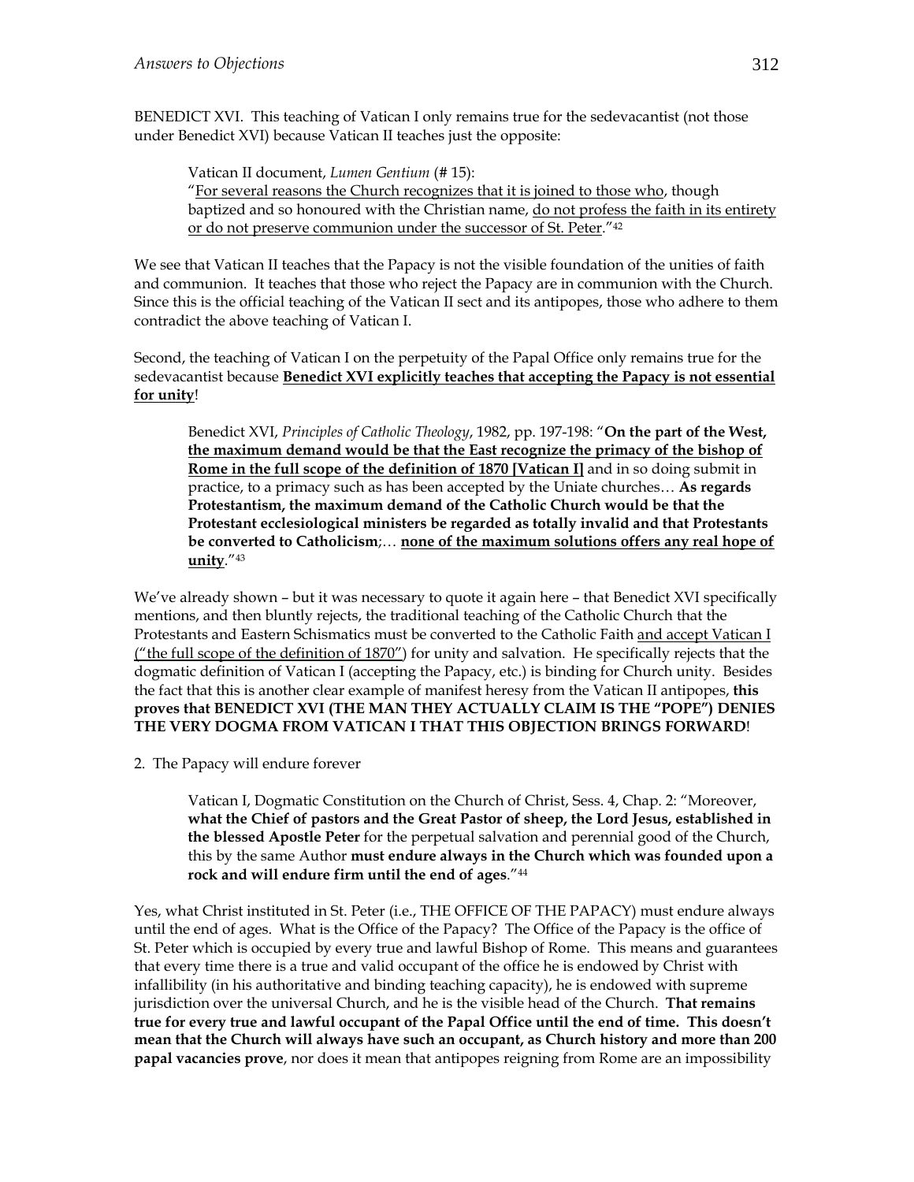BENEDICT XVI. This teaching of Vatican I only remains true for the sedevacantist (not those under Benedict XVI) because Vatican II teaches just the opposite:

> Vatican II document, *Lumen Gentium* (# 15):
> "For several reasons the Church recognizes that it is joined to those who, though baptized and so honoured with the Christian name, do not profess the faith in its entirety or do not preserve communion under the successor of St. Peter."[42]

We see that Vatican II teaches that the Papacy is not the visible foundation of the unities of faith and communion. It teaches that those who reject the Papacy are in communion with the Church. Since this is the official teaching of the Vatican II sect and its antipopes, those who adhere to them contradict the above teaching of Vatican I.

Second, the teaching of Vatican I on the perpetuity of the Papal Office only remains true for the sedevacantist because **Benedict XVI explicitly teaches that accepting the Papacy is not essential for unity**!

> Benedict XVI, *Principles of Catholic Theology*, 1982, pp. 197-198: "**On the part of the West, the maximum demand would be that the East recognize the primacy of the bishop of Rome in the full scope of the definition of 1870 [Vatican I]** and in so doing submit in practice, to a primacy such as has been accepted by the Uniate churches… **As regards Protestantism, the maximum demand of the Catholic Church would be that the Protestant ecclesiological ministers be regarded as totally invalid and that Protestants be converted to Catholicism**;… **none of the maximum solutions offers any real hope of unity**."[43]

We've already shown – but it was necessary to quote it again here – that Benedict XVI specifically mentions, and then bluntly rejects, the traditional teaching of the Catholic Church that the Protestants and Eastern Schismatics must be converted to the Catholic Faith and accept Vatican I ("the full scope of the definition of 1870") for unity and salvation. He specifically rejects that the dogmatic definition of Vatican I (accepting the Papacy, etc.) is binding for Church unity. Besides the fact that this is another clear example of manifest heresy from the Vatican II antipopes, **this proves that BENEDICT XVI (THE MAN THEY ACTUALLY CLAIM IS THE "POPE") DENIES THE VERY DOGMA FROM VATICAN I THAT THIS OBJECTION BRINGS FORWARD**!

2. The Papacy will endure forever

> Vatican I, Dogmatic Constitution on the Church of Christ, Sess. 4, Chap. 2: "Moreover, **what the Chief of pastors and the Great Pastor of sheep, the Lord Jesus, established in the blessed Apostle Peter** for the perpetual salvation and perennial good of the Church, this by the same Author **must endure always in the Church which was founded upon a rock and will endure firm until the end of ages**."[44]

Yes, what Christ instituted in St. Peter (i.e., THE OFFICE OF THE PAPACY) must endure always until the end of ages. What is the Office of the Papacy? The Office of the Papacy is the office of St. Peter which is occupied by every true and lawful Bishop of Rome. This means and guarantees that every time there is a true and valid occupant of the office he is endowed by Christ with infallibility (in his authoritative and binding teaching capacity), he is endowed with supreme jurisdiction over the universal Church, and he is the visible head of the Church. **That remains true for every true and lawful occupant of the Papal Office until the end of time. This doesn't mean that the Church will always have such an occupant, as Church history and more than 200 papal vacancies prove**, nor does it mean that antipopes reigning from Rome are an impossibility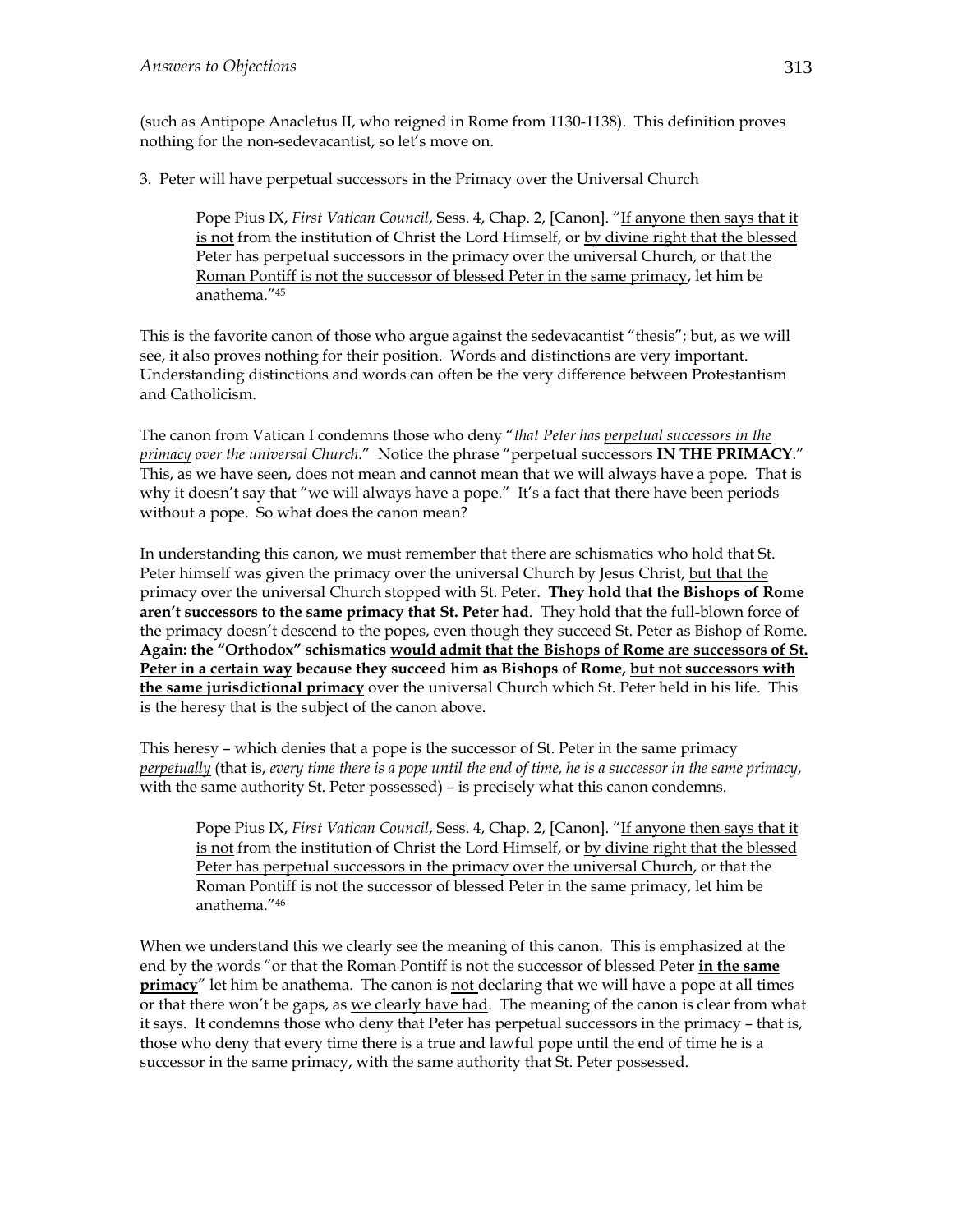(such as Antipope Anacletus II, who reigned in Rome from 1130-1138). This definition proves nothing for the non-sedevacantist, so let's move on.

3. Peter will have perpetual successors in the Primacy over the Universal Church

> Pope Pius IX, *First Vatican Council*, Sess. 4, Chap. 2, [Canon]. "If anyone then says that it is not from the institution of Christ the Lord Himself, or by divine right that the blessed Peter has perpetual successors in the primacy over the universal Church, or that the Roman Pontiff is not the successor of blessed Peter in the same primacy, let him be anathema."[45]

This is the favorite canon of those who argue against the sedevacantist "thesis"; but, as we will see, it also proves nothing for their position. Words and distinctions are very important. Understanding distinctions and words can often be the very difference between Protestantism and Catholicism.

The canon from Vatican I condemns those who deny "*that Peter has perpetual successors in the primacy over the universal Church*." Notice the phrase "perpetual successors **IN THE PRIMACY**." This, as we have seen, does not mean and cannot mean that we will always have a pope. That is why it doesn't say that "we will always have a pope." It's a fact that there have been periods without a pope. So what does the canon mean?

In understanding this canon, we must remember that there are schismatics who hold that St. Peter himself was given the primacy over the universal Church by Jesus Christ, but that the primacy over the universal Church stopped with St. Peter. **They hold that the Bishops of Rome aren't successors to the same primacy that St. Peter had**. They hold that the full-blown force of the primacy doesn't descend to the popes, even though they succeed St. Peter as Bishop of Rome. **Again: the "Orthodox" schismatics would admit that the Bishops of Rome are successors of St. Peter in a certain way because they succeed him as Bishops of Rome, but not successors with the same jurisdictional primacy** over the universal Church which St. Peter held in his life. This is the heresy that is the subject of the canon above.

This heresy – which denies that a pope is the successor of St. Peter in the same primacy *perpetually* (that is, *every time there is a pope until the end of time, he is a successor in the same primacy*, with the same authority St. Peter possessed) – is precisely what this canon condemns.

> Pope Pius IX, *First Vatican Council*, Sess. 4, Chap. 2, [Canon]. "If anyone then says that it is not from the institution of Christ the Lord Himself, or by divine right that the blessed Peter has perpetual successors in the primacy over the universal Church, or that the Roman Pontiff is not the successor of blessed Peter in the same primacy, let him be anathema."[46]

When we understand this we clearly see the meaning of this canon. This is emphasized at the end by the words "or that the Roman Pontiff is not the successor of blessed Peter **in the same primacy**" let him be anathema. The canon is not declaring that we will have a pope at all times or that there won't be gaps, as we clearly have had. The meaning of the canon is clear from what it says. It condemns those who deny that Peter has perpetual successors in the primacy – that is, those who deny that every time there is a true and lawful pope until the end of time he is a successor in the same primacy, with the same authority that St. Peter possessed.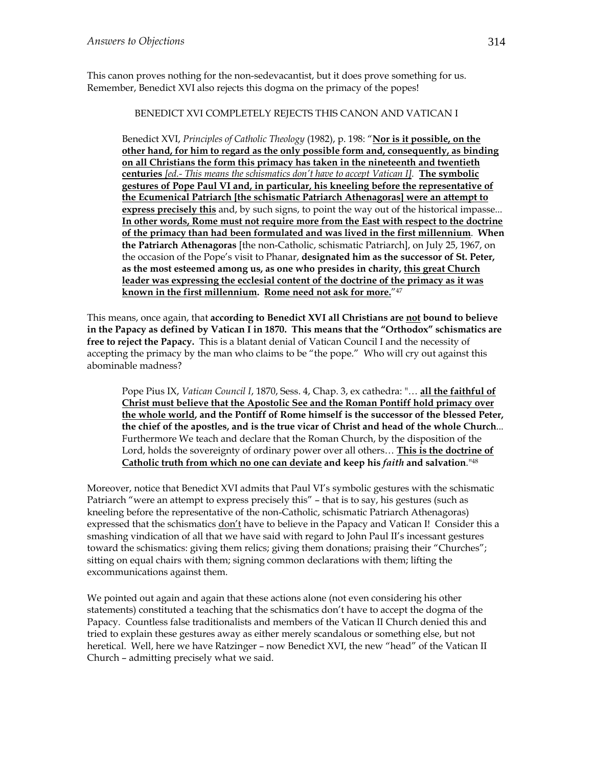This canon proves nothing for the non-sedevacantist, but it does prove something for us. Remember, Benedict XVI also rejects this dogma on the primacy of the popes!

BENEDICT XVI COMPLETELY REJECTS THIS CANON AND VATICAN I

> Benedict XVI, *Principles of Catholic Theology* (1982), p. 198: "**Nor is it possible, on the other hand, for him to regard as the only possible form and, consequently, as binding on all Christians the form this primacy has taken in the nineteenth and twentieth centuries** *[ed.- This means the schismatics don't have to accept Vatican I].* **The symbolic gestures of Pope Paul VI and, in particular, his kneeling before the representative of the Ecumenical Patriarch [the schismatic Patriarch Athenagoras] were an attempt to express precisely this** and, by such signs, to point the way out of the historical impasse... **In other words, Rome must not require more from the East with respect to the doctrine of the primacy than had been formulated and was lived in the first millennium. When the Patriarch Athenagoras** [the non-Catholic, schismatic Patriarch], on July 25, 1967, on the occasion of the Pope's visit to Phanar, **designated him as the successor of St. Peter, as the most esteemed among us, as one who presides in charity, this great Church leader was expressing the ecclesial content of the doctrine of the primacy as it was known in the first millennium. Rome need not ask for more.**"[47]

This means, once again, that **according to Benedict XVI all Christians are not bound to believe in the Papacy as defined by Vatican I in 1870. This means that the "Orthodox" schismatics are free to reject the Papacy.** This is a blatant denial of Vatican Council I and the necessity of accepting the primacy by the man who claims to be "the pope." Who will cry out against this abominable madness?

> Pope Pius IX, *Vatican Council I*, 1870, Sess. 4, Chap. 3, ex cathedra: "… **all the faithful of Christ must believe that the Apostolic See and the Roman Pontiff hold primacy over the whole world, and the Pontiff of Rome himself is the successor of the blessed Peter, the chief of the apostles, and is the true vicar of Christ and head of the whole Church**... Furthermore We teach and declare that the Roman Church, by the disposition of the Lord, holds the sovereignty of ordinary power over all others… **This is the doctrine of Catholic truth from which no one can deviate and keep his *faith* and salvation**."[48]

Moreover, notice that Benedict XVI admits that Paul VI's symbolic gestures with the schismatic Patriarch "were an attempt to express precisely this" – that is to say, his gestures (such as kneeling before the representative of the non-Catholic, schismatic Patriarch Athenagoras) expressed that the schismatics don't have to believe in the Papacy and Vatican I! Consider this a smashing vindication of all that we have said with regard to John Paul II's incessant gestures toward the schismatics: giving them relics; giving them donations; praising their "Churches"; sitting on equal chairs with them; signing common declarations with them; lifting the excommunications against them.

We pointed out again and again that these actions alone (not even considering his other statements) constituted a teaching that the schismatics don't have to accept the dogma of the Papacy. Countless false traditionalists and members of the Vatican II Church denied this and tried to explain these gestures away as either merely scandalous or something else, but not heretical. Well, here we have Ratzinger – now Benedict XVI, the new "head" of the Vatican II Church – admitting precisely what we said.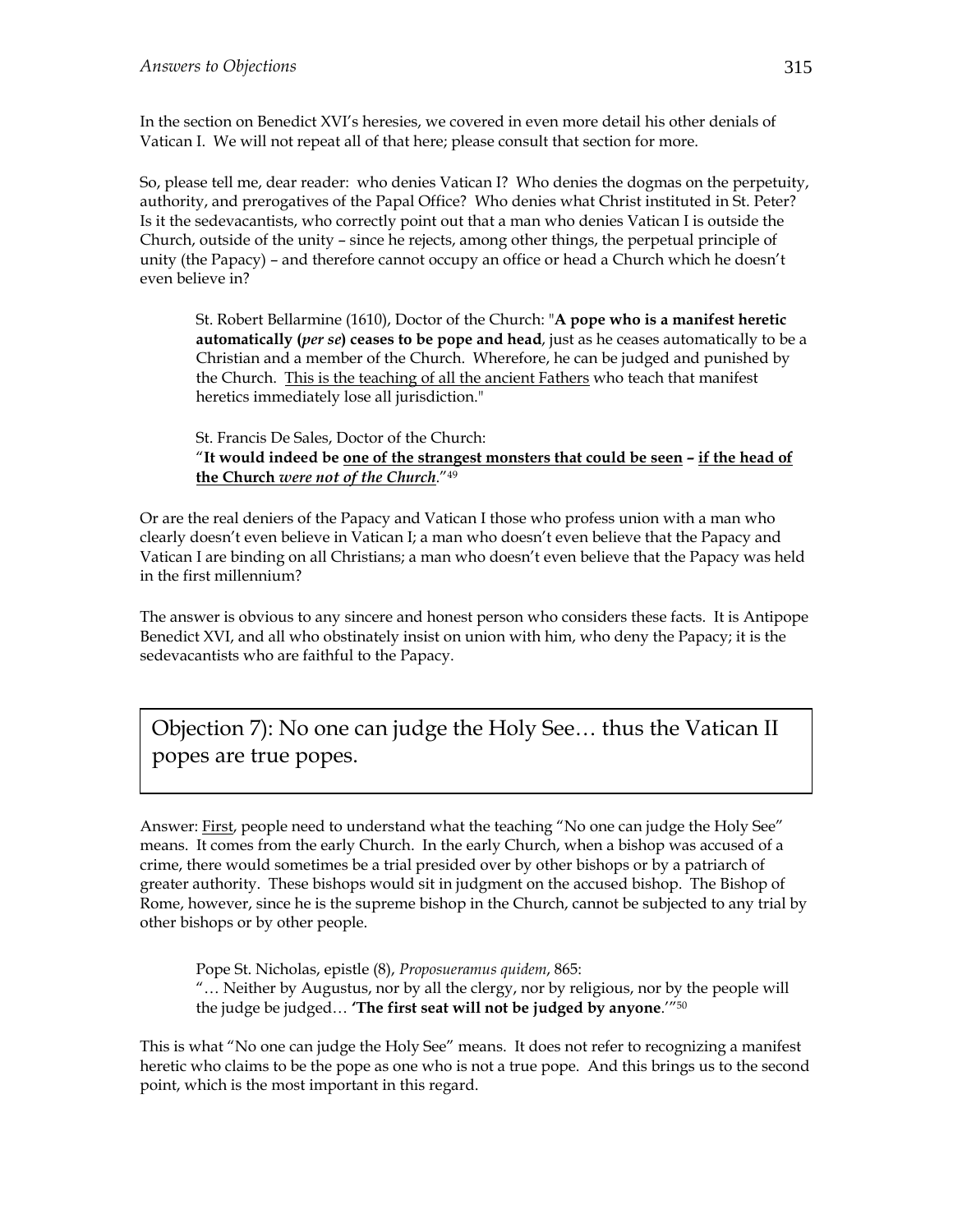In the section on Benedict XVI's heresies, we covered in even more detail his other denials of Vatican I. We will not repeat all of that here; please consult that section for more.

So, please tell me, dear reader: who denies Vatican I? Who denies the dogmas on the perpetuity, authority, and prerogatives of the Papal Office? Who denies what Christ instituted in St. Peter? Is it the sedevacantists, who correctly point out that a man who denies Vatican I is outside the Church, outside of the unity – since he rejects, among other things, the perpetual principle of unity (the Papacy) – and therefore cannot occupy an office or head a Church which he doesn't even believe in?

> St. Robert Bellarmine (1610), Doctor of the Church: "**A pope who is a manifest heretic automatically (*per se*) ceases to be pope and head**, just as he ceases automatically to be a Christian and a member of the Church. Wherefore, he can be judged and punished by the Church. <u>This is the teaching of all the ancient Fathers</u> who teach that manifest heretics immediately lose all jurisdiction."
>
> St. Francis De Sales, Doctor of the Church:
> "**It would indeed be <u>one of the strangest monsters that could be seen</u> – <u>if the head of the Church *were not of the Church*</u>**."[49]

Or are the real deniers of the Papacy and Vatican I those who profess union with a man who clearly doesn't even believe in Vatican I; a man who doesn't even believe that the Papacy and Vatican I are binding on all Christians; a man who doesn't even believe that the Papacy was held in the first millennium?

The answer is obvious to any sincere and honest person who considers these facts. It is Antipope Benedict XVI, and all who obstinately insist on union with him, who deny the Papacy; it is the sedevacantists who are faithful to the Papacy.

## Objection 7): No one can judge the Holy See… thus the Vatican II popes are true popes.

Answer: <u>First</u>, people need to understand what the teaching "No one can judge the Holy See" means. It comes from the early Church. In the early Church, when a bishop was accused of a crime, there would sometimes be a trial presided over by other bishops or by a patriarch of greater authority. These bishops would sit in judgment on the accused bishop. The Bishop of Rome, however, since he is the supreme bishop in the Church, cannot be subjected to any trial by other bishops or by other people.

> Pope St. Nicholas, epistle (8), *Proposueramus quidem*, 865:
> "… Neither by Augustus, nor by all the clergy, nor by religious, nor by the people will the judge be judged… **'The first seat will not be judged by anyone**.'"[50]

This is what "No one can judge the Holy See" means. It does not refer to recognizing a manifest heretic who claims to be the pope as one who is not a true pope. And this brings us to the second point, which is the most important in this regard.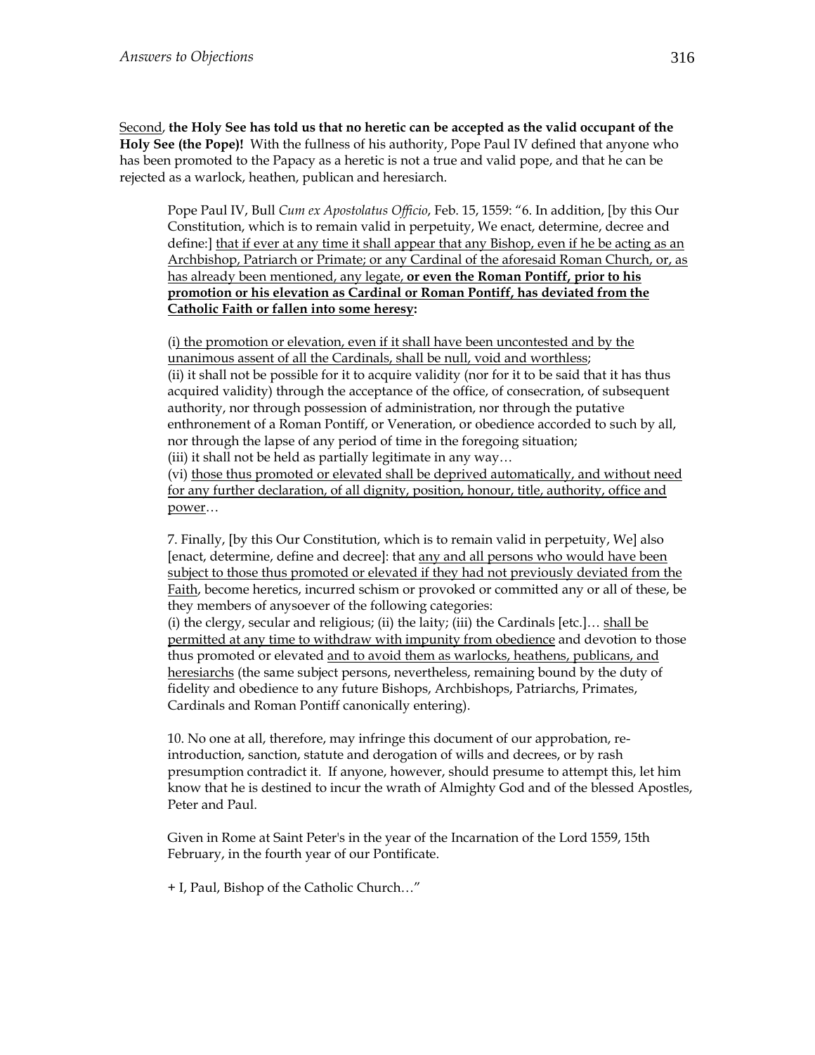<u>Second</u>, **the Holy See has told us that no heretic can be accepted as the valid occupant of the Holy See (the Pope)!** With the fullness of his authority, Pope Paul IV defined that anyone who has been promoted to the Papacy as a heretic is not a true and valid pope, and that he can be rejected as a warlock, heathen, publican and heresiarch.

> Pope Paul IV, Bull *Cum ex Apostolatus Officio*, Feb. 15, 1559: "6. In addition, [by this Our Constitution, which is to remain valid in perpetuity, We enact, determine, decree and define:] <u>that if ever at any time it shall appear that any Bishop, even if he be acting as an Archbishop, Patriarch or Primate; or any Cardinal of the aforesaid Roman Church, or, as has already been mentioned, any legate,</u> **<u>or even the Roman Pontiff, prior to his promotion or his elevation as Cardinal or Roman Pontiff, has deviated from the Catholic Faith or fallen into some heresy:</u>**
>
> <u>(i) the promotion or elevation, even if it shall have been uncontested and by the unanimous assent of all the Cardinals, shall be null, void and worthless</u>;
> (ii) it shall not be possible for it to acquire validity (nor for it to be said that it has thus acquired validity) through the acceptance of the office, of consecration, of subsequent authority, nor through possession of administration, nor through the putative enthronement of a Roman Pontiff, or Veneration, or obedience accorded to such by all, nor through the lapse of any period of time in the foregoing situation;
> (iii) it shall not be held as partially legitimate in any way…
> (vi) <u>those thus promoted or elevated shall be deprived automatically, and without need for any further declaration, of all dignity, position, honour, title, authority, office and power</u>…
>
> 7. Finally, [by this Our Constitution, which is to remain valid in perpetuity, We] also [enact, determine, define and decree]: that <u>any and all persons who would have been subject to those thus promoted or elevated if they had not previously deviated from the Faith</u>, become heretics, incurred schism or provoked or committed any or all of these, be they members of anysoever of the following categories:
> (i) the clergy, secular and religious; (ii) the laity; (iii) the Cardinals [etc.]… <u>shall be permitted at any time to withdraw with impunity from obedience</u> and devotion to those thus promoted or elevated <u>and to avoid them as warlocks, heathens, publicans, and heresiarchs</u> (the same subject persons, nevertheless, remaining bound by the duty of fidelity and obedience to any future Bishops, Archbishops, Patriarchs, Primates, Cardinals and Roman Pontiff canonically entering).
>
> 10. No one at all, therefore, may infringe this document of our approbation, re-introduction, sanction, statute and derogation of wills and decrees, or by rash presumption contradict it. If anyone, however, should presume to attempt this, let him know that he is destined to incur the wrath of Almighty God and of the blessed Apostles, Peter and Paul.
>
> Given in Rome at Saint Peter's in the year of the Incarnation of the Lord 1559, 15th February, in the fourth year of our Pontificate.
>
> + I, Paul, Bishop of the Catholic Church…"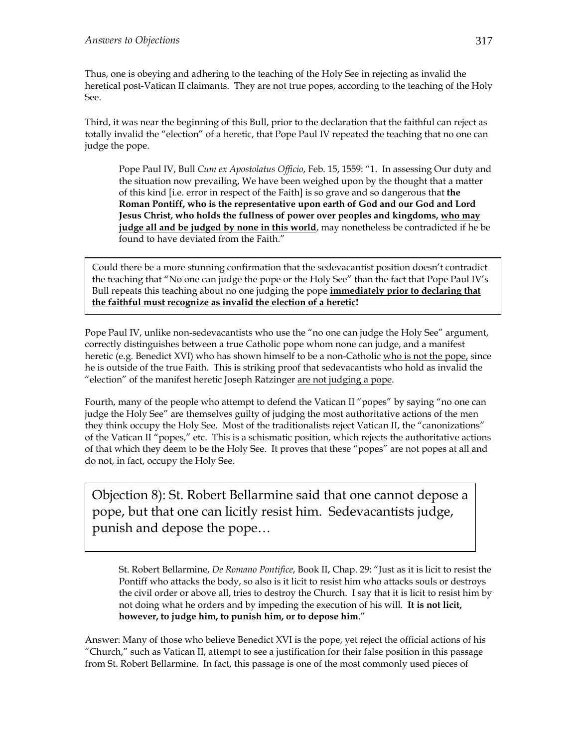Thus, one is obeying and adhering to the teaching of the Holy See in rejecting as invalid the heretical post-Vatican II claimants. They are not true popes, according to the teaching of the Holy See.

Third, it was near the beginning of this Bull, prior to the declaration that the faithful can reject as totally invalid the "election" of a heretic, that Pope Paul IV repeated the teaching that no one can judge the pope.

> Pope Paul IV, Bull *Cum ex Apostolatus Officio*, Feb. 15, 1559: "1. In assessing Our duty and the situation now prevailing, We have been weighed upon by the thought that a matter of this kind [i.e. error in respect of the Faith] is so grave and so dangerous that **the Roman Pontiff, who is the representative upon earth of God and our God and Lord Jesus Christ, who holds the fullness of power over peoples and kingdoms, <u>who may judge all and be judged by none in this world</u>**, may nonetheless be contradicted if he be found to have deviated from the Faith."

Could there be a more stunning confirmation that the sedevacantist position doesn't contradict the teaching that "No one can judge the pope or the Holy See" than the fact that Pope Paul IV's Bull repeats this teaching about no one judging the pope **<u>immediately prior to declaring that the faithful must recognize as invalid the election of a heretic</u>!**

Pope Paul IV, unlike non-sedevacantists who use the "no one can judge the Holy See" argument, correctly distinguishes between a true Catholic pope whom none can judge, and a manifest heretic (e.g. Benedict XVI) who has shown himself to be a non-Catholic <u>who is not the pope,</u> since he is outside of the true Faith. This is striking proof that sedevacantists who hold as invalid the "election" of the manifest heretic Joseph Ratzinger <u>are not judging a pope</u>.

Fourth, many of the people who attempt to defend the Vatican II "popes" by saying "no one can judge the Holy See" are themselves guilty of judging the most authoritative actions of the men they think occupy the Holy See. Most of the traditionalists reject Vatican II, the "canonizations" of the Vatican II "popes," etc. This is a schismatic position, which rejects the authoritative actions of that which they deem to be the Holy See. It proves that these "popes" are not popes at all and do not, in fact, occupy the Holy See.

## Objection 8): St. Robert Bellarmine said that one cannot depose a pope, but that one can licitly resist him. Sedevacantists judge, punish and depose the pope…

> St. Robert Bellarmine, *De Romano Pontifice*, Book II, Chap. 29: "Just as it is licit to resist the Pontiff who attacks the body, so also is it licit to resist him who attacks souls or destroys the civil order or above all, tries to destroy the Church. I say that it is licit to resist him by not doing what he orders and by impeding the execution of his will. **It is not licit, however, to judge him, to punish him, or to depose him**."

Answer: Many of those who believe Benedict XVI is the pope, yet reject the official actions of his "Church," such as Vatican II, attempt to see a justification for their false position in this passage from St. Robert Bellarmine. In fact, this passage is one of the most commonly used pieces of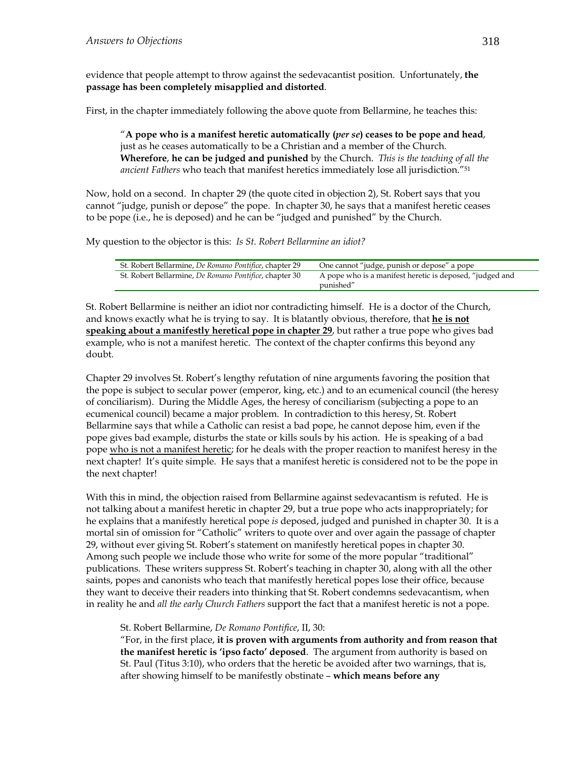evidence that people attempt to throw against the sedevacantist position. Unfortunately, **the passage has been completely misapplied and distorted**.

First, in the chapter immediately following the above quote from Bellarmine, he teaches this:

> "**A pope who is a manifest heretic automatically (*per se*) ceases to be pope and head**, just as he ceases automatically to be a Christian and a member of the Church. **Wherefore**, **he can be judged and punished** by the Church. *This is the teaching of all the ancient Fathers* who teach that manifest heretics immediately lose all jurisdiction."[51]

Now, hold on a second. In chapter 29 (the quote cited in objection 2), St. Robert says that you cannot "judge, punish or depose" the pope. In chapter 30, he says that a manifest heretic ceases to be pope (i.e., he is deposed) and he can be "judged and punished" by the Church.

My question to the objector is this: *Is St. Robert Bellarmine an idiot?*

| | |
|---|---|
| St. Robert Bellarmine, *De Romano Pontifice*, chapter 29 | One cannot "judge, punish or depose" a pope |
| St. Robert Bellarmine, *De Romano Pontifice*, chapter 30 | A pope who is a manifest heretic is deposed, "judged and punished" |

St. Robert Bellarmine is neither an idiot nor contradicting himself. He is a doctor of the Church, and knows exactly what he is trying to say. It is blatantly obvious, therefore, that <u>**he is not speaking about a manifestly heretical pope in chapter 29**</u>, but rather a true pope who gives bad example, who is not a manifest heretic. The context of the chapter confirms this beyond any doubt.

Chapter 29 involves St. Robert's lengthy refutation of nine arguments favoring the position that the pope is subject to secular power (emperor, king, etc.) and to an ecumenical council (the heresy of conciliarism). During the Middle Ages, the heresy of conciliarism (subjecting a pope to an ecumenical council) became a major problem. In contradiction to this heresy, St. Robert Bellarmine says that while a Catholic can resist a bad pope, he cannot depose him, even if the pope gives bad example, disturbs the state or kills souls by his action. He is speaking of a bad pope <u>who is not a manifest heretic</u>; for he deals with the proper reaction to manifest heresy in the next chapter! It's quite simple. He says that a manifest heretic is considered not to be the pope in the next chapter!

With this in mind, the objection raised from Bellarmine against sedevacantism is refuted. He is not talking about a manifest heretic in chapter 29, but a true pope who acts inappropriately; for he explains that a manifestly heretical pope *is* deposed, judged and punished in chapter 30. It is a mortal sin of omission for "Catholic" writers to quote over and over again the passage of chapter 29, without ever giving St. Robert's statement on manifestly heretical popes in chapter 30. Among such people we include those who write for some of the more popular "traditional" publications. These writers suppress St. Robert's teaching in chapter 30, along with all the other saints, popes and canonists who teach that manifestly heretical popes lose their office, because they want to deceive their readers into thinking that St. Robert condemns sedevacantism, when in reality he and *all the early Church Fathers* support the fact that a manifest heretic is not a pope.

> St. Robert Bellarmine, *De Romano Pontifice*, II, 30:
> "For, in the first place, **it is proven with arguments from authority and from reason that the manifest heretic is 'ipso facto' deposed**. The argument from authority is based on St. Paul (Titus 3:10), who orders that the heretic be avoided after two warnings, that is, after showing himself to be manifestly obstinate – **which means before any**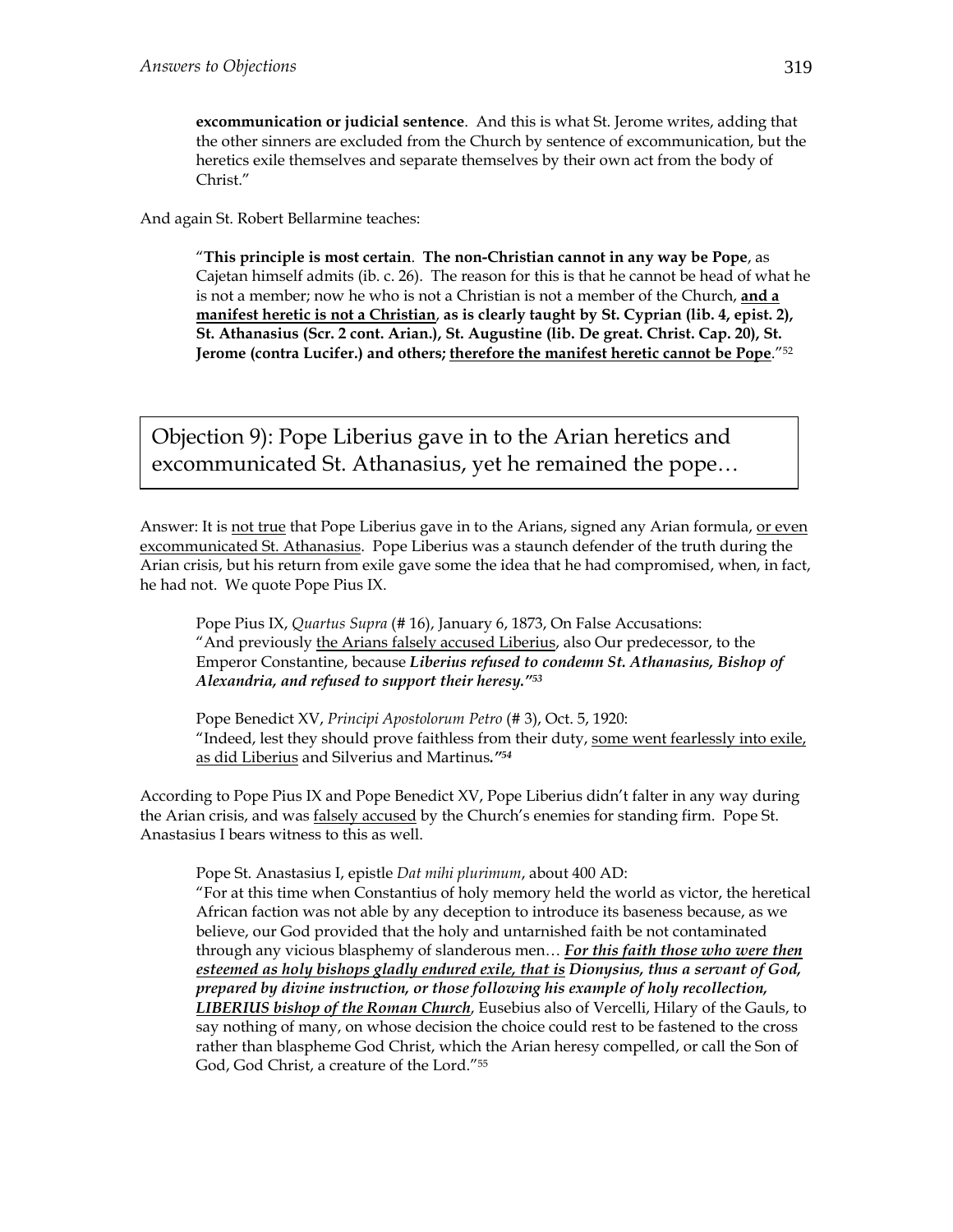> **excommunication or judicial sentence**. And this is what St. Jerome writes, adding that the other sinners are excluded from the Church by sentence of excommunication, but the heretics exile themselves and separate themselves by their own act from the body of Christ."

And again St. Robert Bellarmine teaches:

> "**This principle is most certain**. **The non-Christian cannot in any way be Pope**, as Cajetan himself admits (ib. c. 26). The reason for this is that he cannot be head of what he is not a member; now he who is not a Christian is not a member of the Church, **<u>and a manifest heretic is not a Christian</u>, as is clearly taught by St. Cyprian (lib. 4, epist. 2), St. Athanasius (Scr. 2 cont. Arian.), St. Augustine (lib. De great. Christ. Cap. 20), St. Jerome (contra Lucifer.) and others; <u>therefore the manifest heretic cannot be Pope</u>**."[52]

## Objection 9): Pope Liberius gave in to the Arian heretics and excommunicated St. Athanasius, yet he remained the pope…

Answer: It is <u>not true</u> that Pope Liberius gave in to the Arians, signed any Arian formula, <u>or even excommunicated St. Athanasius</u>. Pope Liberius was a staunch defender of the truth during the Arian crisis, but his return from exile gave some the idea that he had compromised, when, in fact, he had not. We quote Pope Pius IX.

> Pope Pius IX, *Quartus Supra* (# 16), January 6, 1873, On False Accusations: "And previously <u>the Arians falsely accused Liberius</u>, also Our predecessor, to the Emperor Constantine, because ***Liberius refused to condemn St. Athanasius, Bishop of Alexandria, and refused to support their heresy."***[53]

> Pope Benedict XV, *Principi Apostolorum Petro* (# 3), Oct. 5, 1920: "Indeed, lest they should prove faithless from their duty, <u>some went fearlessly into exile, as did Liberius</u> and Silverius and Martinus**."**[54]

According to Pope Pius IX and Pope Benedict XV, Pope Liberius didn't falter in any way during the Arian crisis, and was <u>falsely accused</u> by the Church's enemies for standing firm. Pope St. Anastasius I bears witness to this as well.

> Pope St. Anastasius I, epistle *Dat mihi plurimum*, about 400 AD: "For at this time when Constantius of holy memory held the world as victor, the heretical African faction was not able by any deception to introduce its baseness because, as we believe, our God provided that the holy and untarnished faith be not contaminated through any vicious blasphemy of slanderous men… ***<u>For this faith those who were then esteemed as holy bishops gladly endured exile, that is</u> Dionysius, thus a servant of God, prepared by divine instruction, or those following his example of holy recollection, <u>LIBERIUS bishop of the Roman Church</u>***, Eusebius also of Vercelli, Hilary of the Gauls, to say nothing of many, on whose decision the choice could rest to be fastened to the cross rather than blaspheme God Christ, which the Arian heresy compelled, or call the Son of God, God Christ, a creature of the Lord."[55]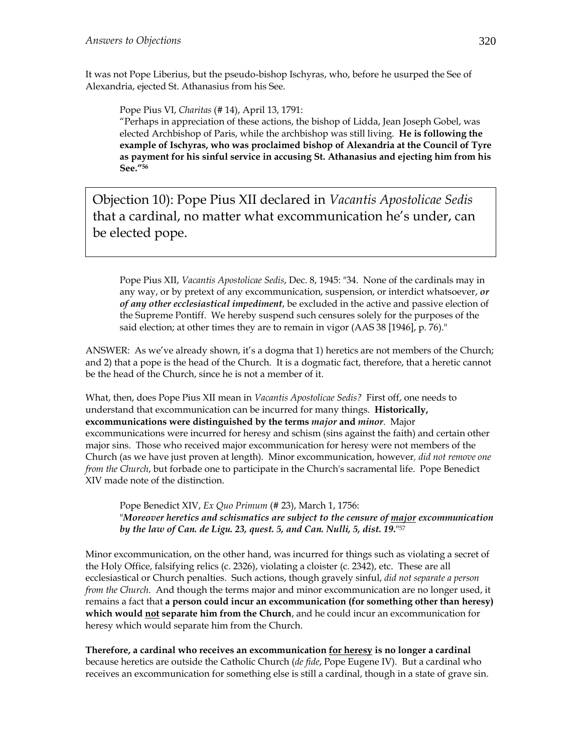It was not Pope Liberius, but the pseudo-bishop Ischyras, who, before he usurped the See of Alexandria, ejected St. Athanasius from his See.

> Pope Pius VI, *Charitas* (# 14), April 13, 1791:
> "Perhaps in appreciation of these actions, the bishop of Lidda, Jean Joseph Gobel, was elected Archbishop of Paris, while the archbishop was still living. **He is following the example of Ischyras, who was proclaimed bishop of Alexandria at the Council of Tyre as payment for his sinful service in accusing St. Athanasius and ejecting him from his See."[56]**

## Objection 10): Pope Pius XII declared in *Vacantis Apostolicae Sedis* that a cardinal, no matter what excommunication he's under, can be elected pope.

> Pope Pius XII, *Vacantis Apostolicae Sedis*, Dec. 8, 1945: "34. None of the cardinals may in any way, or by pretext of any excommunication, suspension, or interdict whatsoever, ***or of any other ecclesiastical impediment***, be excluded in the active and passive election of the Supreme Pontiff. We hereby suspend such censures solely for the purposes of the said election; at other times they are to remain in vigor (AAS 38 [1946], p. 76)."

ANSWER: As we've already shown, it's a dogma that 1) heretics are not members of the Church; and 2) that a pope is the head of the Church. It is a dogmatic fact, therefore, that a heretic cannot be the head of the Church, since he is not a member of it.

What, then, does Pope Pius XII mean in *Vacantis Apostolicae Sedis?* First off, one needs to understand that excommunication can be incurred for many things. **Historically, excommunications were distinguished by the terms *major* and *minor***. Major excommunications were incurred for heresy and schism (sins against the faith) and certain other major sins. Those who received major excommunication for heresy were not members of the Church (as we have just proven at length). Minor excommunication, however, *did not remove one from the Church*, but forbade one to participate in the Church's sacramental life. Pope Benedict XIV made note of the distinction.

> Pope Benedict XIV, *Ex Quo Primum* (# 23), March 1, 1756:
> "***Moreover heretics and schismatics are subject to the censure of <u>major</u> excommunication by the law of Can. de Ligu. 23, quest. 5, and Can. Nulli, 5, dist. 19.***"[57]

Minor excommunication, on the other hand, was incurred for things such as violating a secret of the Holy Office, falsifying relics (c. 2326), violating a cloister (c. 2342), etc. These are all ecclesiastical or Church penalties. Such actions, though gravely sinful, *did not separate a person from the Church*. And though the terms major and minor excommunication are no longer used, it remains a fact that **a person could incur an excommunication (for something other than heresy) which would <u>not</u> separate him from the Church**, and he could incur an excommunication for heresy which would separate him from the Church.

**Therefore, a cardinal who receives an excommunication <u>for heresy</u> is no longer a cardinal** because heretics are outside the Catholic Church (*de fide*, Pope Eugene IV). But a cardinal who receives an excommunication for something else is still a cardinal, though in a state of grave sin.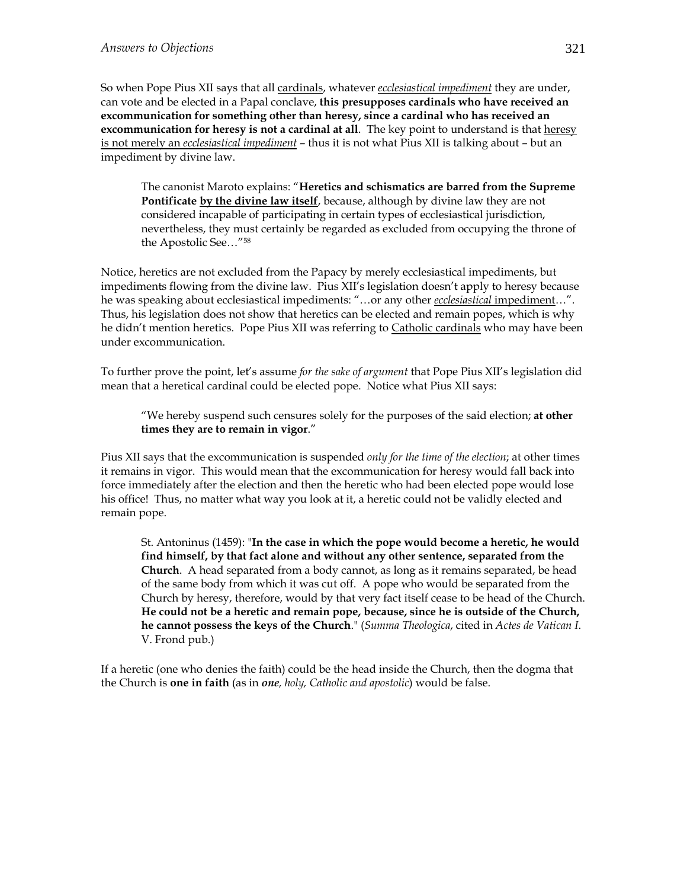So when Pope Pius XII says that all cardinals, whatever *ecclesiastical impediment* they are under, can vote and be elected in a Papal conclave, **this presupposes cardinals who have received an excommunication for something other than heresy, since a cardinal who has received an excommunication for heresy is not a cardinal at all**. The key point to understand is that heresy is not merely an *ecclesiastical impediment* – thus it is not what Pius XII is talking about – but an impediment by divine law.

> The canonist Maroto explains: "**Heretics and schismatics are barred from the Supreme Pontificate by the divine law itself**, because, although by divine law they are not considered incapable of participating in certain types of ecclesiastical jurisdiction, nevertheless, they must certainly be regarded as excluded from occupying the throne of the Apostolic See…"[58]

Notice, heretics are not excluded from the Papacy by merely ecclesiastical impediments, but impediments flowing from the divine law. Pius XII's legislation doesn't apply to heresy because he was speaking about ecclesiastical impediments: "…or any other *ecclesiastical* impediment…". Thus, his legislation does not show that heretics can be elected and remain popes, which is why he didn't mention heretics. Pope Pius XII was referring to Catholic cardinals who may have been under excommunication.

To further prove the point, let's assume *for the sake of argument* that Pope Pius XII's legislation did mean that a heretical cardinal could be elected pope. Notice what Pius XII says:

> "We hereby suspend such censures solely for the purposes of the said election; **at other times they are to remain in vigor**."

Pius XII says that the excommunication is suspended *only for the time of the election*; at other times it remains in vigor. This would mean that the excommunication for heresy would fall back into force immediately after the election and then the heretic who had been elected pope would lose his office! Thus, no matter what way you look at it, a heretic could not be validly elected and remain pope.

> St. Antoninus (1459): "**In the case in which the pope would become a heretic, he would find himself, by that fact alone and without any other sentence, separated from the Church**. A head separated from a body cannot, as long as it remains separated, be head of the same body from which it was cut off. A pope who would be separated from the Church by heresy, therefore, would by that very fact itself cease to be head of the Church. **He could not be a heretic and remain pope, because, since he is outside of the Church, he cannot possess the keys of the Church**." (*Summa Theologica*, cited in *Actes de Vatican I*. V. Frond pub.)

If a heretic (one who denies the faith) could be the head inside the Church, then the dogma that the Church is **one in faith** (as in ***one**, holy, Catholic and apostolic*) would be false.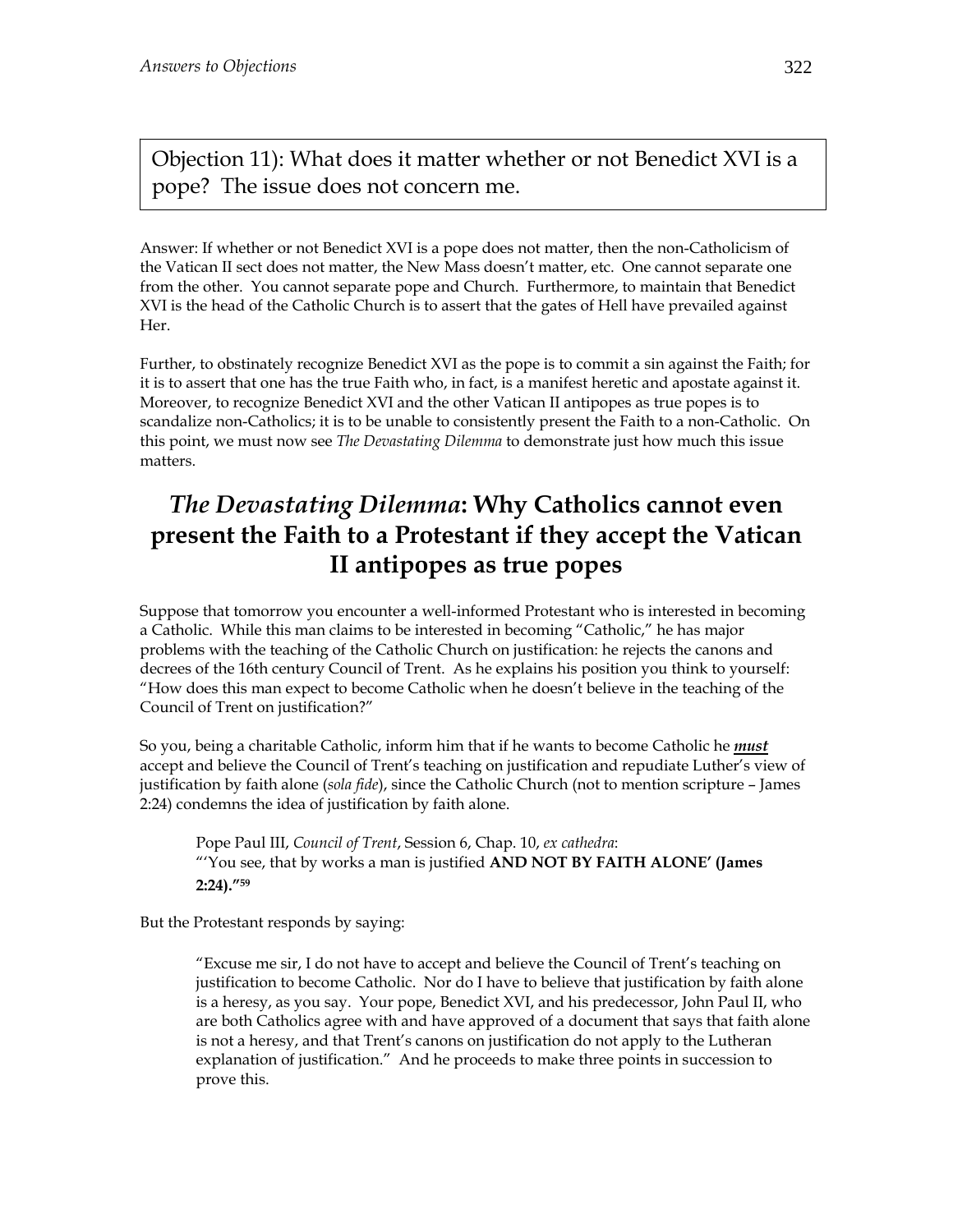Objection 11): What does it matter whether or not Benedict XVI is a pope? The issue does not concern me.

Answer: If whether or not Benedict XVI is a pope does not matter, then the non-Catholicism of the Vatican II sect does not matter, the New Mass doesn't matter, etc. One cannot separate one from the other. You cannot separate pope and Church. Furthermore, to maintain that Benedict XVI is the head of the Catholic Church is to assert that the gates of Hell have prevailed against Her.

Further, to obstinately recognize Benedict XVI as the pope is to commit a sin against the Faith; for it is to assert that one has the true Faith who, in fact, is a manifest heretic and apostate against it. Moreover, to recognize Benedict XVI and the other Vatican II antipopes as true popes is to scandalize non-Catholics; it is to be unable to consistently present the Faith to a non-Catholic. On this point, we must now see *The Devastating Dilemma* to demonstrate just how much this issue matters.

## *The Devastating Dilemma*: Why Catholics cannot even present the Faith to a Protestant if they accept the Vatican II antipopes as true popes

Suppose that tomorrow you encounter a well-informed Protestant who is interested in becoming a Catholic. While this man claims to be interested in becoming "Catholic," he has major problems with the teaching of the Catholic Church on justification: he rejects the canons and decrees of the 16th century Council of Trent. As he explains his position you think to yourself: "How does this man expect to become Catholic when he doesn't believe in the teaching of the Council of Trent on justification?"

So you, being a charitable Catholic, inform him that if he wants to become Catholic he ***must*** accept and believe the Council of Trent's teaching on justification and repudiate Luther's view of justification by faith alone (*sola fide*), since the Catholic Church (not to mention scripture – James 2:24) condemns the idea of justification by faith alone.

> Pope Paul III, *Council of Trent*, Session 6, Chap. 10, *ex cathedra*:
> "'You see, that by works a man is justified **AND NOT BY FAITH ALONE' (James 2:24)."**[59]

But the Protestant responds by saying:

> "Excuse me sir, I do not have to accept and believe the Council of Trent's teaching on justification to become Catholic. Nor do I have to believe that justification by faith alone is a heresy, as you say. Your pope, Benedict XVI, and his predecessor, John Paul II, who are both Catholics agree with and have approved of a document that says that faith alone is not a heresy, and that Trent's canons on justification do not apply to the Lutheran explanation of justification." And he proceeds to make three points in succession to prove this.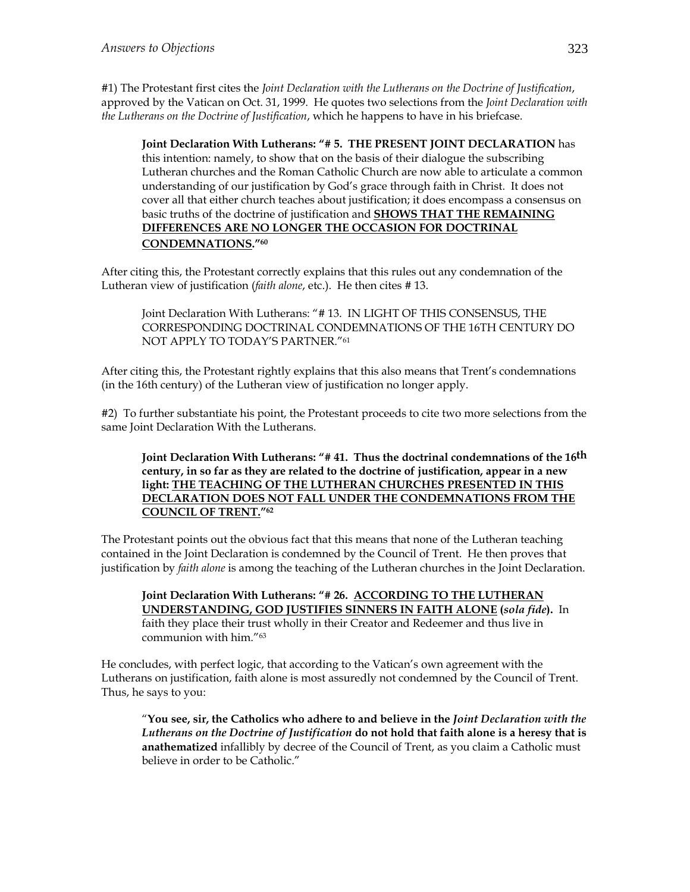#1) The Protestant first cites the *Joint Declaration with the Lutherans on the Doctrine of Justification*, approved by the Vatican on Oct. 31, 1999. He quotes two selections from the *Joint Declaration with the Lutherans on the Doctrine of Justification*, which he happens to have in his briefcase.

> **Joint Declaration With Lutherans: "# 5. THE PRESENT JOINT DECLARATION** has this intention: namely, to show that on the basis of their dialogue the subscribing Lutheran churches and the Roman Catholic Church are now able to articulate a common understanding of our justification by God's grace through faith in Christ. It does not cover all that either church teaches about justification; it does encompass a consensus on basic truths of the doctrine of justification and **<u>SHOWS THAT THE REMAINING DIFFERENCES ARE NO LONGER THE OCCASION FOR DOCTRINAL CONDEMNATIONS</u>."[60]**

After citing this, the Protestant correctly explains that this rules out any condemnation of the Lutheran view of justification (*faith alone*, etc.). He then cites # 13.

> Joint Declaration With Lutherans: "# 13. IN LIGHT OF THIS CONSENSUS, THE CORRESPONDING DOCTRINAL CONDEMNATIONS OF THE 16TH CENTURY DO NOT APPLY TO TODAY'S PARTNER."[61]

After citing this, the Protestant rightly explains that this also means that Trent's condemnations (in the 16th century) of the Lutheran view of justification no longer apply.

#2) To further substantiate his point, the Protestant proceeds to cite two more selections from the same Joint Declaration With the Lutherans.

> **Joint Declaration With Lutherans: "# 41. Thus the doctrinal condemnations of the 16th century, in so far as they are related to the doctrine of justification, appear in a new light: <u>THE TEACHING OF THE LUTHERAN CHURCHES PRESENTED IN THIS DECLARATION DOES NOT FALL UNDER THE CONDEMNATIONS FROM THE COUNCIL OF TRENT."[62]</u>**

The Protestant points out the obvious fact that this means that none of the Lutheran teaching contained in the Joint Declaration is condemned by the Council of Trent. He then proves that justification by *faith alone* is among the teaching of the Lutheran churches in the Joint Declaration.

> **Joint Declaration With Lutherans: "# 26. <u>ACCORDING TO THE LUTHERAN UNDERSTANDING, GOD JUSTIFIES SINNERS IN FAITH ALONE</u> (*sola fide*).** In faith they place their trust wholly in their Creator and Redeemer and thus live in communion with him."[63]

He concludes, with perfect logic, that according to the Vatican's own agreement with the Lutherans on justification, faith alone is most assuredly not condemned by the Council of Trent. Thus, he says to you:

> "**You see, sir, the Catholics who adhere to and believe in the *Joint Declaration with the Lutherans on the Doctrine of Justification* do not hold that faith alone is a heresy that is anathematized** infallibly by decree of the Council of Trent, as you claim a Catholic must believe in order to be Catholic."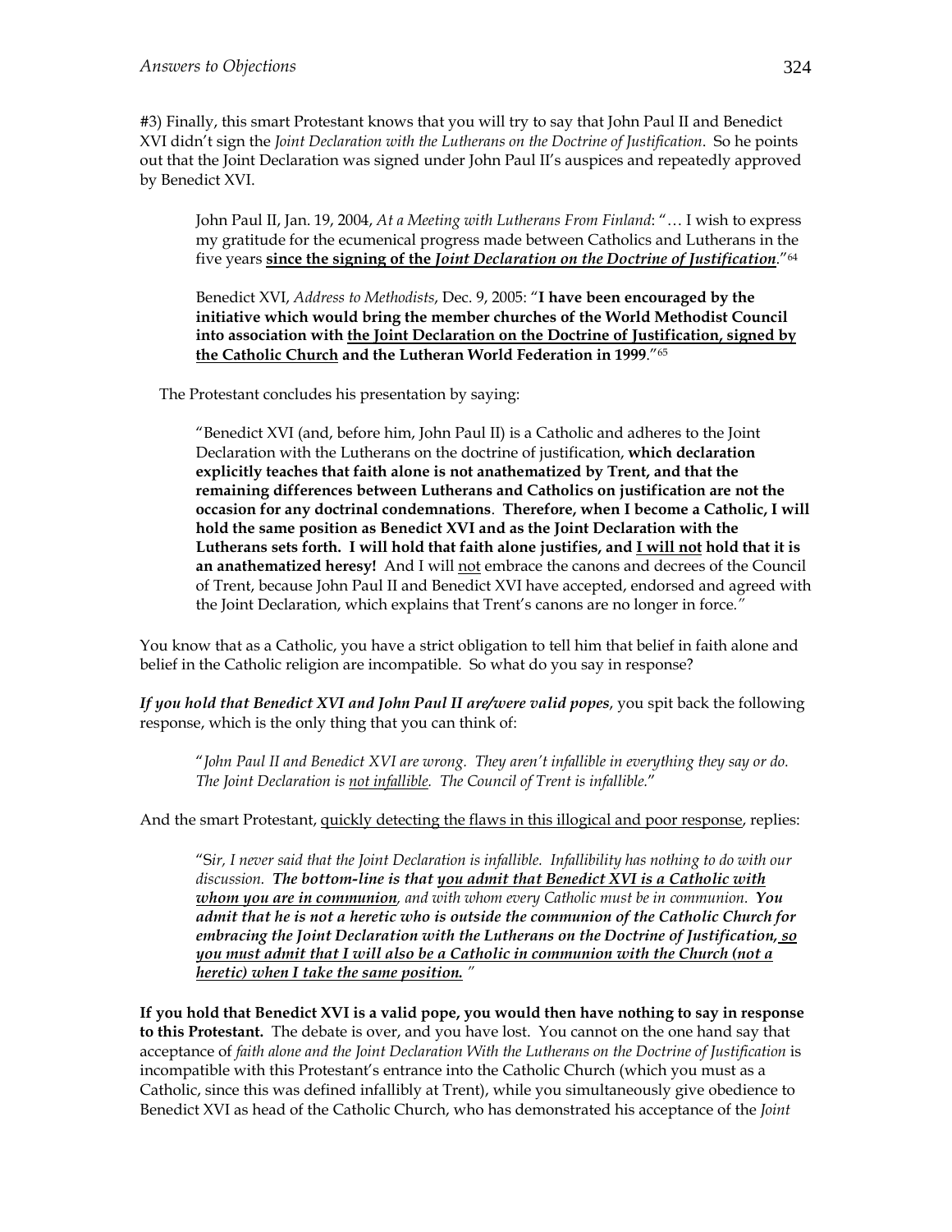#3) Finally, this smart Protestant knows that you will try to say that John Paul II and Benedict XVI didn't sign the *Joint Declaration with the Lutherans on the Doctrine of Justification*. So he points out that the Joint Declaration was signed under John Paul II's auspices and repeatedly approved by Benedict XVI.

> John Paul II, Jan. 19, 2004, *At a Meeting with Lutherans From Finland*: "… I wish to express my gratitude for the ecumenical progress made between Catholics and Lutherans in the five years **<u>since the signing of the *Joint Declaration on the Doctrine of Justification*</u>**."[64]

> Benedict XVI, *Address to Methodists*, Dec. 9, 2005: "**I have been encouraged by the initiative which would bring the member churches of the World Methodist Council into association with <u>the Joint Declaration on the Doctrine of Justification, signed by the Catholic Church</u> and the Lutheran World Federation in 1999**."[65]

The Protestant concludes his presentation by saying:

> "Benedict XVI (and, before him, John Paul II) is a Catholic and adheres to the Joint Declaration with the Lutherans on the doctrine of justification, **which declaration explicitly teaches that faith alone is not anathematized by Trent, and that the remaining differences between Lutherans and Catholics on justification are not the occasion for any doctrinal condemnations**. **Therefore, when I become a Catholic, I will hold the same position as Benedict XVI and as the Joint Declaration with the Lutherans sets forth. I will hold that faith alone justifies, and <u>I will not</u> hold that it is an anathematized heresy!** And I will <u>not</u> embrace the canons and decrees of the Council of Trent, because John Paul II and Benedict XVI have accepted, endorsed and agreed with the Joint Declaration, which explains that Trent's canons are no longer in force."

You know that as a Catholic, you have a strict obligation to tell him that belief in faith alone and belief in the Catholic religion are incompatible. So what do you say in response?

***If you hold that Benedict XVI and John Paul II are/were valid popes***, you spit back the following response, which is the only thing that you can think of:

> "*John Paul II and Benedict XVI are wrong. They aren't infallible in everything they say or do. The Joint Declaration is <u>not infallible</u>. The Council of Trent is infallible.*"

And the smart Protestant, <u>quickly detecting the flaws in this illogical and poor response</u>, replies:

> "*Sir, I never said that the Joint Declaration is infallible. Infallibility has nothing to do with our discussion.* ***The bottom-line is that <u>you admit that Benedict XVI is a Catholic with whom you are in communion</u>****, and with whom every Catholic must be in communion.* ***You admit that he is not a heretic who is outside the communion of the Catholic Church for embracing the Joint Declaration with the Lutherans on the Doctrine of Justification<u>, so you must admit that I will also be a Catholic in communion with the Church (not a heretic) when I take the same position.</u>*** "

**If you hold that Benedict XVI is a valid pope, you would then have nothing to say in response to this Protestant.** The debate is over, and you have lost. You cannot on the one hand say that acceptance of *faith alone and the Joint Declaration With the Lutherans on the Doctrine of Justification* is incompatible with this Protestant's entrance into the Catholic Church (which you must as a Catholic, since this was defined infallibly at Trent), while you simultaneously give obedience to Benedict XVI as head of the Catholic Church, who has demonstrated his acceptance of the *Joint*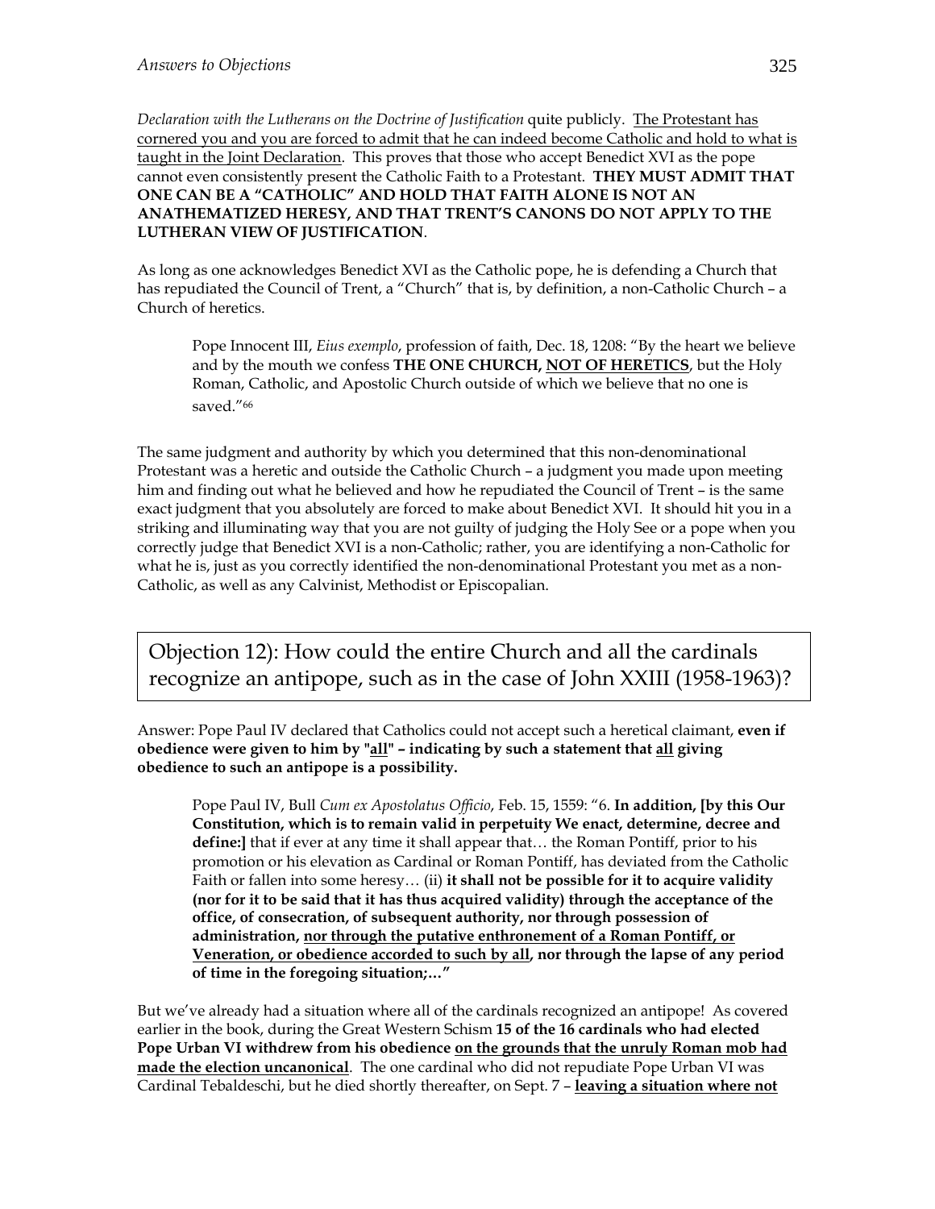*Declaration with the Lutherans on the Doctrine of Justification* quite publicly. <u>The Protestant has cornered you and you are forced to admit that he can indeed become Catholic and hold to what is taught in the Joint Declaration</u>. This proves that those who accept Benedict XVI as the pope cannot even consistently present the Catholic Faith to a Protestant. **THEY MUST ADMIT THAT ONE CAN BE A "CATHOLIC" AND HOLD THAT FAITH ALONE IS NOT AN ANATHEMATIZED HERESY, AND THAT TRENT'S CANONS DO NOT APPLY TO THE LUTHERAN VIEW OF JUSTIFICATION**.

As long as one acknowledges Benedict XVI as the Catholic pope, he is defending a Church that has repudiated the Council of Trent, a "Church" that is, by definition, a non-Catholic Church – a Church of heretics.

> Pope Innocent III, *Eius exemplo*, profession of faith, Dec. 18, 1208: "By the heart we believe and by the mouth we confess **THE ONE CHURCH, <u>NOT OF HERETICS</u>**, but the Holy Roman, Catholic, and Apostolic Church outside of which we believe that no one is saved."[66]

The same judgment and authority by which you determined that this non-denominational Protestant was a heretic and outside the Catholic Church – a judgment you made upon meeting him and finding out what he believed and how he repudiated the Council of Trent – is the same exact judgment that you absolutely are forced to make about Benedict XVI. It should hit you in a striking and illuminating way that you are not guilty of judging the Holy See or a pope when you correctly judge that Benedict XVI is a non-Catholic; rather, you are identifying a non-Catholic for what he is, just as you correctly identified the non-denominational Protestant you met as a non-Catholic, as well as any Calvinist, Methodist or Episcopalian.

## Objection 12): How could the entire Church and all the cardinals recognize an antipope, such as in the case of John XXIII (1958-1963)?

Answer: Pope Paul IV declared that Catholics could not accept such a heretical claimant, **even if obedience were given to him by "<u>all</u>" – indicating by such a statement that <u>all</u> giving obedience to such an antipope is a possibility.**

> Pope Paul IV, Bull *Cum ex Apostolatus Officio*, Feb. 15, 1559: "6. **In addition, [by this Our Constitution, which is to remain valid in perpetuity We enact, determine, decree and define:]** that if ever at any time it shall appear that… the Roman Pontiff, prior to his promotion or his elevation as Cardinal or Roman Pontiff, has deviated from the Catholic Faith or fallen into some heresy… (ii) **it shall not be possible for it to acquire validity (nor for it to be said that it has thus acquired validity) through the acceptance of the office, of consecration, of subsequent authority, nor through possession of administration, <u>nor through the putative enthronement of a Roman Pontiff, or Veneration, or obedience accorded to such by all</u>, nor through the lapse of any period of time in the foregoing situation;…"**

But we've already had a situation where all of the cardinals recognized an antipope! As covered earlier in the book, during the Great Western Schism **15 of the 16 cardinals who had elected Pope Urban VI withdrew from his obedience <u>on the grounds that the unruly Roman mob had made the election uncanonical</u>**. The one cardinal who did not repudiate Pope Urban VI was Cardinal Tebaldeschi, but he died shortly thereafter, on Sept. 7 – **<u>leaving a situation where not</u>**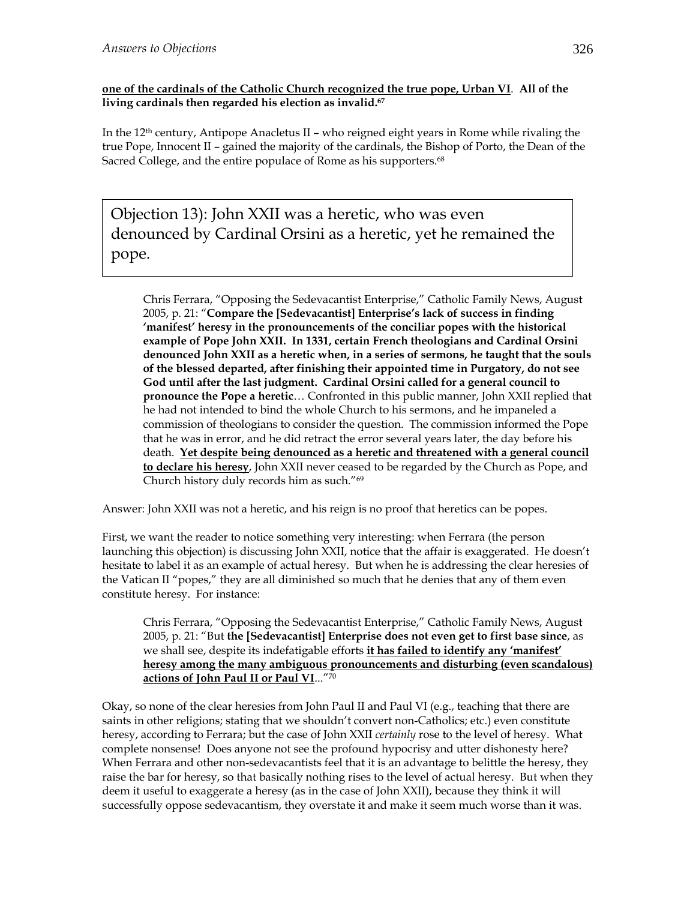**one of the cardinals of the Catholic Church recognized the true pope, Urban VI. All of the living cardinals then regarded his election as invalid.**[67]

In the 12th century, Antipope Anacletus II – who reigned eight years in Rome while rivaling the true Pope, Innocent II – gained the majority of the cardinals, the Bishop of Porto, the Dean of the Sacred College, and the entire populace of Rome as his supporters.[68]

## Objection 13): John XXII was a heretic, who was even denounced by Cardinal Orsini as a heretic, yet he remained the pope.

> Chris Ferrara, "Opposing the Sedevacantist Enterprise," Catholic Family News, August 2005, p. 21: "**Compare the [Sedevacantist] Enterprise's lack of success in finding 'manifest' heresy in the pronouncements of the conciliar popes with the historical example of Pope John XXII. In 1331, certain French theologians and Cardinal Orsini denounced John XXII as a heretic when, in a series of sermons, he taught that the souls of the blessed departed, after finishing their appointed time in Purgatory, do not see God until after the last judgment. Cardinal Orsini called for a general council to pronounce the Pope a heretic**… Confronted in this public manner, John XXII replied that he had not intended to bind the whole Church to his sermons, and he impaneled a commission of theologians to consider the question. The commission informed the Pope that he was in error, and he did retract the error several years later, the day before his death. **<u>Yet despite being denounced as a heretic and threatened with a general council to declare his heresy</u>**, John XXII never ceased to be regarded by the Church as Pope, and Church history duly records him as such."[69]

Answer: John XXII was not a heretic, and his reign is no proof that heretics can be popes.

First, we want the reader to notice something very interesting: when Ferrara (the person launching this objection) is discussing John XXII, notice that the affair is exaggerated. He doesn't hesitate to label it as an example of actual heresy. But when he is addressing the clear heresies of the Vatican II "popes," they are all diminished so much that he denies that any of them even constitute heresy. For instance:

> Chris Ferrara, "Opposing the Sedevacantist Enterprise," Catholic Family News, August 2005, p. 21: "But **the [Sedevacantist] Enterprise does not even get to first base since**, as we shall see, despite its indefatigable efforts **<u>it has failed to identify any 'manifest' heresy among the many ambiguous pronouncements and disturbing (even scandalous) actions of John Paul II or Paul VI</u>**..."[70]

Okay, so none of the clear heresies from John Paul II and Paul VI (e.g., teaching that there are saints in other religions; stating that we shouldn't convert non-Catholics; etc.) even constitute heresy, according to Ferrara; but the case of John XXII *certainly* rose to the level of heresy. What complete nonsense! Does anyone not see the profound hypocrisy and utter dishonesty here? When Ferrara and other non-sedevacantists feel that it is an advantage to belittle the heresy, they raise the bar for heresy, so that basically nothing rises to the level of actual heresy. But when they deem it useful to exaggerate a heresy (as in the case of John XXII), because they think it will successfully oppose sedevacantism, they overstate it and make it seem much worse than it was.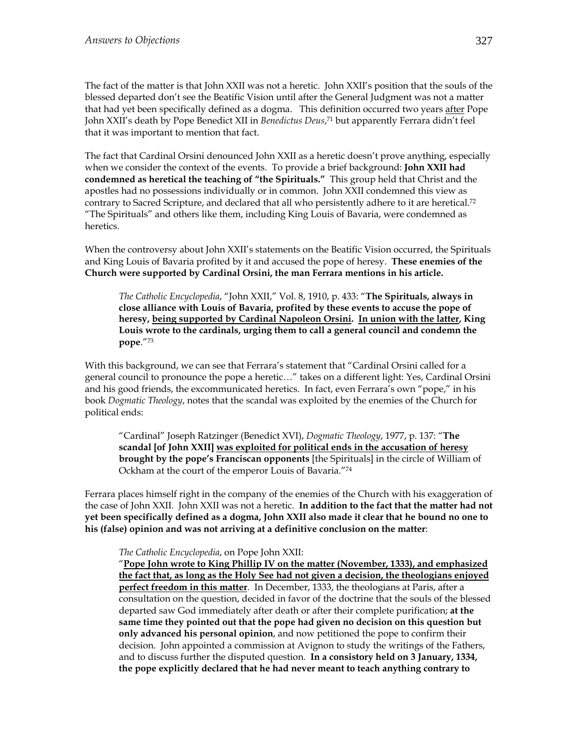The fact of the matter is that John XXII was not a heretic. John XXII's position that the souls of the blessed departed don't see the Beatific Vision until after the General Judgment was not a matter that had yet been specifically defined as a dogma. This definition occurred two years <u>after</u> Pope John XXII's death by Pope Benedict XII in *Benedictus Deus*,[71] but apparently Ferrara didn't feel that it was important to mention that fact.

The fact that Cardinal Orsini denounced John XXII as a heretic doesn't prove anything, especially when we consider the context of the events. To provide a brief background: **John XXII had condemned as heretical the teaching of "the Spirituals."** This group held that Christ and the apostles had no possessions individually or in common. John XXII condemned this view as contrary to Sacred Scripture, and declared that all who persistently adhere to it are heretical.[72] "The Spirituals" and others like them, including King Louis of Bavaria, were condemned as heretics.

When the controversy about John XXII's statements on the Beatific Vision occurred, the Spirituals and King Louis of Bavaria profited by it and accused the pope of heresy. **These enemies of the Church were supported by Cardinal Orsini, the man Ferrara mentions in his article.**

> *The Catholic Encyclopedia*, "John XXII," Vol. 8, 1910, p. 433: "**The Spirituals, always in close alliance with Louis of Bavaria, profited by these events to accuse the pope of heresy, <u>being supported by Cardinal Napoleon Orsini</u>. <u>In union with the latter</u>, King Louis wrote to the cardinals, urging them to call a general council and condemn the pope**."[73]

With this background, we can see that Ferrara's statement that "Cardinal Orsini called for a general council to pronounce the pope a heretic…" takes on a different light: Yes, Cardinal Orsini and his good friends, the excommunicated heretics. In fact, even Ferrara's own "pope," in his book *Dogmatic Theology*, notes that the scandal was exploited by the enemies of the Church for political ends:

> "Cardinal" Joseph Ratzinger (Benedict XVI), *Dogmatic Theology*, 1977, p. 137: "**The scandal [of John XXII] <u>was exploited for political ends in the accusation of heresy</u> brought by the pope's Franciscan opponents** [the Spirituals] in the circle of William of Ockham at the court of the emperor Louis of Bavaria."[74]

Ferrara places himself right in the company of the enemies of the Church with his exaggeration of the case of John XXII. John XXII was not a heretic. **In addition to the fact that the matter had not yet been specifically defined as a dogma, John XXII also made it clear that he bound no one to his (false) opinion and was not arriving at a definitive conclusion on the matter**:

> *The Catholic Encyclopedia*, on Pope John XXII:
> "**<u>Pope John wrote to King Phillip IV on the matter (November, 1333), and emphasized the fact that, as long as the Holy See had not given a decision, the theologians enjoyed perfect freedom in this matter</u>**. In December, 1333, the theologians at Paris, after a consultation on the question, decided in favor of the doctrine that the souls of the blessed departed saw God immediately after death or after their complete purification; **at the same time they pointed out that the pope had given no decision on this question but only advanced his personal opinion**, and now petitioned the pope to confirm their decision. John appointed a commission at Avignon to study the writings of the Fathers, and to discuss further the disputed question. **In a consistory held on 3 January, 1334, the pope explicitly declared that he had never meant to teach anything contrary to**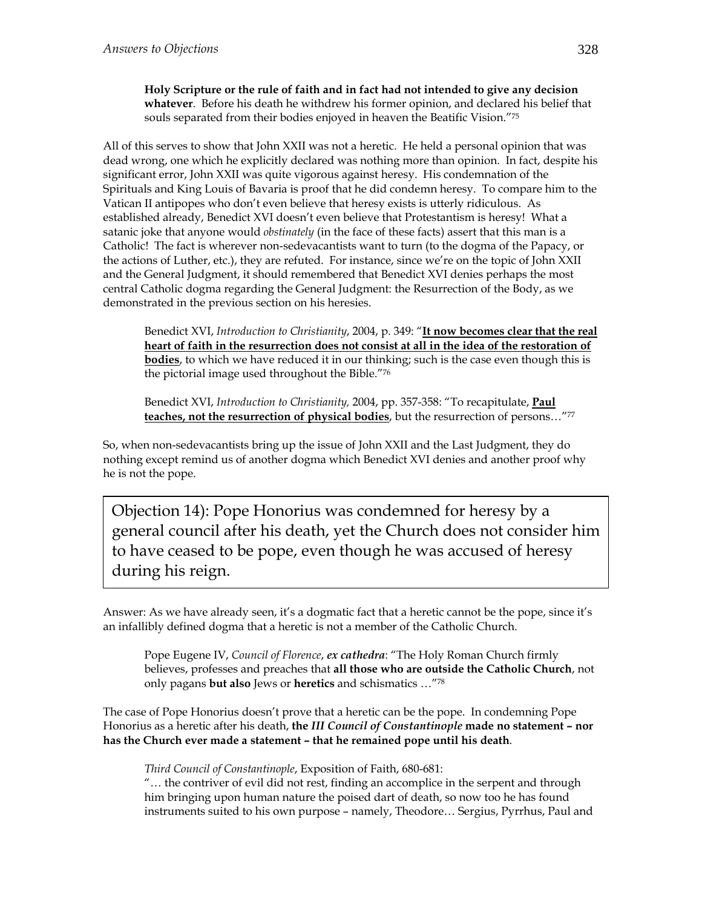> **Holy Scripture or the rule of faith and in fact had not intended to give any decision whatever**. Before his death he withdrew his former opinion, and declared his belief that souls separated from their bodies enjoyed in heaven the Beatific Vision."[75]

All of this serves to show that John XXII was not a heretic. He held a personal opinion that was dead wrong, one which he explicitly declared was nothing more than opinion. In fact, despite his significant error, John XXII was quite vigorous against heresy. His condemnation of the Spirituals and King Louis of Bavaria is proof that he did condemn heresy. To compare him to the Vatican II antipopes who don't even believe that heresy exists is utterly ridiculous. As established already, Benedict XVI doesn't even believe that Protestantism is heresy! What a satanic joke that anyone would *obstinately* (in the face of these facts) assert that this man is a Catholic! The fact is wherever non-sedevacantists want to turn (to the dogma of the Papacy, or the actions of Luther, etc.), they are refuted. For instance, since we're on the topic of John XXII and the General Judgment, it should remembered that Benedict XVI denies perhaps the most central Catholic dogma regarding the General Judgment: the Resurrection of the Body, as we demonstrated in the previous section on his heresies.

> Benedict XVI, *Introduction to Christianity*, 2004, p. 349: "**<u>It now becomes clear that the real heart of faith in the resurrection does not consist at all in the idea of the restoration of bodies</u>**, to which we have reduced it in our thinking; such is the case even though this is the pictorial image used throughout the Bible."[76]

> Benedict XVI, *Introduction to Christianity,* 2004, pp. 357-358: "To recapitulate, **<u>Paul teaches, not the resurrection of physical bodies</u>**, but the resurrection of persons…"[77]

So, when non-sedevacantists bring up the issue of John XXII and the Last Judgment, they do nothing except remind us of another dogma which Benedict XVI denies and another proof why he is not the pope.

## Objection 14): Pope Honorius was condemned for heresy by a general council after his death, yet the Church does not consider him to have ceased to be pope, even though he was accused of heresy during his reign.

Answer: As we have already seen, it's a dogmatic fact that a heretic cannot be the pope, since it's an infallibly defined dogma that a heretic is not a member of the Catholic Church.

> Pope Eugene IV, *Council of Florence*, ***ex cathedra***: "The Holy Roman Church firmly believes, professes and preaches that **all those who are outside the Catholic Church**, not only pagans **but also** Jews or **heretics** and schismatics …"[78]

The case of Pope Honorius doesn't prove that a heretic can be the pope. In condemning Pope Honorius as a heretic after his death, **the *III Council of Constantinople* made no statement – nor has the Church ever made a statement – that he remained pope until his death**.

> *Third Council of Constantinople*, Exposition of Faith, 680-681:
> "… the contriver of evil did not rest, finding an accomplice in the serpent and through him bringing upon human nature the poised dart of death, so now too he has found instruments suited to his own purpose – namely, Theodore… Sergius, Pyrrhus, Paul and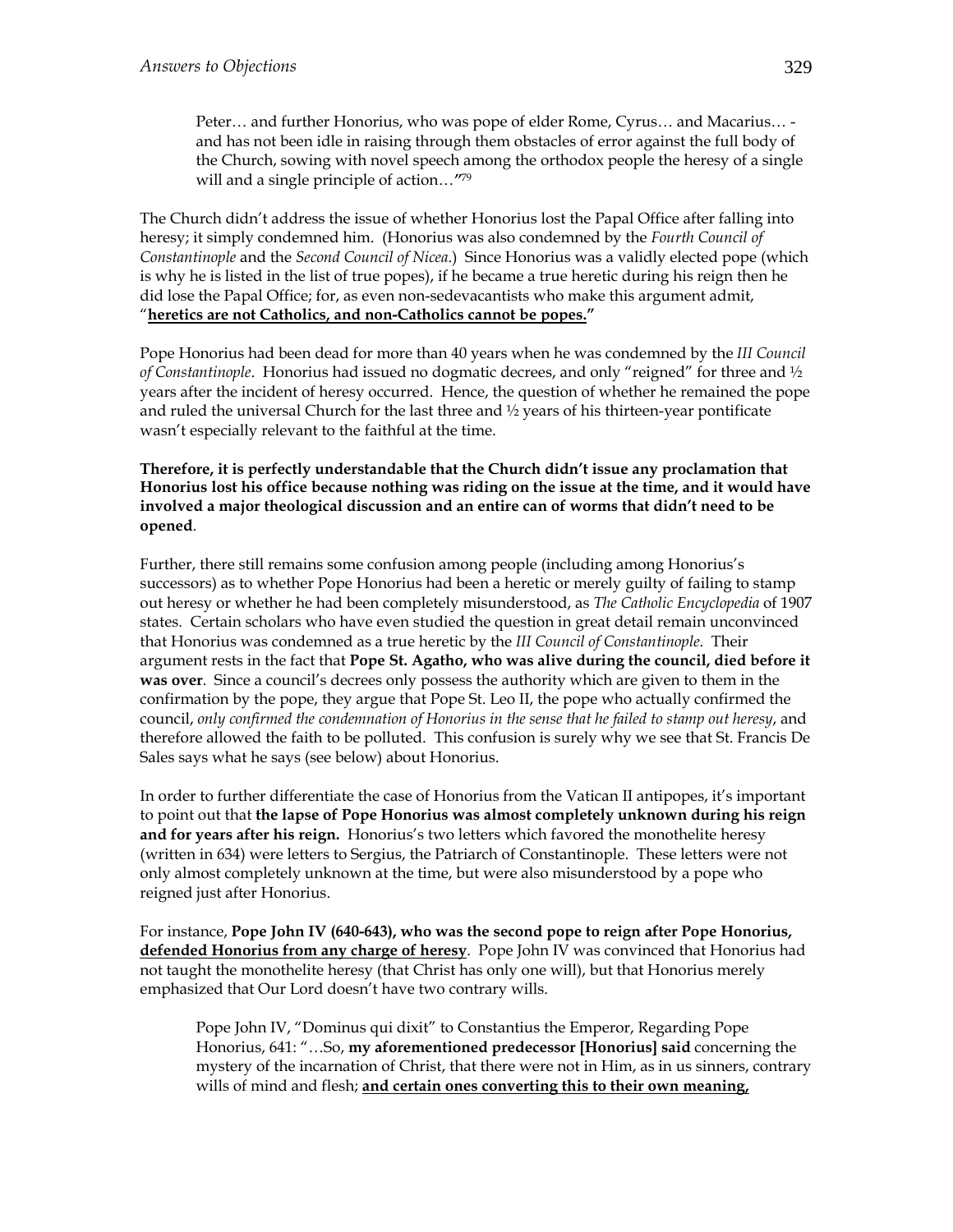> Peter… and further Honorius, who was pope of elder Rome, Cyrus… and Macarius… - and has not been idle in raising through them obstacles of error against the full body of the Church, sowing with novel speech among the orthodox people the heresy of a single will and a single principle of action…"[79]

The Church didn't address the issue of whether Honorius lost the Papal Office after falling into heresy; it simply condemned him. (Honorius was also condemned by the *Fourth Council of Constantinople* and the *Second Council of Nicea*.) Since Honorius was a validly elected pope (which is why he is listed in the list of true popes), if he became a true heretic during his reign then he did lose the Papal Office; for, as even non-sedevacantists who make this argument admit, "**<u>heretics are not Catholics, and non-Catholics cannot be popes.</u>**"

Pope Honorius had been dead for more than 40 years when he was condemned by the *III Council of Constantinople*. Honorius had issued no dogmatic decrees, and only "reigned" for three and ½ years after the incident of heresy occurred. Hence, the question of whether he remained the pope and ruled the universal Church for the last three and ½ years of his thirteen-year pontificate wasn't especially relevant to the faithful at the time.

**Therefore, it is perfectly understandable that the Church didn't issue any proclamation that Honorius lost his office because nothing was riding on the issue at the time, and it would have involved a major theological discussion and an entire can of worms that didn't need to be opened**.

Further, there still remains some confusion among people (including among Honorius's successors) as to whether Pope Honorius had been a heretic or merely guilty of failing to stamp out heresy or whether he had been completely misunderstood, as *The Catholic Encyclopedia* of 1907 states. Certain scholars who have even studied the question in great detail remain unconvinced that Honorius was condemned as a true heretic by the *III Council of Constantinople*. Their argument rests in the fact that **Pope St. Agatho, who was alive during the council, died before it was over**. Since a council's decrees only possess the authority which are given to them in the confirmation by the pope, they argue that Pope St. Leo II, the pope who actually confirmed the council, *only confirmed the condemnation of Honorius in the sense that he failed to stamp out heresy*, and therefore allowed the faith to be polluted. This confusion is surely why we see that St. Francis De Sales says what he says (see below) about Honorius.

In order to further differentiate the case of Honorius from the Vatican II antipopes, it's important to point out that **the lapse of Pope Honorius was almost completely unknown during his reign and for years after his reign.** Honorius's two letters which favored the monothelite heresy (written in 634) were letters to Sergius, the Patriarch of Constantinople. These letters were not only almost completely unknown at the time, but were also misunderstood by a pope who reigned just after Honorius.

For instance, **Pope John IV (640-643), who was the second pope to reign after Pope Honorius, <u>defended Honorius from any charge of heresy</u>**. Pope John IV was convinced that Honorius had not taught the monothelite heresy (that Christ has only one will), but that Honorius merely emphasized that Our Lord doesn't have two contrary wills.

> Pope John IV, "Dominus qui dixit" to Constantius the Emperor, Regarding Pope Honorius, 641: "…So, **my aforementioned predecessor [Honorius] said** concerning the mystery of the incarnation of Christ, that there were not in Him, as in us sinners, contrary wills of mind and flesh; **<u>and certain ones converting this to their own meaning,</u>**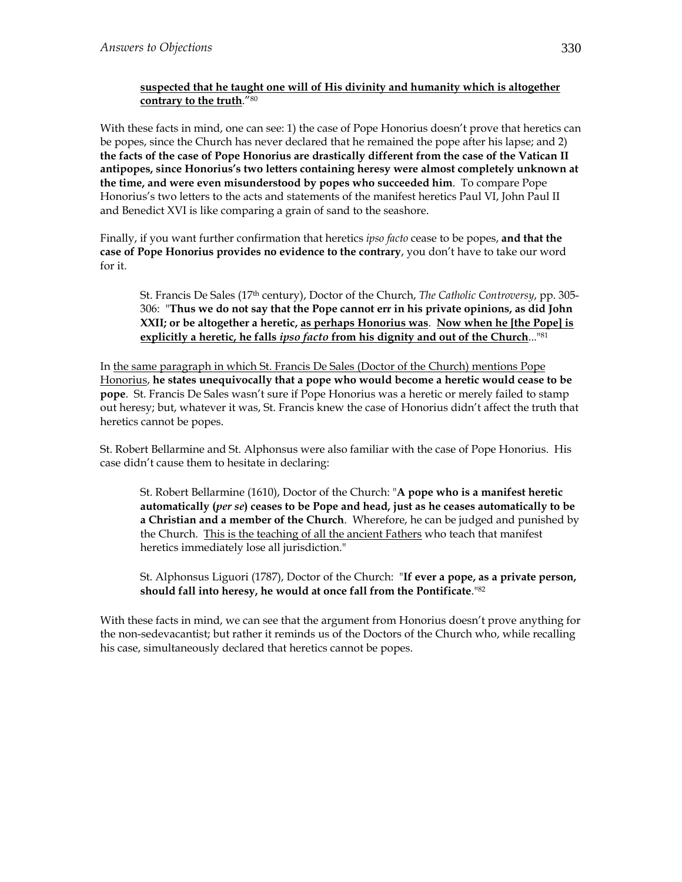**suspected that he taught one will of His divinity and humanity which is altogether contrary to the truth**."[80]

With these facts in mind, one can see: 1) the case of Pope Honorius doesn't prove that heretics can be popes, since the Church has never declared that he remained the pope after his lapse; and 2) **the facts of the case of Pope Honorius are drastically different from the case of the Vatican II antipopes, since Honorius's two letters containing heresy were almost completely unknown at the time, and were even misunderstood by popes who succeeded him**. To compare Pope Honorius's two letters to the acts and statements of the manifest heretics Paul VI, John Paul II and Benedict XVI is like comparing a grain of sand to the seashore.

Finally, if you want further confirmation that heretics *ipso facto* cease to be popes, **and that the case of Pope Honorius provides no evidence to the contrary**, you don't have to take our word for it.

> St. Francis De Sales (17th century), Doctor of the Church, *The Catholic Controversy*, pp. 305-306: "**Thus we do not say that the Pope cannot err in his private opinions, as did John XXII; or be altogether a heretic, as perhaps Honorius was. Now when he [the Pope] is explicitly a heretic, he falls *ipso facto* from his dignity and out of the Church**..."[81]

In the same paragraph in which St. Francis De Sales (Doctor of the Church) mentions Pope Honorius, **he states unequivocally that a pope who would become a heretic would cease to be pope**. St. Francis De Sales wasn't sure if Pope Honorius was a heretic or merely failed to stamp out heresy; but, whatever it was, St. Francis knew the case of Honorius didn't affect the truth that heretics cannot be popes.

St. Robert Bellarmine and St. Alphonsus were also familiar with the case of Pope Honorius. His case didn't cause them to hesitate in declaring:

> St. Robert Bellarmine (1610), Doctor of the Church: "**A pope who is a manifest heretic automatically (*per se*) ceases to be Pope and head, just as he ceases automatically to be a Christian and a member of the Church**. Wherefore, he can be judged and punished by the Church. This is the teaching of all the ancient Fathers who teach that manifest heretics immediately lose all jurisdiction."

> St. Alphonsus Liguori (1787), Doctor of the Church: "**If ever a pope, as a private person, should fall into heresy, he would at once fall from the Pontificate**."[82]

With these facts in mind, we can see that the argument from Honorius doesn't prove anything for the non-sedevacantist; but rather it reminds us of the Doctors of the Church who, while recalling his case, simultaneously declared that heretics cannot be popes.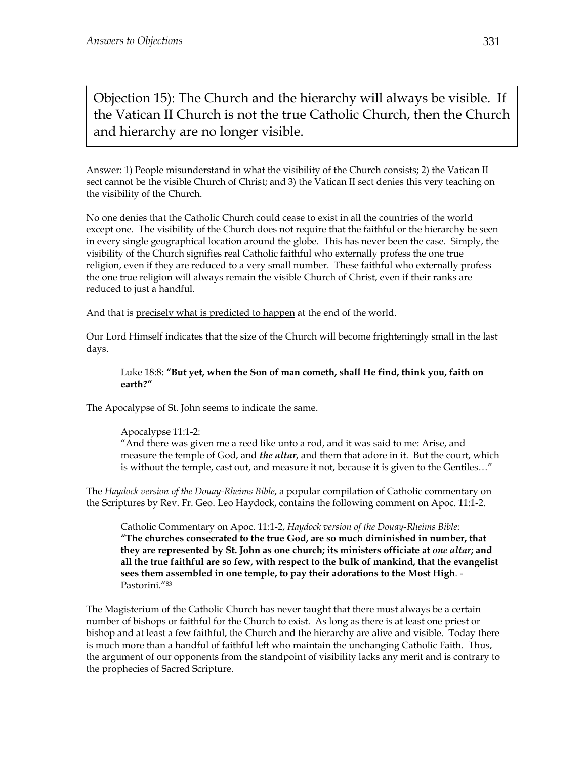Objection 15): The Church and the hierarchy will always be visible. If the Vatican II Church is not the true Catholic Church, then the Church and hierarchy are no longer visible.

Answer: 1) People misunderstand in what the visibility of the Church consists; 2) the Vatican II sect cannot be the visible Church of Christ; and 3) the Vatican II sect denies this very teaching on the visibility of the Church.

No one denies that the Catholic Church could cease to exist in all the countries of the world except one. The visibility of the Church does not require that the faithful or the hierarchy be seen in every single geographical location around the globe. This has never been the case. Simply, the visibility of the Church signifies real Catholic faithful who externally profess the one true religion, even if they are reduced to a very small number. These faithful who externally profess the one true religion will always remain the visible Church of Christ, even if their ranks are reduced to just a handful.

And that is <u>precisely what is predicted to happen</u> at the end of the world.

Our Lord Himself indicates that the size of the Church will become frighteningly small in the last days.

> Luke 18:8: **"But yet, when the Son of man cometh, shall He find, think you, faith on earth?"**

The Apocalypse of St. John seems to indicate the same.

> Apocalypse 11:1-2:
> "And there was given me a reed like unto a rod, and it was said to me: Arise, and measure the temple of God, and ***the altar***, and them that adore in it. But the court, which is without the temple, cast out, and measure it not, because it is given to the Gentiles…"

The *Haydock version of the Douay-Rheims Bible*, a popular compilation of Catholic commentary on the Scriptures by Rev. Fr. Geo. Leo Haydock, contains the following comment on Apoc. 11:1-2.

> Catholic Commentary on Apoc. 11:1-2, *Haydock version of the Douay-Rheims Bible*:
> **"The churches consecrated to the true God, are so much diminished in number, that they are represented by St. John as one church; its ministers officiate at *one altar*; and all the true faithful are so few, with respect to the bulk of mankind, that the evangelist sees them assembled in one temple, to pay their adorations to the Most High**. - Pastorini."[83]

The Magisterium of the Catholic Church has never taught that there must always be a certain number of bishops or faithful for the Church to exist. As long as there is at least one priest or bishop and at least a few faithful, the Church and the hierarchy are alive and visible. Today there is much more than a handful of faithful left who maintain the unchanging Catholic Faith. Thus, the argument of our opponents from the standpoint of visibility lacks any merit and is contrary to the prophecies of Sacred Scripture.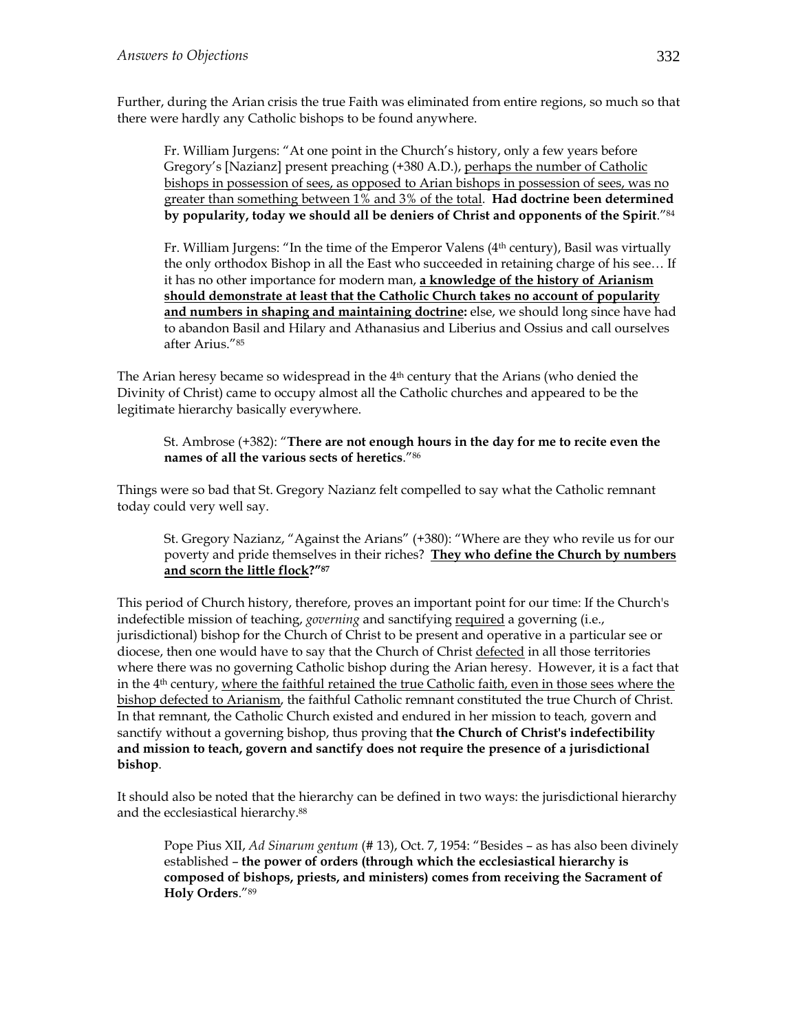Further, during the Arian crisis the true Faith was eliminated from entire regions, so much so that there were hardly any Catholic bishops to be found anywhere.

> Fr. William Jurgens: "At one point in the Church's history, only a few years before Gregory's [Nazianz] present preaching (+380 A.D.), perhaps the number of Catholic bishops in possession of sees, as opposed to Arian bishops in possession of sees, was no greater than something between 1% and 3% of the total. **Had doctrine been determined by popularity, today we should all be deniers of Christ and opponents of the Spirit**."[84]

> Fr. William Jurgens: "In the time of the Emperor Valens (4th century), Basil was virtually the only orthodox Bishop in all the East who succeeded in retaining charge of his see… If it has no other importance for modern man, **a knowledge of the history of Arianism should demonstrate at least that the Catholic Church takes no account of popularity and numbers in shaping and maintaining doctrine:** else, we should long since have had to abandon Basil and Hilary and Athanasius and Liberius and Ossius and call ourselves after Arius."[85]

The Arian heresy became so widespread in the 4th century that the Arians (who denied the Divinity of Christ) came to occupy almost all the Catholic churches and appeared to be the legitimate hierarchy basically everywhere.

> St. Ambrose (+382): "**There are not enough hours in the day for me to recite even the names of all the various sects of heretics**."[86]

Things were so bad that St. Gregory Nazianz felt compelled to say what the Catholic remnant today could very well say.

> St. Gregory Nazianz, "Against the Arians" (+380): "Where are they who revile us for our poverty and pride themselves in their riches? **They who define the Church by numbers and scorn the little flock?"**[87]

This period of Church history, therefore, proves an important point for our time: If the Church's indefectible mission of teaching, *governing* and sanctifying required a governing (i.e., jurisdictional) bishop for the Church of Christ to be present and operative in a particular see or diocese, then one would have to say that the Church of Christ defected in all those territories where there was no governing Catholic bishop during the Arian heresy. However, it is a fact that in the 4th century, where the faithful retained the true Catholic faith, even in those sees where the bishop defected to Arianism, the faithful Catholic remnant constituted the true Church of Christ. In that remnant, the Catholic Church existed and endured in her mission to teach, govern and sanctify without a governing bishop, thus proving that **the Church of Christ's indefectibility and mission to teach, govern and sanctify does not require the presence of a jurisdictional bishop**.

It should also be noted that the hierarchy can be defined in two ways: the jurisdictional hierarchy and the ecclesiastical hierarchy.[88]

> Pope Pius XII, *Ad Sinarum gentum* (# 13), Oct. 7, 1954: "Besides – as has also been divinely established – **the power of orders (through which the ecclesiastical hierarchy is composed of bishops, priests, and ministers) comes from receiving the Sacrament of Holy Orders**."[89]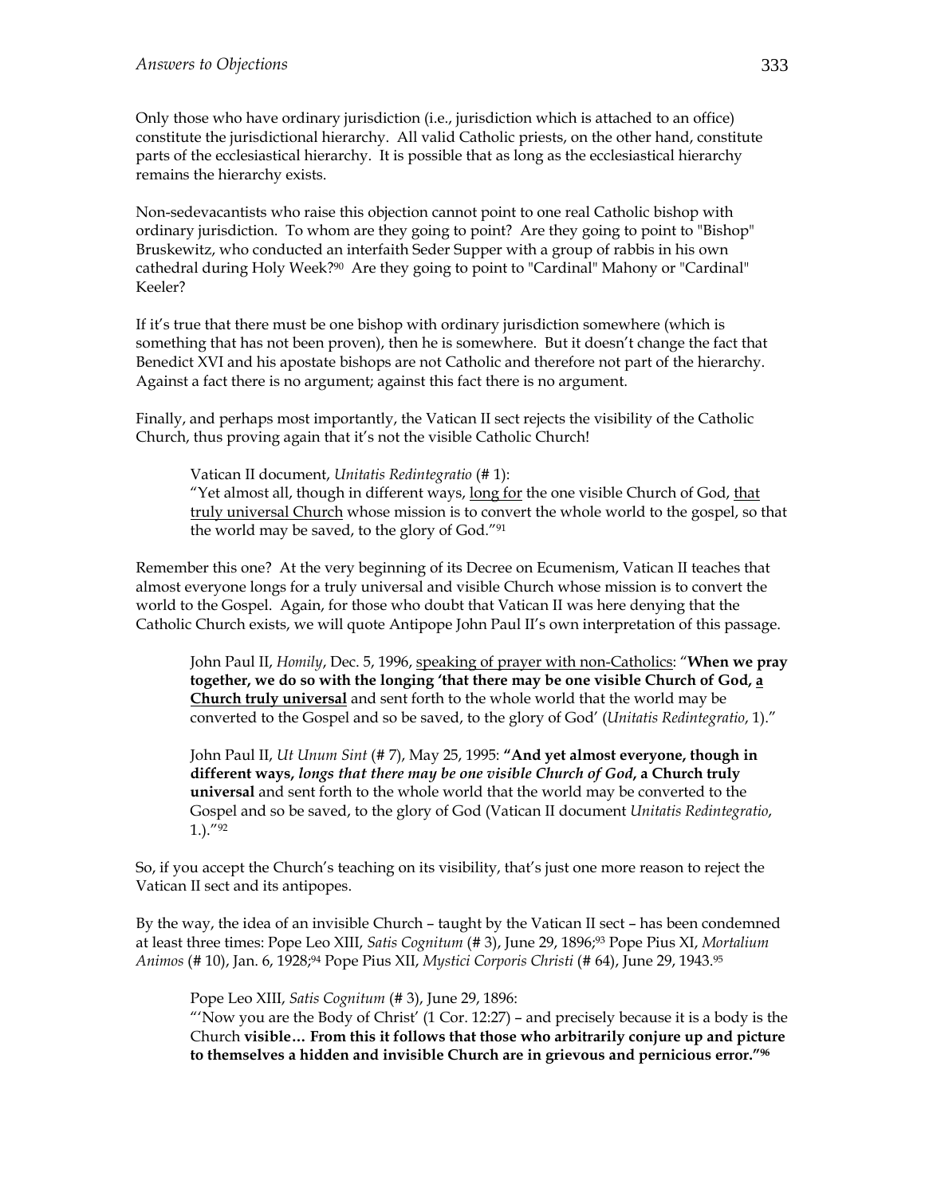Only those who have ordinary jurisdiction (i.e., jurisdiction which is attached to an office) constitute the jurisdictional hierarchy. All valid Catholic priests, on the other hand, constitute parts of the ecclesiastical hierarchy. It is possible that as long as the ecclesiastical hierarchy remains the hierarchy exists.

Non-sedevacantists who raise this objection cannot point to one real Catholic bishop with ordinary jurisdiction. To whom are they going to point? Are they going to point to "Bishop" Bruskewitz, who conducted an interfaith Seder Supper with a group of rabbis in his own cathedral during Holy Week?[90] Are they going to point to "Cardinal" Mahony or "Cardinal" Keeler?

If it's true that there must be one bishop with ordinary jurisdiction somewhere (which is something that has not been proven), then he is somewhere. But it doesn't change the fact that Benedict XVI and his apostate bishops are not Catholic and therefore not part of the hierarchy. Against a fact there is no argument; against this fact there is no argument.

Finally, and perhaps most importantly, the Vatican II sect rejects the visibility of the Catholic Church, thus proving again that it's not the visible Catholic Church!

> Vatican II document, *Unitatis Redintegratio* (# 1):
> "Yet almost all, though in different ways, <u>long for</u> the one visible Church of God, <u>that truly universal Church</u> whose mission is to convert the whole world to the gospel, so that the world may be saved, to the glory of God."[91]

Remember this one? At the very beginning of its Decree on Ecumenism, Vatican II teaches that almost everyone longs for a truly universal and visible Church whose mission is to convert the world to the Gospel. Again, for those who doubt that Vatican II was here denying that the Catholic Church exists, we will quote Antipope John Paul II's own interpretation of this passage.

> John Paul II, *Homily*, Dec. 5, 1996, <u>speaking of prayer with non-Catholics</u>: "**When we pray together, we do so with the longing 'that there may be one visible Church of God, <u>a Church truly universal</u>** and sent forth to the whole world that the world may be converted to the Gospel and so be saved, to the glory of God' (*Unitatis Redintegratio*, 1)."

> John Paul II, *Ut Unum Sint* (# 7), May 25, 1995: **"And yet almost everyone, though in different ways, *longs that there may be one visible Church of God*, a Church truly universal** and sent forth to the whole world that the world may be converted to the Gospel and so be saved, to the glory of God (Vatican II document *Unitatis Redintegratio*, 1.)."[92]

So, if you accept the Church's teaching on its visibility, that's just one more reason to reject the Vatican II sect and its antipopes.

By the way, the idea of an invisible Church – taught by the Vatican II sect – has been condemned at least three times: Pope Leo XIII, *Satis Cognitum* (# 3), June 29, 1896;[93] Pope Pius XI, *Mortalium Animos* (# 10), Jan. 6, 1928;[94] Pope Pius XII, *Mystici Corporis Christi* (# 64), June 29, 1943.[95]

> Pope Leo XIII, *Satis Cognitum* (# 3), June 29, 1896:
> "'Now you are the Body of Christ' (1 Cor. 12:27) – and precisely because it is a body is the Church **visible… From this it follows that those who arbitrarily conjure up and picture to themselves a hidden and invisible Church are in grievous and pernicious error."**[96]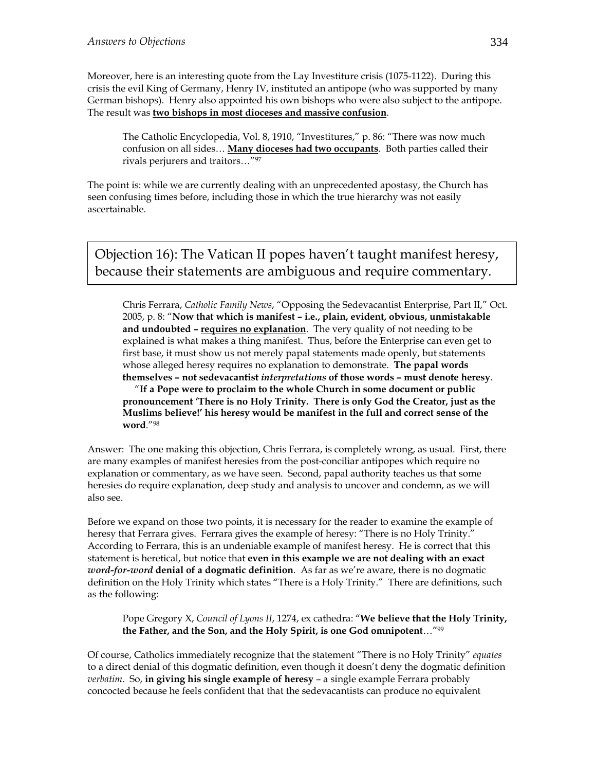Moreover, here is an interesting quote from the Lay Investiture crisis (1075-1122). During this crisis the evil King of Germany, Henry IV, instituted an antipope (who was supported by many German bishops). Henry also appointed his own bishops who were also subject to the antipope. The result was **two bishops in most dioceses and massive confusion**.

> The Catholic Encyclopedia, Vol. 8, 1910, "Investitures," p. 86: "There was now much confusion on all sides… **Many dioceses had two occupants**. Both parties called their rivals perjurers and traitors…"[97]

The point is: while we are currently dealing with an unprecedented apostasy, the Church has seen confusing times before, including those in which the true hierarchy was not easily ascertainable.

## Objection 16): The Vatican II popes haven't taught manifest heresy, because their statements are ambiguous and require commentary.

> Chris Ferrara, *Catholic Family News*, "Opposing the Sedevacantist Enterprise, Part II," Oct. 2005, p. 8: "**Now that which is manifest – i.e., plain, evident, obvious, unmistakable and undoubted – requires no explanation**. The very quality of not needing to be explained is what makes a thing manifest. Thus, before the Enterprise can even get to first base, it must show us not merely papal statements made openly, but statements whose alleged heresy requires no explanation to demonstrate. **The papal words themselves – not sedevacantist *interpretations* of those words – must denote heresy**.
>
> "**If a Pope were to proclaim to the whole Church in some document or public pronouncement 'There is no Holy Trinity. There is only God the Creator, just as the Muslims believe!' his heresy would be manifest in the full and correct sense of the word**."[98]

Answer: The one making this objection, Chris Ferrara, is completely wrong, as usual. First, there are many examples of manifest heresies from the post-conciliar antipopes which require no explanation or commentary, as we have seen. Second, papal authority teaches us that some heresies do require explanation, deep study and analysis to uncover and condemn, as we will also see.

Before we expand on those two points, it is necessary for the reader to examine the example of heresy that Ferrara gives. Ferrara gives the example of heresy: "There is no Holy Trinity." According to Ferrara, this is an undeniable example of manifest heresy. He is correct that this statement is heretical, but notice that **even in this example we are not dealing with an exact *word-for-word* denial of a dogmatic definition**. As far as we're aware, there is no dogmatic definition on the Holy Trinity which states "There is a Holy Trinity." There are definitions, such as the following:

> Pope Gregory X, *Council of Lyons II*, 1274, ex cathedra: "**We believe that the Holy Trinity, the Father, and the Son, and the Holy Spirit, is one God omnipotent**…"[99]

Of course, Catholics immediately recognize that the statement "There is no Holy Trinity" *equates* to a direct denial of this dogmatic definition, even though it doesn't deny the dogmatic definition *verbatim*. So, **in giving his single example of heresy** – a single example Ferrara probably concocted because he feels confident that that the sedevacantists can produce no equivalent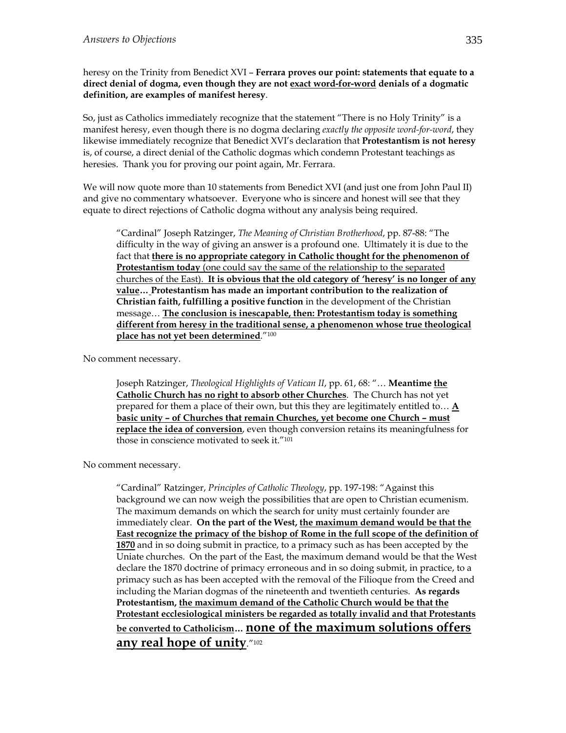heresy on the Trinity from Benedict XVI – **Ferrara proves our point: statements that equate to a direct denial of dogma, even though they are not <u>exact word-for-word</u> denials of a dogmatic definition, are examples of manifest heresy**.

So, just as Catholics immediately recognize that the statement "There is no Holy Trinity" is a manifest heresy, even though there is no dogma declaring *exactly the opposite word-for-word*, they likewise immediately recognize that Benedict XVI's declaration that **Protestantism is not heresy** is, of course, a direct denial of the Catholic dogmas which condemn Protestant teachings as heresies. Thank you for proving our point again, Mr. Ferrara.

We will now quote more than 10 statements from Benedict XVI (and just one from John Paul II) and give no commentary whatsoever. Everyone who is sincere and honest will see that they equate to direct rejections of Catholic dogma without any analysis being required.

> "Cardinal" Joseph Ratzinger, *The Meaning of Christian Brotherhood*, pp. 87-88: "The difficulty in the way of giving an answer is a profound one. Ultimately it is due to the fact that **<u>there is no appropriate category in Catholic thought for the phenomenon of Protestantism today</u>** <u>(one could say the same of the relationship to the separated churches of the East).</u> **<u>It is obvious that the old category of 'heresy' is no longer of any value</u>… Protestantism has made an important contribution to the realization of Christian faith, fulfilling a positive function** in the development of the Christian message… **<u>The conclusion is inescapable, then: Protestantism today is something different from heresy in the traditional sense, a phenomenon whose true theological place has not yet been determined</u>**."[100]

No comment necessary.

> Joseph Ratzinger, *Theological Highlights of Vatican II*, pp. 61, 68: "… **Meantime <u>the Catholic Church has no right to absorb other Churches</u>**. The Church has not yet prepared for them a place of their own, but this they are legitimately entitled to… **<u>A basic unity – of Churches that remain Churches, yet become one Church – must replace the idea of conversion</u>**, even though conversion retains its meaningfulness for those in conscience motivated to seek it."[101]

No comment necessary.

> "Cardinal" Ratzinger, *Principles of Catholic Theology*, pp. 197-198: "Against this background we can now weigh the possibilities that are open to Christian ecumenism. The maximum demands on which the search for unity must certainly founder are immediately clear. **On the part of the West, <u>the maximum demand would be that the East recognize the primacy of the bishop of Rome in the full scope of the definition of 1870</u>** and in so doing submit in practice, to a primacy such as has been accepted by the Uniate churches. On the part of the East, the maximum demand would be that the West declare the 1870 doctrine of primacy erroneous and in so doing submit, in practice, to a primacy such as has been accepted with the removal of the Filioque from the Creed and including the Marian dogmas of the nineteenth and twentieth centuries. **As regards Protestantism, <u>the maximum demand of the Catholic Church would be that the Protestant ecclesiological ministers be regarded as totally invalid and that Protestants be converted to Catholicism</u>… <u>none of the maximum solutions offers any real hope of unity</u>**."[102]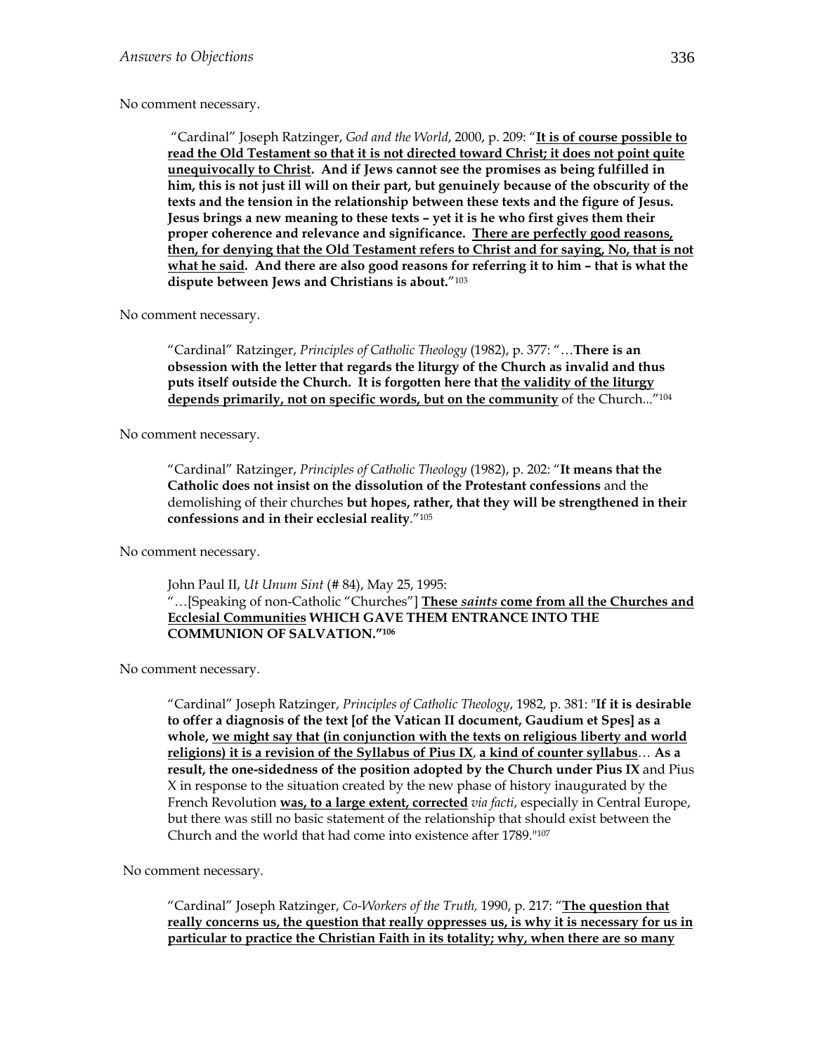No comment necessary.

> "Cardinal" Joseph Ratzinger, *God and the World*, 2000, p. 209: "**<u>It is of course possible to read the Old Testament so that it is not directed toward Christ; it does not point quite unequivocally to Christ</u>. And if Jews cannot see the promises as being fulfilled in him, this is not just ill will on their part, but genuinely because of the obscurity of the texts and the tension in the relationship between these texts and the figure of Jesus. Jesus brings a new meaning to these texts – yet it is he who first gives them their proper coherence and relevance and significance. <u>There are perfectly good reasons, then, for denying that the Old Testament refers to Christ and for saying, No, that is not what he said</u>. And there are also good reasons for referring it to him – that is what the dispute between Jews and Christians is about.**"[103]

No comment necessary.

> "Cardinal" Ratzinger, *Principles of Catholic Theology* (1982), p. 377: "…**There is an obsession with the letter that regards the liturgy of the Church as invalid and thus puts itself outside the Church. It is forgotten here that <u>the validity of the liturgy depends primarily, not on specific words, but on the community</u>** of the Church..."[104]

No comment necessary.

> "Cardinal" Ratzinger, *Principles of Catholic Theology* (1982), p. 202: "**It means that the Catholic does not insist on the dissolution of the Protestant confessions** and the demolishing of their churches **but hopes, rather, that they will be strengthened in their confessions and in their ecclesial reality**."[105]

No comment necessary.

> John Paul II, *Ut Unum Sint* (# 84), May 25, 1995:
> "…[Speaking of non-Catholic "Churches"] **<u>These *saints* come from all the Churches and Ecclesial Communities</u> WHICH GAVE THEM ENTRANCE INTO THE COMMUNION OF SALVATION."[106]**

No comment necessary.

> "Cardinal" Joseph Ratzinger, *Principles of Catholic Theology*, 1982, p. 381: "**If it is desirable to offer a diagnosis of the text [of the Vatican II document, Gaudium et Spes] as a whole, <u>we might say that (in conjunction with the texts on religious liberty and world religions) it is a revision of the Syllabus of Pius IX</u>, <u>a kind of counter syllabus</u>… As a result, the one-sidedness of the position adopted by the Church under Pius IX** and Pius X in response to the situation created by the new phase of history inaugurated by the French Revolution **<u>was, to a large extent, corrected</u>** *via facti*, especially in Central Europe, but there was still no basic statement of the relationship that should exist between the Church and the world that had come into existence after 1789."[107]

No comment necessary.

> "Cardinal" Joseph Ratzinger, *Co-Workers of the Truth,* 1990, p. 217: "**<u>The question that really concerns us, the question that really oppresses us, is why it is necessary for us in particular to practice the Christian Faith in its totality; why, when there are so many</u>**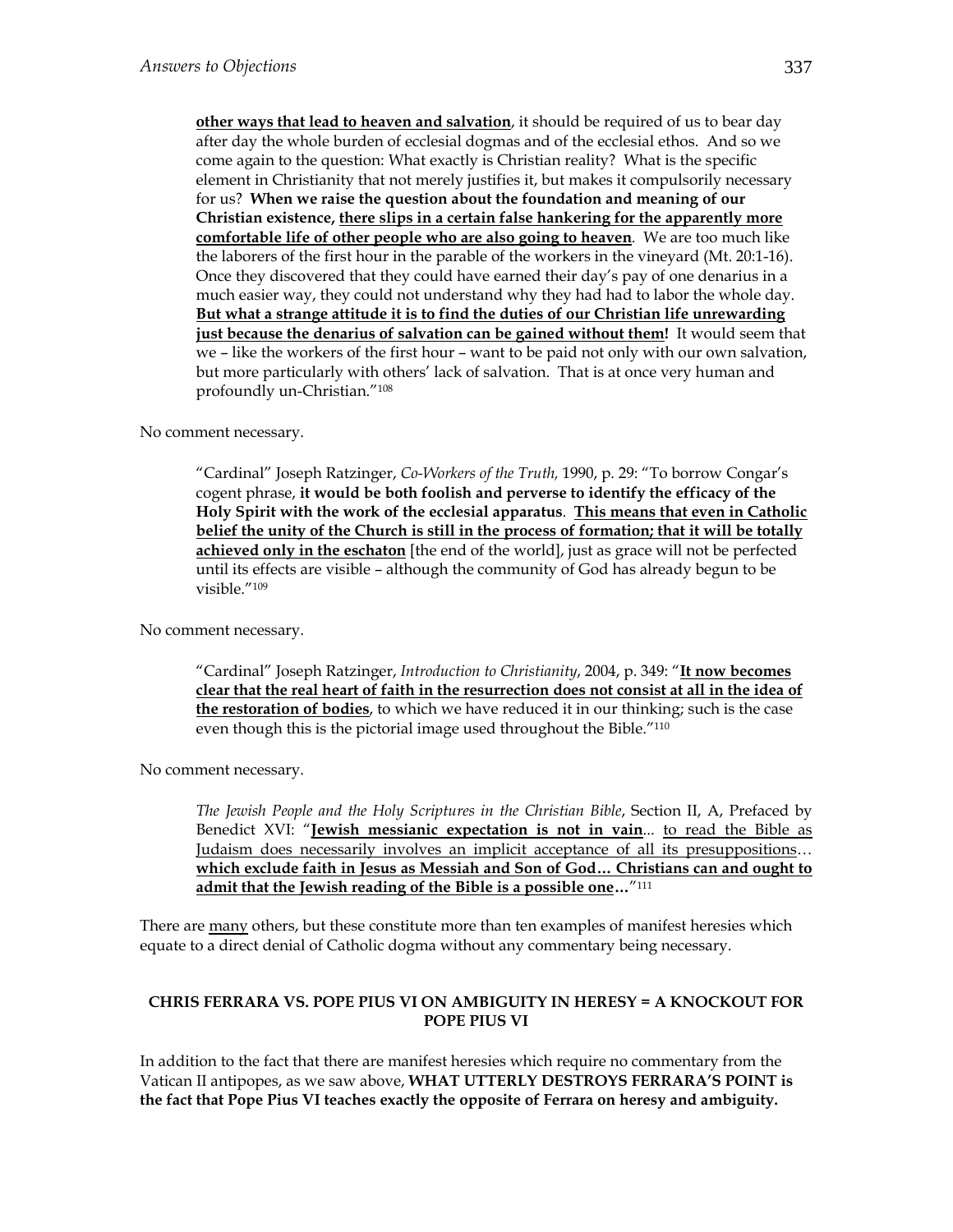> **other ways that lead to heaven and salvation**, it should be required of us to bear day after day the whole burden of ecclesial dogmas and of the ecclesial ethos. And so we come again to the question: What exactly is Christian reality? What is the specific element in Christianity that not merely justifies it, but makes it compulsorily necessary for us? **When we raise the question about the foundation and meaning of our Christian existence, there slips in a certain false hankering for the apparently more comfortable life of other people who are also going to heaven**. We are too much like the laborers of the first hour in the parable of the workers in the vineyard (Mt. 20:1-16). Once they discovered that they could have earned their day's pay of one denarius in a much easier way, they could not understand why they had had to labor the whole day. **But what a strange attitude it is to find the duties of our Christian life unrewarding just because the denarius of salvation can be gained without them!** It would seem that we – like the workers of the first hour – want to be paid not only with our own salvation, but more particularly with others' lack of salvation. That is at once very human and profoundly un-Christian."[108]

No comment necessary.

> "Cardinal" Joseph Ratzinger, *Co-Workers of the Truth,* 1990, p. 29: "To borrow Congar's cogent phrase, **it would be both foolish and perverse to identify the efficacy of the Holy Spirit with the work of the ecclesial apparatus**. **This means that even in Catholic belief the unity of the Church is still in the process of formation; that it will be totally achieved only in the eschaton** [the end of the world], just as grace will not be perfected until its effects are visible – although the community of God has already begun to be visible."[109]

No comment necessary.

> "Cardinal" Joseph Ratzinger, *Introduction to Christianity*, 2004, p. 349: "**It now becomes clear that the real heart of faith in the resurrection does not consist at all in the idea of the restoration of bodies**, to which we have reduced it in our thinking; such is the case even though this is the pictorial image used throughout the Bible."[110]

No comment necessary.

> *The Jewish People and the Holy Scriptures in the Christian Bible*, Section II, A, Prefaced by Benedict XVI: "**Jewish messianic expectation is not in vain**... to read the Bible as Judaism does necessarily involves an implicit acceptance of all its presuppositions… **which exclude faith in Jesus as Messiah and Son of God… Christians can and ought to admit that the Jewish reading of the Bible is a possible one…**"[111]

There are many others, but these constitute more than ten examples of manifest heresies which equate to a direct denial of Catholic dogma without any commentary being necessary.

### CHRIS FERRARA VS. POPE PIUS VI ON AMBIGUITY IN HERESY = A KNOCKOUT FOR POPE PIUS VI

In addition to the fact that there are manifest heresies which require no commentary from the Vatican II antipopes, as we saw above, **WHAT UTTERLY DESTROYS FERRARA'S POINT is the fact that Pope Pius VI teaches exactly the opposite of Ferrara on heresy and ambiguity.**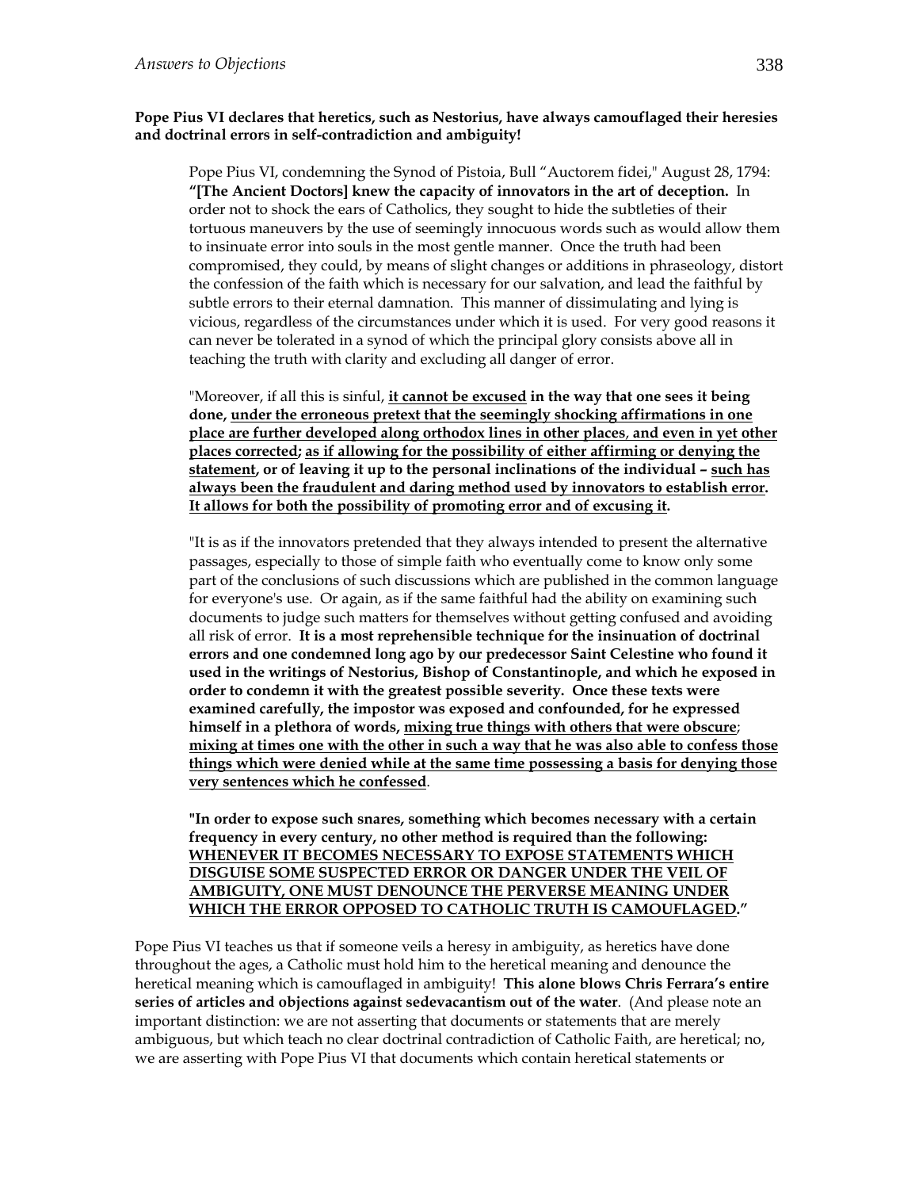**Pope Pius VI declares that heretics, such as Nestorius, have always camouflaged their heresies and doctrinal errors in self-contradiction and ambiguity!**

> Pope Pius VI, condemning the Synod of Pistoia, Bull "Auctorem fidei," August 28, 1794: **"[The Ancient Doctors] knew the capacity of innovators in the art of deception.** In order not to shock the ears of Catholics, they sought to hide the subtleties of their tortuous maneuvers by the use of seemingly innocuous words such as would allow them to insinuate error into souls in the most gentle manner. Once the truth had been compromised, they could, by means of slight changes or additions in phraseology, distort the confession of the faith which is necessary for our salvation, and lead the faithful by subtle errors to their eternal damnation. This manner of dissimulating and lying is vicious, regardless of the circumstances under which it is used. For very good reasons it can never be tolerated in a synod of which the principal glory consists above all in teaching the truth with clarity and excluding all danger of error.
>
> "Moreover, if all this is sinful, **<u>it cannot be excused</u> in the way that one sees it being done, <u>under the erroneous pretext that the seemingly shocking affirmations in one place are further developed along orthodox lines in other places</u>, <u>and even in yet other places corrected</u>; <u>as if allowing for the possibility of either affirming or denying the statement</u>, or of leaving it up to the personal inclinations of the individual – <u>such has always been the fraudulent and daring method used by innovators to establish error</u>. <u>It allows for both the possibility of promoting error and of excusing it</u>.**
>
> "It is as if the innovators pretended that they always intended to present the alternative passages, especially to those of simple faith who eventually come to know only some part of the conclusions of such discussions which are published in the common language for everyone's use. Or again, as if the same faithful had the ability on examining such documents to judge such matters for themselves without getting confused and avoiding all risk of error. **It is a most reprehensible technique for the insinuation of doctrinal errors and one condemned long ago by our predecessor Saint Celestine who found it used in the writings of Nestorius, Bishop of Constantinople, and which he exposed in order to condemn it with the greatest possible severity. Once these texts were examined carefully, the impostor was exposed and confounded, for he expressed himself in a plethora of words, <u>mixing true things with others that were obscure</u>; <u>mixing at times one with the other in such a way that he was also able to confess those things which were denied while at the same time possessing a basis for denying those very sentences which he confessed</u>.**
>
> **"In order to expose such snares, something which becomes necessary with a certain frequency in every century, no other method is required than the following: <u>WHENEVER IT BECOMES NECESSARY TO EXPOSE STATEMENTS WHICH DISGUISE SOME SUSPECTED ERROR OR DANGER UNDER THE VEIL OF AMBIGUITY, ONE MUST DENOUNCE THE PERVERSE MEANING UNDER WHICH THE ERROR OPPOSED TO CATHOLIC TRUTH IS CAMOUFLAGED</u>."**

Pope Pius VI teaches us that if someone veils a heresy in ambiguity, as heretics have done throughout the ages, a Catholic must hold him to the heretical meaning and denounce the heretical meaning which is camouflaged in ambiguity! **This alone blows Chris Ferrara's entire series of articles and objections against sedevacantism out of the water**. (And please note an important distinction: we are not asserting that documents or statements that are merely ambiguous, but which teach no clear doctrinal contradiction of Catholic Faith, are heretical; no, we are asserting with Pope Pius VI that documents which contain heretical statements or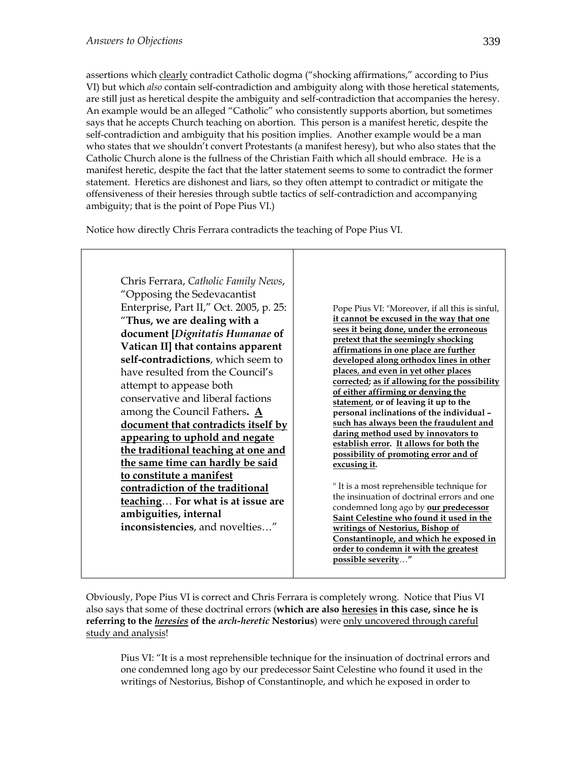assertions which <u>clearly</u> contradict Catholic dogma ("shocking affirmations," according to Pius VI) but which *also* contain self-contradiction and ambiguity along with those heretical statements, are still just as heretical despite the ambiguity and self-contradiction that accompanies the heresy. An example would be an alleged "Catholic" who consistently supports abortion, but sometimes says that he accepts Church teaching on abortion. This person is a manifest heretic, despite the self-contradiction and ambiguity that his position implies. Another example would be a man who states that we shouldn't convert Protestants (a manifest heresy), but who also states that the Catholic Church alone is the fullness of the Christian Faith which all should embrace. He is a manifest heretic, despite the fact that the latter statement seems to some to contradict the former statement. Heretics are dishonest and liars, so they often attempt to contradict or mitigate the offensiveness of their heresies through subtle tactics of self-contradiction and accompanying ambiguity; that is the point of Pope Pius VI.)

Notice how directly Chris Ferrara contradicts the teaching of Pope Pius VI.

| | |
|---|---|
| Chris Ferrara, *Catholic Family News*, "Opposing the Sedevacantist Enterprise, Part II," Oct. 2005, p. 25: "**Thus, we are dealing with a document [*Dignitatis Humanae* of Vatican II] that contains apparent self-contradictions**, which seem to have resulted from the Council's attempt to appease both conservative and liberal factions among the Council Fathers**.** <u>**A document that contradicts itself by appearing to uphold and negate the traditional teaching at one and the same time can hardly be said to constitute a manifest contradiction of the traditional teaching**</u>… **For what is at issue are ambiguities, internal inconsistencies**, and novelties…" | Pope Pius VI: "Moreover, if all this is sinful, <u>**it cannot be excused in the way that one sees it being done, under the erroneous pretext that the seemingly shocking affirmations in one place are further developed along orthodox lines in other places**</u>, <u>**and even in yet other places corrected**</u>**;** <u>**as if allowing for the possibility of either affirming or denying the statement**</u>**, or of leaving it up to the personal inclinations of the individual –** <u>**such has always been the fraudulent and daring method used by innovators to establish error**</u>**.** <u>**It allows for both the possibility of promoting error and of excusing it**</u>**.** " It is a most reprehensible technique for the insinuation of doctrinal errors and one condemned long ago by <u>**our predecessor Saint Celestine who found it used in the writings of Nestorius, Bishop of Constantinople, and which he exposed in order to condemn it with the greatest possible severity**</u>…" |

Obviously, Pope Pius VI is correct and Chris Ferrara is completely wrong. Notice that Pius VI also says that some of these doctrinal errors (**which are also <u>heresies</u> in this case, since he is referring to the <u>*heresies*</u> of the *arch-heretic* Nestorius**) were <u>only uncovered through careful study and analysis</u>!

> Pius VI: "It is a most reprehensible technique for the insinuation of doctrinal errors and one condemned long ago by our predecessor Saint Celestine who found it used in the writings of Nestorius, Bishop of Constantinople, and which he exposed in order to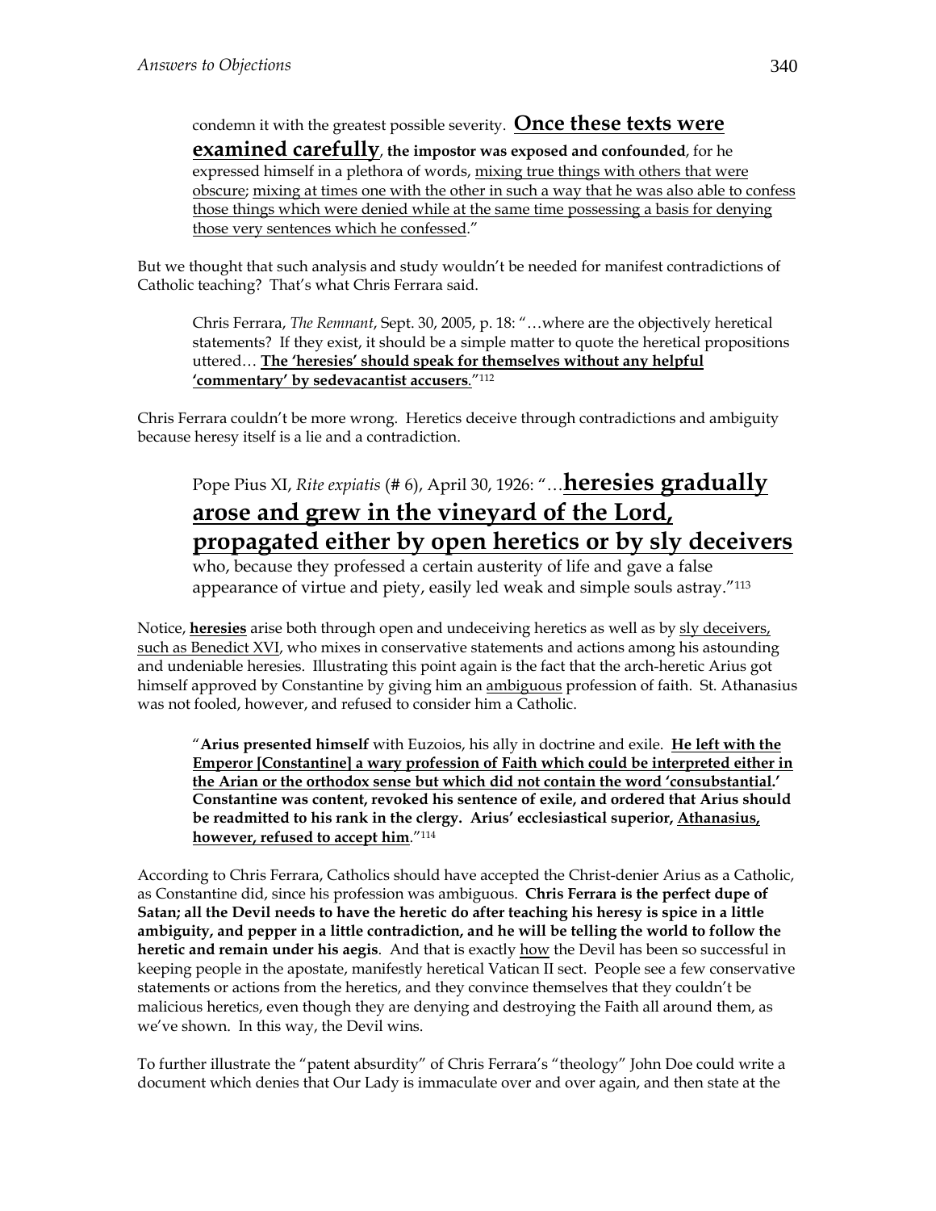condemn it with the greatest possible severity. **Once these texts were examined carefully**, **the impostor was exposed and confounded**, for he expressed himself in a plethora of words, mixing true things with others that were obscure; mixing at times one with the other in such a way that he was also able to confess those things which were denied while at the same time possessing a basis for denying those very sentences which he confessed."

But we thought that such analysis and study wouldn't be needed for manifest contradictions of Catholic teaching? That's what Chris Ferrara said.

> Chris Ferrara, *The Remnant*, Sept. 30, 2005, p. 18: "…where are the objectively heretical statements? If they exist, it should be a simple matter to quote the heretical propositions uttered… **The 'heresies' should speak for themselves without any helpful 'commentary' by sedevacantist accusers**."[112]

Chris Ferrara couldn't be more wrong. Heretics deceive through contradictions and ambiguity because heresy itself is a lie and a contradiction.

> Pope Pius XI, *Rite expiatis* (# 6), April 30, 1926: "…**heresies gradually arose and grew in the vineyard of the Lord, propagated either by open heretics or by sly deceivers** who, because they professed a certain austerity of life and gave a false appearance of virtue and piety, easily led weak and simple souls astray."[113]

Notice, **heresies** arise both through open and undeceiving heretics as well as by sly deceivers, such as Benedict XVI, who mixes in conservative statements and actions among his astounding and undeniable heresies. Illustrating this point again is the fact that the arch-heretic Arius got himself approved by Constantine by giving him an ambiguous profession of faith. St. Athanasius was not fooled, however, and refused to consider him a Catholic.

> "**Arius presented himself** with Euzoios, his ally in doctrine and exile. **He left with the Emperor [Constantine] a wary profession of Faith which could be interpreted either in the Arian or the orthodox sense but which did not contain the word 'consubstantial.' Constantine was content, revoked his sentence of exile, and ordered that Arius should be readmitted to his rank in the clergy. Arius' ecclesiastical superior, Athanasius, however, refused to accept him**."[114]

According to Chris Ferrara, Catholics should have accepted the Christ-denier Arius as a Catholic, as Constantine did, since his profession was ambiguous. **Chris Ferrara is the perfect dupe of Satan; all the Devil needs to have the heretic do after teaching his heresy is spice in a little ambiguity, and pepper in a little contradiction, and he will be telling the world to follow the heretic and remain under his aegis**. And that is exactly how the Devil has been so successful in keeping people in the apostate, manifestly heretical Vatican II sect. People see a few conservative statements or actions from the heretics, and they convince themselves that they couldn't be malicious heretics, even though they are denying and destroying the Faith all around them, as we've shown. In this way, the Devil wins.

To further illustrate the "patent absurdity" of Chris Ferrara's "theology" John Doe could write a document which denies that Our Lady is immaculate over and over again, and then state at the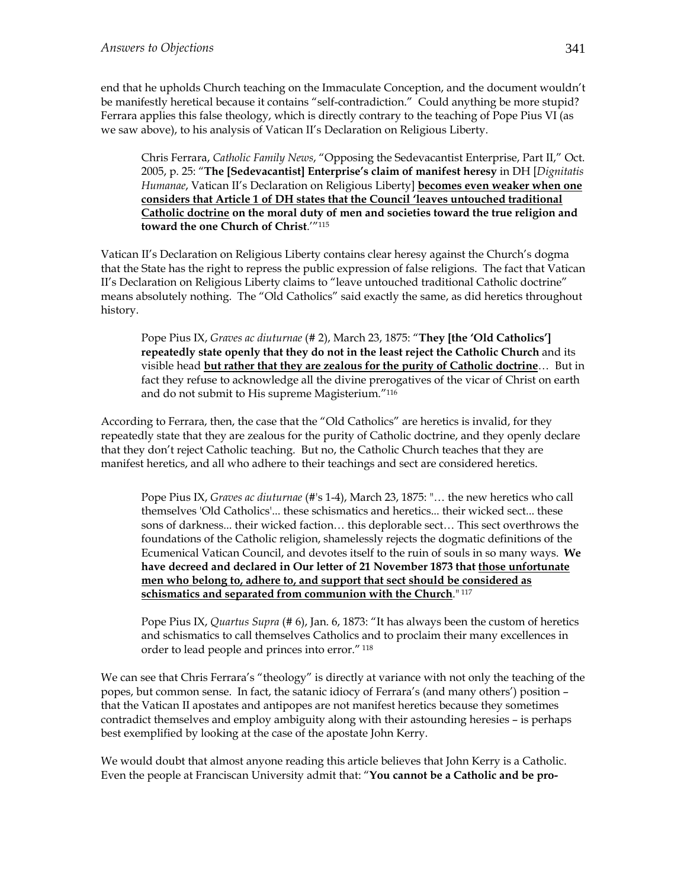end that he upholds Church teaching on the Immaculate Conception, and the document wouldn't be manifestly heretical because it contains "self-contradiction." Could anything be more stupid? Ferrara applies this false theology, which is directly contrary to the teaching of Pope Pius VI (as we saw above), to his analysis of Vatican II's Declaration on Religious Liberty.

> Chris Ferrara, *Catholic Family News*, "Opposing the Sedevacantist Enterprise, Part II," Oct. 2005, p. 25: "**The [Sedevacantist] Enterprise's claim of manifest heresy** in DH [*Dignitatis Humanae*, Vatican II's Declaration on Religious Liberty] **<u>becomes even weaker when one considers that Article 1 of DH states that the Council 'leaves untouched traditional Catholic doctrine</u> on the moral duty of men and societies toward the true religion and toward the one Church of Christ**.'"[115]

Vatican II's Declaration on Religious Liberty contains clear heresy against the Church's dogma that the State has the right to repress the public expression of false religions. The fact that Vatican II's Declaration on Religious Liberty claims to "leave untouched traditional Catholic doctrine" means absolutely nothing. The "Old Catholics" said exactly the same, as did heretics throughout history.

> Pope Pius IX, *Graves ac diuturnae* (# 2), March 23, 1875: "**They [the 'Old Catholics'] repeatedly state openly that they do not in the least reject the Catholic Church** and its visible head **<u>but rather that they are zealous for the purity of Catholic doctrine</u>**… But in fact they refuse to acknowledge all the divine prerogatives of the vicar of Christ on earth and do not submit to His supreme Magisterium."[116]

According to Ferrara, then, the case that the "Old Catholics" are heretics is invalid, for they repeatedly state that they are zealous for the purity of Catholic doctrine, and they openly declare that they don't reject Catholic teaching. But no, the Catholic Church teaches that they are manifest heretics, and all who adhere to their teachings and sect are considered heretics.

> Pope Pius IX, *Graves ac diuturnae* (#'s 1-4), March 23, 1875: "… the new heretics who call themselves 'Old Catholics'... these schismatics and heretics... their wicked sect... these sons of darkness... their wicked faction… this deplorable sect… This sect overthrows the foundations of the Catholic religion, shamelessly rejects the dogmatic definitions of the Ecumenical Vatican Council, and devotes itself to the ruin of souls in so many ways. **We have decreed and declared in Our letter of 21 November 1873 that <u>those unfortunate men who belong to, adhere to, and support that sect should be considered as schismatics and separated from communion with the Church</u>**."[117]

> Pope Pius IX, *Quartus Supra* (# 6), Jan. 6, 1873: "It has always been the custom of heretics and schismatics to call themselves Catholics and to proclaim their many excellences in order to lead people and princes into error."[118]

We can see that Chris Ferrara's "theology" is directly at variance with not only the teaching of the popes, but common sense. In fact, the satanic idiocy of Ferrara's (and many others') position – that the Vatican II apostates and antipopes are not manifest heretics because they sometimes contradict themselves and employ ambiguity along with their astounding heresies – is perhaps best exemplified by looking at the case of the apostate John Kerry.

We would doubt that almost anyone reading this article believes that John Kerry is a Catholic. Even the people at Franciscan University admit that: "**You cannot be a Catholic and be pro-**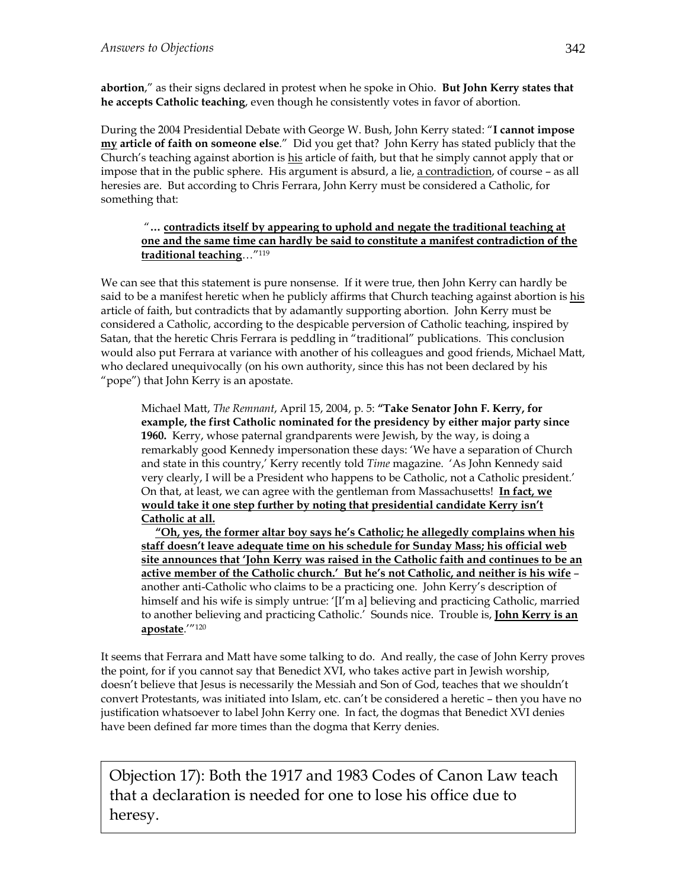**abortion**," as their signs declared in protest when he spoke in Ohio. **But John Kerry states that he accepts Catholic teaching**, even though he consistently votes in favor of abortion.

During the 2004 Presidential Debate with George W. Bush, John Kerry stated: "**I cannot impose my article of faith on someone else**." Did you get that? John Kerry has stated publicly that the Church's teaching against abortion is his article of faith, but that he simply cannot apply that or impose that in the public sphere. His argument is absurd, a lie, a contradiction, of course – as all heresies are. But according to Chris Ferrara, John Kerry must be considered a Catholic, for something that:

> "**… contradicts itself by appearing to uphold and negate the traditional teaching at one and the same time can hardly be said to constitute a manifest contradiction of the traditional teaching**…"[119]

We can see that this statement is pure nonsense. If it were true, then John Kerry can hardly be said to be a manifest heretic when he publicly affirms that Church teaching against abortion is his article of faith, but contradicts that by adamantly supporting abortion. John Kerry must be considered a Catholic, according to the despicable perversion of Catholic teaching, inspired by Satan, that the heretic Chris Ferrara is peddling in "traditional" publications. This conclusion would also put Ferrara at variance with another of his colleagues and good friends, Michael Matt, who declared unequivocally (on his own authority, since this has not been declared by his "pope") that John Kerry is an apostate.

> Michael Matt, *The Remnant*, April 15, 2004, p. 5: **"Take Senator John F. Kerry, for example, the first Catholic nominated for the presidency by either major party since 1960.** Kerry, whose paternal grandparents were Jewish, by the way, is doing a remarkably good Kennedy impersonation these days: 'We have a separation of Church and state in this country,' Kerry recently told *Time* magazine. 'As John Kennedy said very clearly, I will be a President who happens to be Catholic, not a Catholic president.' On that, at least, we can agree with the gentleman from Massachusetts! **In fact, we would take it one step further by noting that presidential candidate Kerry isn't Catholic at all.**
>
> **"Oh, yes, the former altar boy says he's Catholic; he allegedly complains when his staff doesn't leave adequate time on his schedule for Sunday Mass; his official web site announces that 'John Kerry was raised in the Catholic faith and continues to be an active member of the Catholic church.' But he's not Catholic, and neither is his wife** – another anti-Catholic who claims to be a practicing one. John Kerry's description of himself and his wife is simply untrue: '[I'm a] believing and practicing Catholic, married to another believing and practicing Catholic.' Sounds nice. Trouble is, **John Kerry is an apostate**.'"[120]

It seems that Ferrara and Matt have some talking to do. And really, the case of John Kerry proves the point, for if you cannot say that Benedict XVI, who takes active part in Jewish worship, doesn't believe that Jesus is necessarily the Messiah and Son of God, teaches that we shouldn't convert Protestants, was initiated into Islam, etc. can't be considered a heretic – then you have no justification whatsoever to label John Kerry one. In fact, the dogmas that Benedict XVI denies have been defined far more times than the dogma that Kerry denies.

## Objection 17): Both the 1917 and 1983 Codes of Canon Law teach that a declaration is needed for one to lose his office due to heresy.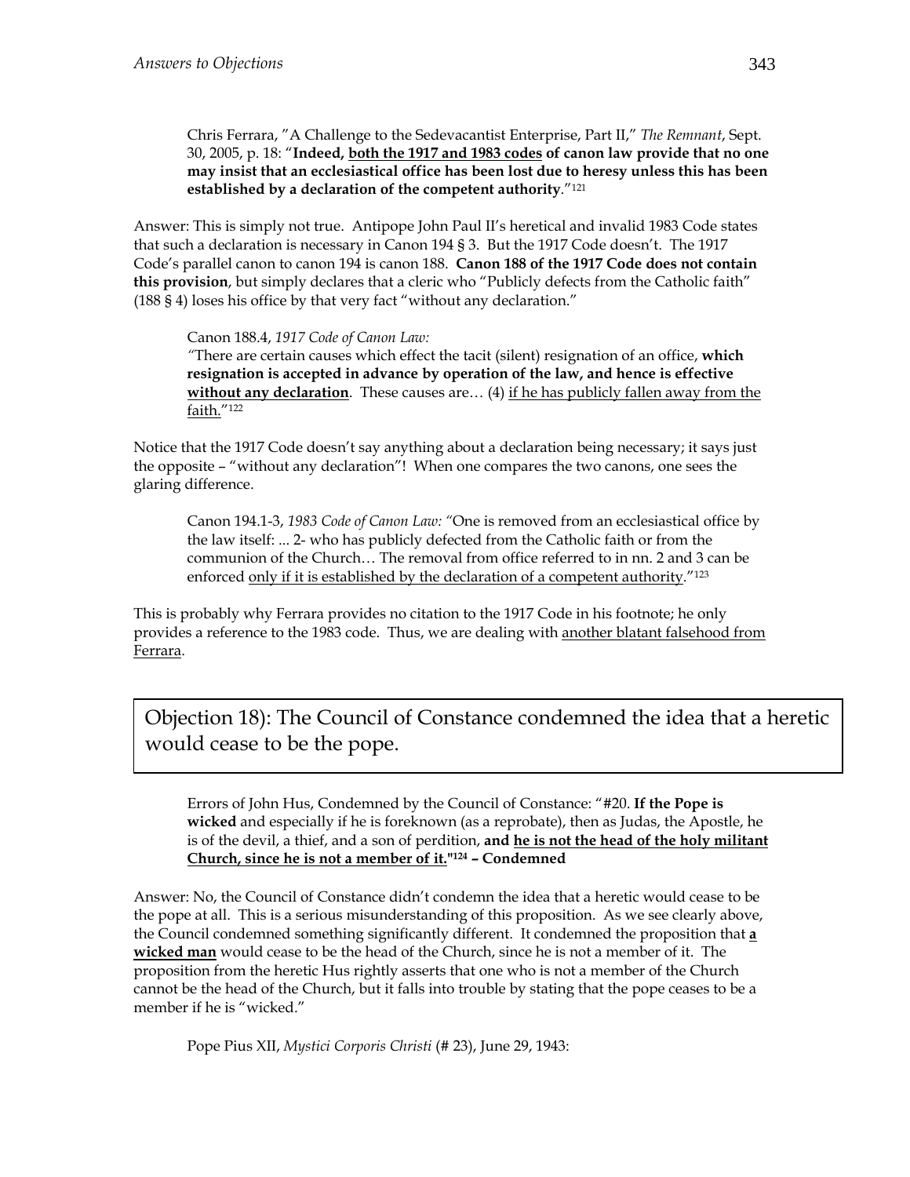> Chris Ferrara, "A Challenge to the Sedevacantist Enterprise, Part II," *The Remnant*, Sept. 30, 2005, p. 18: "**Indeed, both the 1917 and 1983 codes of canon law provide that no one may insist that an ecclesiastical office has been lost due to heresy unless this has been established by a declaration of the competent authority**."[121]

Answer: This is simply not true. Antipope John Paul II's heretical and invalid 1983 Code states that such a declaration is necessary in Canon 194 § 3. But the 1917 Code doesn't. The 1917 Code's parallel canon to canon 194 is canon 188. **Canon 188 of the 1917 Code does not contain this provision**, but simply declares that a cleric who "Publicly defects from the Catholic faith" (188 § 4) loses his office by that very fact "without any declaration."

> Canon 188.4, *1917 Code of Canon Law:*
> "There are certain causes which effect the tacit (silent) resignation of an office, **which resignation is accepted in advance by operation of the law, and hence is effective without any declaration**. These causes are… (4) if he has publicly fallen away from the faith."[122]

Notice that the 1917 Code doesn't say anything about a declaration being necessary; it says just the opposite – "without any declaration"! When one compares the two canons, one sees the glaring difference.

> Canon 194.1-3, *1983 Code of Canon Law:* "One is removed from an ecclesiastical office by the law itself: ... 2- who has publicly defected from the Catholic faith or from the communion of the Church… The removal from office referred to in nn. 2 and 3 can be enforced only if it is established by the declaration of a competent authority."[123]

This is probably why Ferrara provides no citation to the 1917 Code in his footnote; he only provides a reference to the 1983 code. Thus, we are dealing with another blatant falsehood from Ferrara.

## Objection 18): The Council of Constance condemned the idea that a heretic would cease to be the pope.

> Errors of John Hus, Condemned by the Council of Constance: "#20. **If the Pope is wicked** and especially if he is foreknown (as a reprobate), then as Judas, the Apostle, he is of the devil, a thief, and a son of perdition, **and he is not the head of the holy militant Church, since he is not a member of it."[124] – Condemned**

Answer: No, the Council of Constance didn't condemn the idea that a heretic would cease to be the pope at all. This is a serious misunderstanding of this proposition. As we see clearly above, the Council condemned something significantly different. It condemned the proposition that **a wicked man** would cease to be the head of the Church, since he is not a member of it. The proposition from the heretic Hus rightly asserts that one who is not a member of the Church cannot be the head of the Church, but it falls into trouble by stating that the pope ceases to be a member if he is "wicked."

> Pope Pius XII, *Mystici Corporis Christi* (# 23), June 29, 1943: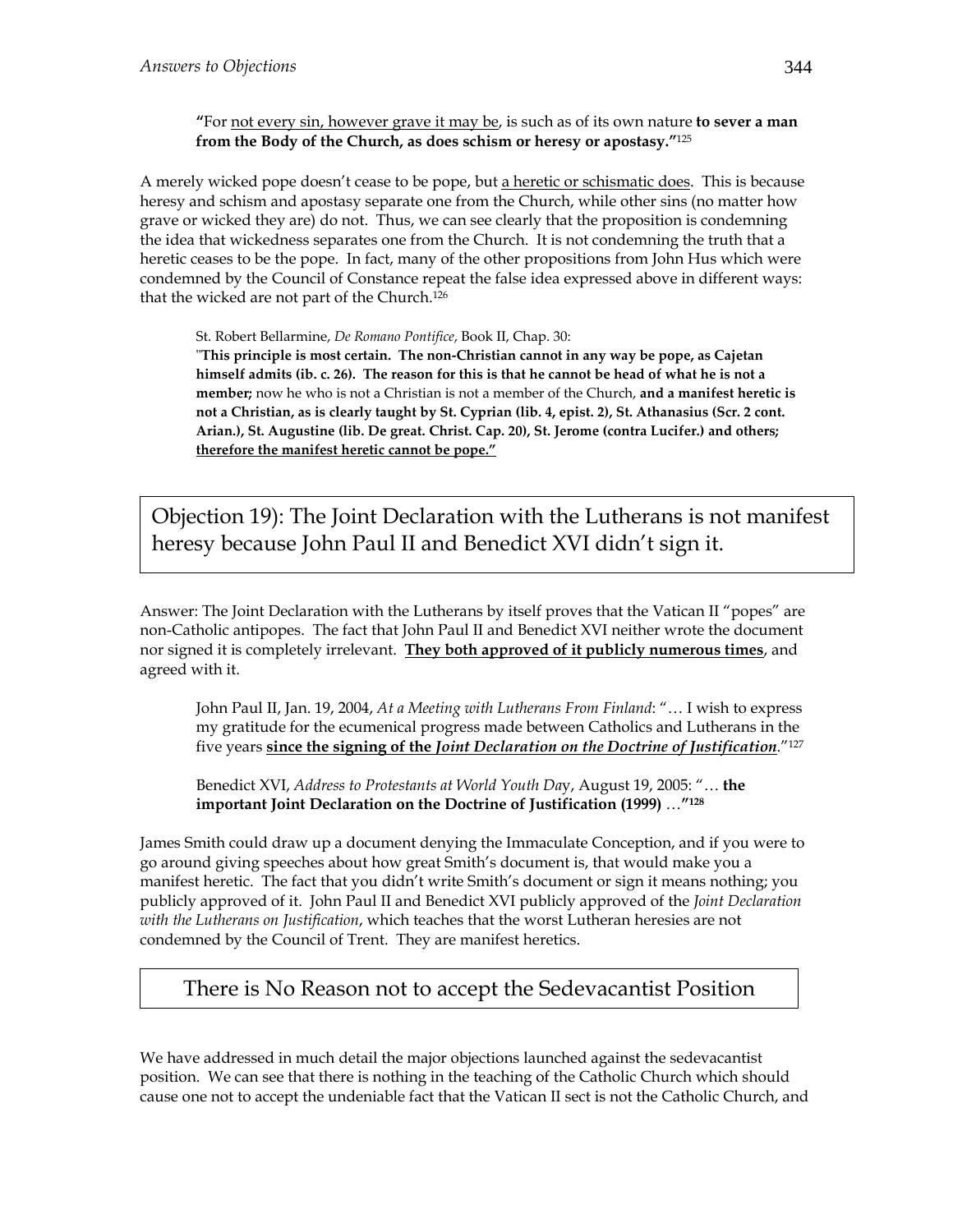**"**For not every sin, however grave it may be, is such as of its own nature **to sever a man from the Body of the Church, as does schism or heresy or apostasy."**[125]

A merely wicked pope doesn't cease to be pope, but a heretic or schismatic does. This is because heresy and schism and apostasy separate one from the Church, while other sins (no matter how grave or wicked they are) do not. Thus, we can see clearly that the proposition is condemning the idea that wickedness separates one from the Church. It is not condemning the truth that a heretic ceases to be the pope. In fact, many of the other propositions from John Hus which were condemned by the Council of Constance repeat the false idea expressed above in different ways: that the wicked are not part of the Church.[126]

> St. Robert Bellarmine, *De Romano Pontifice*, Book II, Chap. 30:
> "**This principle is most certain. The non-Christian cannot in any way be pope, as Cajetan himself admits (ib. c. 26). The reason for this is that he cannot be head of what he is not a member;** now he who is not a Christian is not a member of the Church, **and a manifest heretic is not a Christian, as is clearly taught by St. Cyprian (lib. 4, epist. 2), St. Athanasius (Scr. 2 cont. Arian.), St. Augustine (lib. De great. Christ. Cap. 20), St. Jerome (contra Lucifer.) and others; therefore the manifest heretic cannot be pope."**

## Objection 19): The Joint Declaration with the Lutherans is not manifest heresy because John Paul II and Benedict XVI didn't sign it.

Answer: The Joint Declaration with the Lutherans by itself proves that the Vatican II "popes" are non-Catholic antipopes. The fact that John Paul II and Benedict XVI neither wrote the document nor signed it is completely irrelevant. **They both approved of it publicly numerous times**, and agreed with it.

> John Paul II, Jan. 19, 2004, *At a Meeting with Lutherans From Finland*: "… I wish to express my gratitude for the ecumenical progress made between Catholics and Lutherans in the five years **since the signing of the *Joint Declaration on the Doctrine of Justification*.**"[127]

> Benedict XVI, *Address to Protestants at World Youth Day*, August 19, 2005: "… **the important Joint Declaration on the Doctrine of Justification (1999)** …**"**[128]

James Smith could draw up a document denying the Immaculate Conception, and if you were to go around giving speeches about how great Smith's document is, that would make you a manifest heretic. The fact that you didn't write Smith's document or sign it means nothing; you publicly approved of it. John Paul II and Benedict XVI publicly approved of the *Joint Declaration with the Lutherans on Justification*, which teaches that the worst Lutheran heresies are not condemned by the Council of Trent. They are manifest heretics.

## There is No Reason not to accept the Sedevacantist Position

We have addressed in much detail the major objections launched against the sedevacantist position. We can see that there is nothing in the teaching of the Catholic Church which should cause one not to accept the undeniable fact that the Vatican II sect is not the Catholic Church, and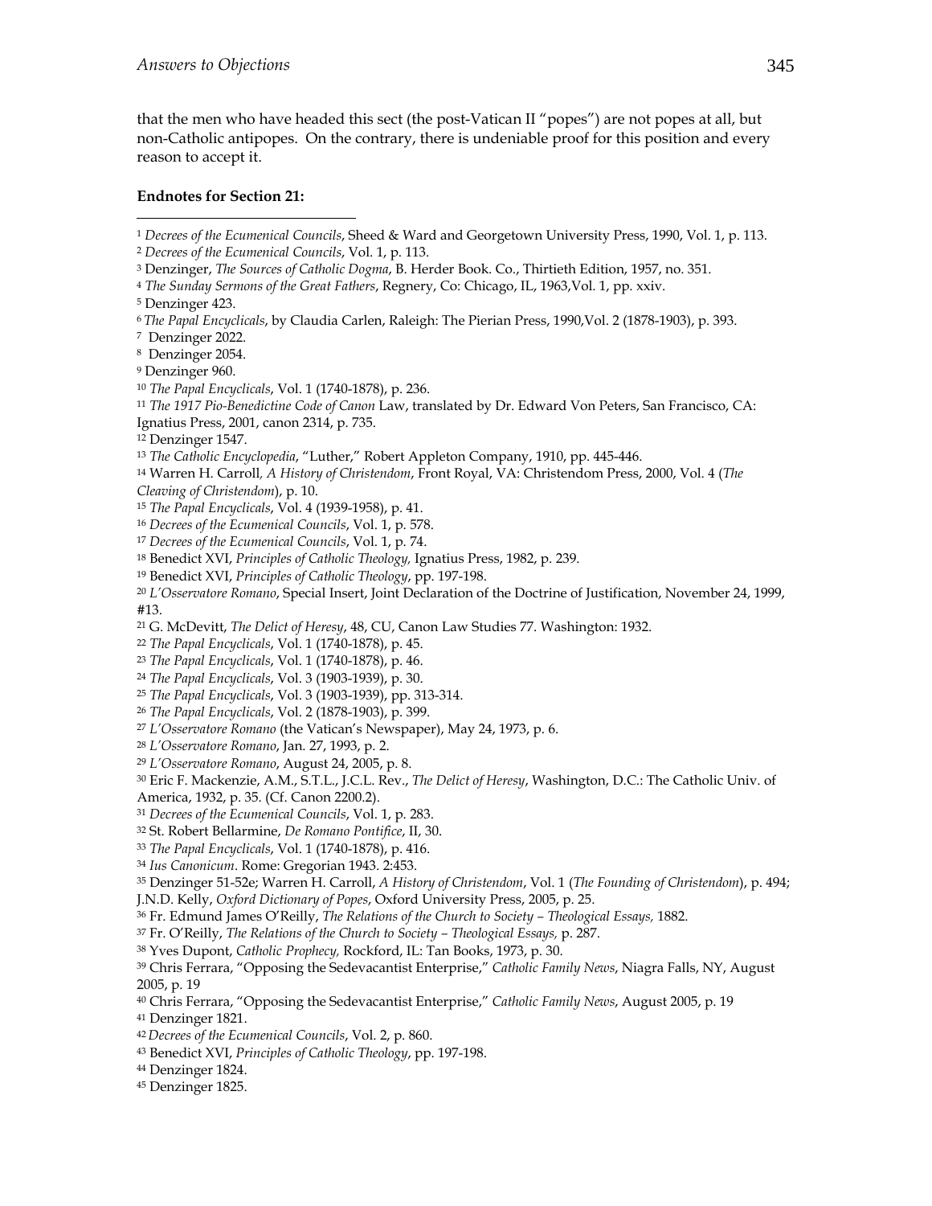that the men who have headed this sect (the post-Vatican II "popes") are not popes at all, but non-Catholic antipopes. On the contrary, there is undeniable proof for this position and every reason to accept it.

**Endnotes for Section 21:**

[1] *Decrees of the Ecumenical Councils*, Sheed & Ward and Georgetown University Press, 1990, Vol. 1, p. 113.
[2] *Decrees of the Ecumenical Councils*, Vol. 1, p. 113.
[3] Denzinger, *The Sources of Catholic Dogma*, B. Herder Book. Co., Thirtieth Edition, 1957, no. 351.
[4] *The Sunday Sermons of the Great Fathers*, Regnery, Co: Chicago, IL, 1963,Vol. 1, pp. xxiv.
[5] Denzinger 423.
[6] *The Papal Encyclicals*, by Claudia Carlen, Raleigh: The Pierian Press, 1990,Vol. 2 (1878-1903), p. 393.
[7] Denzinger 2022.
[8] Denzinger 2054.
[9] Denzinger 960.
[10] *The Papal Encyclicals*, Vol. 1 (1740-1878), p. 236.
[11] *The 1917 Pio-Benedictine Code of Canon* Law, translated by Dr. Edward Von Peters, San Francisco, CA: Ignatius Press, 2001, canon 2314, p. 735.
[12] Denzinger 1547.
[13] *The Catholic Encyclopedia*, "Luther," Robert Appleton Company, 1910, pp. 445-446.
[14] Warren H. Carroll, *A History of Christendom*, Front Royal, VA: Christendom Press, 2000, Vol. 4 (*The Cleaving of Christendom*), p. 10.
[15] *The Papal Encyclicals*, Vol. 4 (1939-1958), p. 41.
[16] *Decrees of the Ecumenical Councils*, Vol. 1, p. 578.
[17] *Decrees of the Ecumenical Councils*, Vol. 1, p. 74.
[18] Benedict XVI, *Principles of Catholic Theology,* Ignatius Press, 1982, p. 239.
[19] Benedict XVI, *Principles of Catholic Theology*, pp. 197-198.
[20] *L'Osservatore Romano*, Special Insert, Joint Declaration of the Doctrine of Justification, November 24, 1999, #13.
[21] G. McDevitt, *The Delict of Heresy*, 48, CU, Canon Law Studies 77. Washington: 1932.
[22] *The Papal Encyclicals*, Vol. 1 (1740-1878), p. 45.
[23] *The Papal Encyclicals*, Vol. 1 (1740-1878), p. 46.
[24] *The Papal Encyclicals*, Vol. 3 (1903-1939), p. 30.
[25] *The Papal Encyclicals*, Vol. 3 (1903-1939), pp. 313-314.
[26] *The Papal Encyclicals*, Vol. 2 (1878-1903), p. 399.
[27] *L'Osservatore Romano* (the Vatican's Newspaper), May 24, 1973, p. 6.
[28] *L'Osservatore Romano*, Jan. 27, 1993, p. 2.
[29] *L'Osservatore Romano*, August 24, 2005, p. 8.
[30] Eric F. Mackenzie, A.M., S.T.L., J.C.L. Rev., *The Delict of Heresy*, Washington, D.C.: The Catholic Univ. of America, 1932, p. 35. (Cf. Canon 2200.2).
[31] *Decrees of the Ecumenical Councils*, Vol. 1, p. 283.
[32] St. Robert Bellarmine, *De Romano Pontifice*, II, 30.
[33] *The Papal Encyclicals*, Vol. 1 (1740-1878), p. 416.
[34] *Ius Canonicum*. Rome: Gregorian 1943. 2:453.
[35] Denzinger 51-52e; Warren H. Carroll, *A History of Christendom*, Vol. 1 (*The Founding of Christendom*), p. 494; J.N.D. Kelly, *Oxford Dictionary of Popes*, Oxford University Press, 2005, p. 25.
[36] Fr. Edmund James O'Reilly, *The Relations of the Church to Society – Theological Essays,* 1882.
[37] Fr. O'Reilly, *The Relations of the Church to Society – Theological Essays,* p. 287.
[38] Yves Dupont, *Catholic Prophecy,* Rockford, IL: Tan Books, 1973, p. 30.
[39] Chris Ferrara, "Opposing the Sedevacantist Enterprise," *Catholic Family News*, Niagra Falls, NY, August 2005, p. 19
[40] Chris Ferrara, "Opposing the Sedevacantist Enterprise," *Catholic Family News*, August 2005, p. 19
[41] Denzinger 1821.
[42] *Decrees of the Ecumenical Councils*, Vol. 2, p. 860.
[43] Benedict XVI, *Principles of Catholic Theology*, pp. 197-198.
[44] Denzinger 1824.
[45] Denzinger 1825.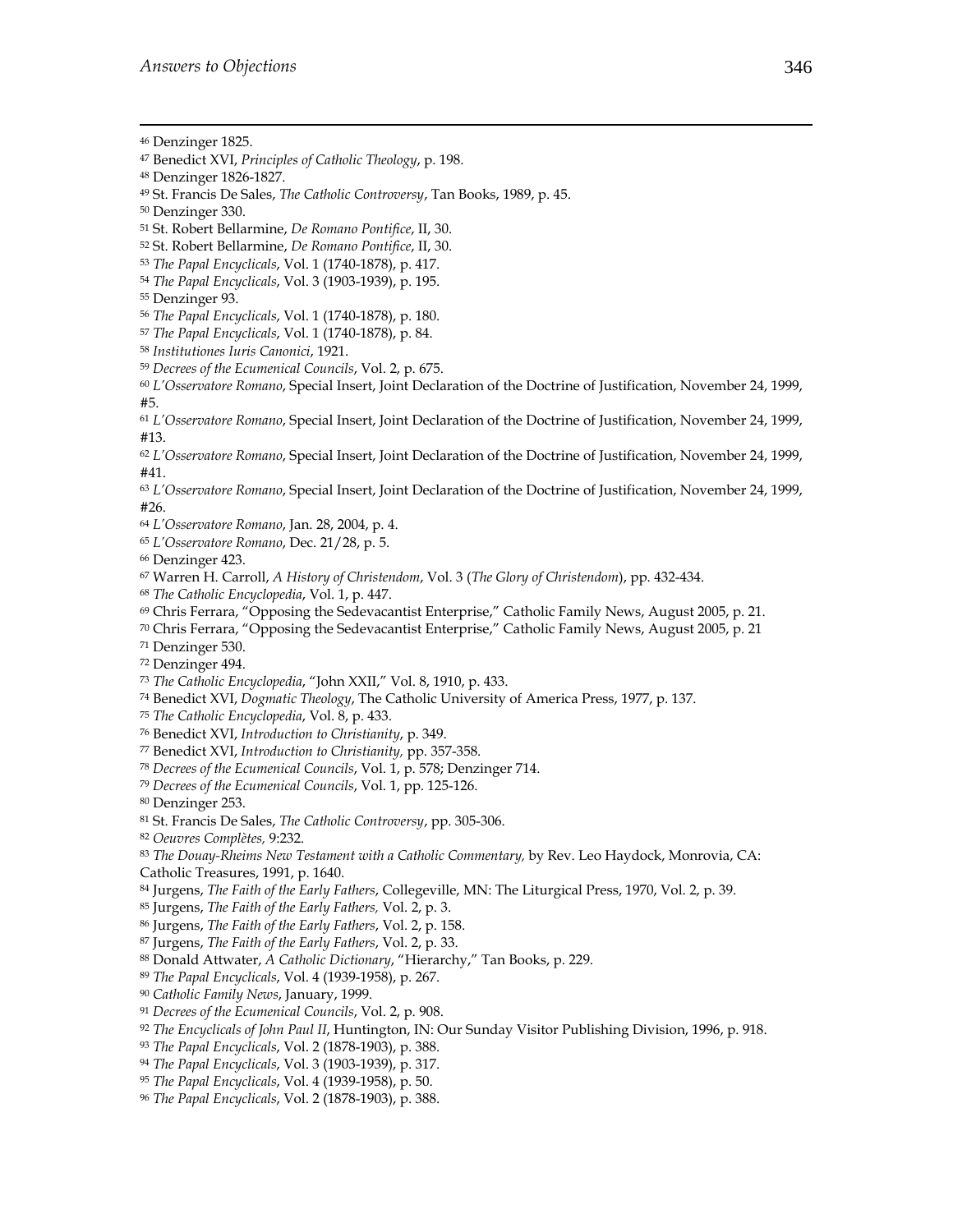[46] Denzinger 1825.
[47] Benedict XVI, *Principles of Catholic Theology*, p. 198.
[48] Denzinger 1826-1827.
[49] St. Francis De Sales, *The Catholic Controversy*, Tan Books, 1989, p. 45.
[50] Denzinger 330.
[51] St. Robert Bellarmine, *De Romano Pontifice*, II, 30.
[52] St. Robert Bellarmine, *De Romano Pontifice*, II, 30.
[53] *The Papal Encyclicals*, Vol. 1 (1740-1878), p. 417.
[54] *The Papal Encyclicals*, Vol. 3 (1903-1939), p. 195.
[55] Denzinger 93.
[56] *The Papal Encyclicals*, Vol. 1 (1740-1878), p. 180.
[57] *The Papal Encyclicals*, Vol. 1 (1740-1878), p. 84.
[58] *Institutiones Iuris Canonici*, 1921.
[59] *Decrees of the Ecumenical Councils*, Vol. 2, p. 675.
[60] *L'Osservatore Romano*, Special Insert, Joint Declaration of the Doctrine of Justification, November 24, 1999, #5.
[61] *L'Osservatore Romano*, Special Insert, Joint Declaration of the Doctrine of Justification, November 24, 1999, #13.
[62] *L'Osservatore Romano*, Special Insert, Joint Declaration of the Doctrine of Justification, November 24, 1999, #41.
[63] *L'Osservatore Romano*, Special Insert, Joint Declaration of the Doctrine of Justification, November 24, 1999, #26.
[64] *L'Osservatore Romano*, Jan. 28, 2004, p. 4.
[65] *L'Osservatore Romano*, Dec. 21/28, p. 5.
[66] Denzinger 423.
[67] Warren H. Carroll, *A History of Christendom*, Vol. 3 (*The Glory of Christendom*), pp. 432-434.
[68] *The Catholic Encyclopedia*, Vol. 1, p. 447.
[69] Chris Ferrara, "Opposing the Sedevacantist Enterprise," Catholic Family News, August 2005, p. 21.
[70] Chris Ferrara, "Opposing the Sedevacantist Enterprise," Catholic Family News, August 2005, p. 21
[71] Denzinger 530.
[72] Denzinger 494.
[73] *The Catholic Encyclopedia*, "John XXII," Vol. 8, 1910, p. 433.
[74] Benedict XVI, *Dogmatic Theology*, The Catholic University of America Press, 1977, p. 137.
[75] *The Catholic Encyclopedia*, Vol. 8, p. 433.
[76] Benedict XVI, *Introduction to Christianity*, p. 349.
[77] Benedict XVI, *Introduction to Christianity,* pp. 357-358.
[78] *Decrees of the Ecumenical Councils*, Vol. 1, p. 578; Denzinger 714.
[79] *Decrees of the Ecumenical Councils*, Vol. 1, pp. 125-126.
[80] Denzinger 253.
[81] St. Francis De Sales, *The Catholic Controversy*, pp. 305-306.
[82] *Oeuvres Complètes,* 9:232.
[83] *The Douay-Rheims New Testament with a Catholic Commentary,* by Rev. Leo Haydock, Monrovia, CA: Catholic Treasures, 1991, p. 1640.
[84] Jurgens, *The Faith of the Early Fathers*, Collegeville, MN: The Liturgical Press, 1970, Vol. 2, p. 39.
[85] Jurgens, *The Faith of the Early Fathers,* Vol. 2, p. 3.
[86] Jurgens, *The Faith of the Early Fathers*, Vol. 2, p. 158.
[87] Jurgens, *The Faith of the Early Fathers*, Vol. 2, p. 33.
[88] Donald Attwater, *A Catholic Dictionary*, "Hierarchy," Tan Books, p. 229.
[89] *The Papal Encyclicals*, Vol. 4 (1939-1958), p. 267.
[90] *Catholic Family News*, January, 1999.
[91] *Decrees of the Ecumenical Councils*, Vol. 2, p. 908.
[92] *The Encyclicals of John Paul II*, Huntington, IN: Our Sunday Visitor Publishing Division, 1996, p. 918.
[93] *The Papal Encyclicals*, Vol. 2 (1878-1903), p. 388.
[94] *The Papal Encyclicals*, Vol. 3 (1903-1939), p. 317.
[95] *The Papal Encyclicals*, Vol. 4 (1939-1958), p. 50.
[96] *The Papal Encyclicals*, Vol. 2 (1878-1903), p. 388.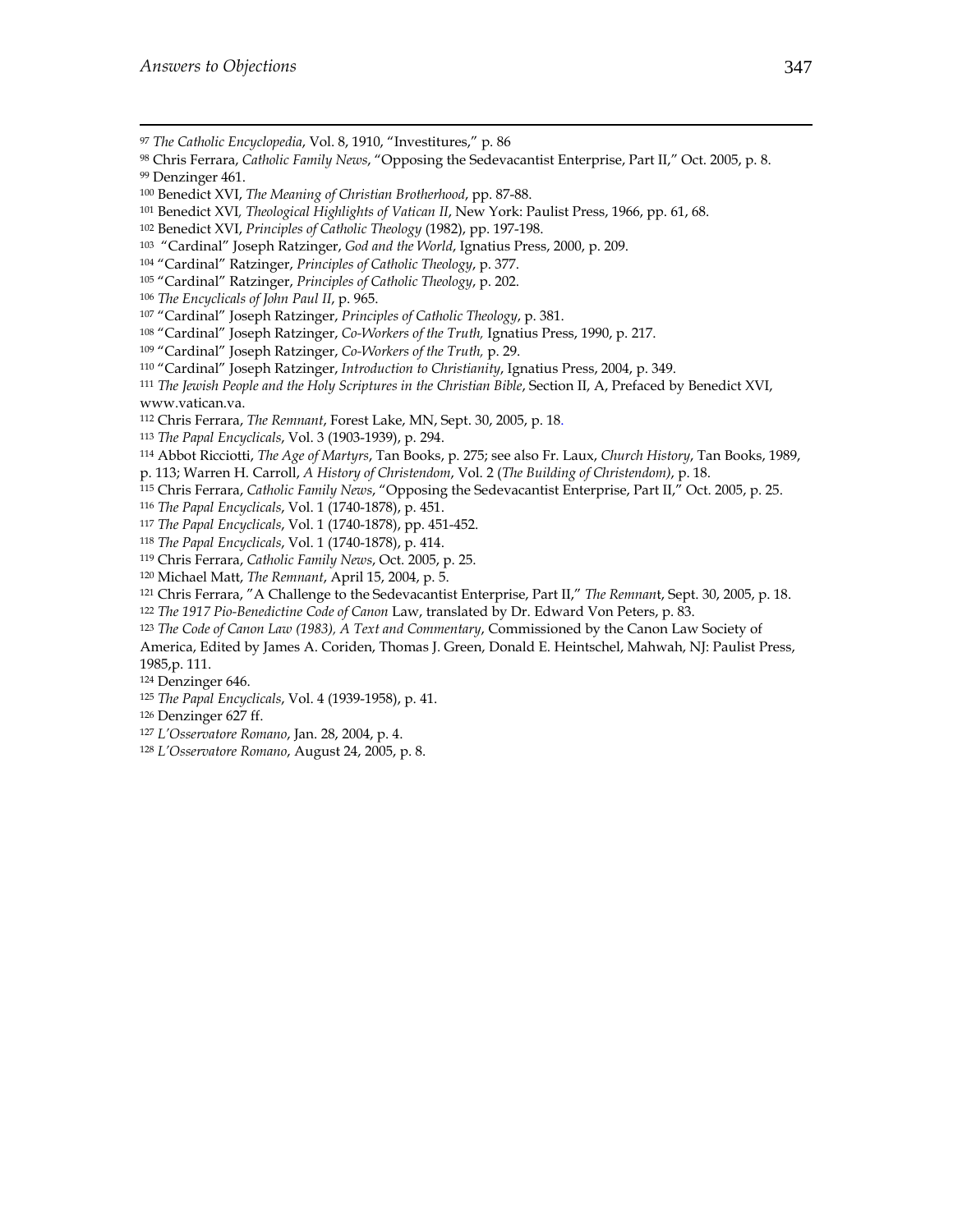[97] *The Catholic Encyclopedia*, Vol. 8, 1910, "Investitures," p. 86
[98] Chris Ferrara, *Catholic Family News*, "Opposing the Sedevacantist Enterprise, Part II," Oct. 2005, p. 8.
[99] Denzinger 461.
[100] Benedict XVI, *The Meaning of Christian Brotherhood*, pp. 87-88.
[101] Benedict XVI, *Theological Highlights of Vatican II*, New York: Paulist Press, 1966, pp. 61, 68.
[102] Benedict XVI, *Principles of Catholic Theology* (1982), pp. 197-198.
[103] "Cardinal" Joseph Ratzinger, *God and the World*, Ignatius Press, 2000, p. 209.
[104] "Cardinal" Ratzinger, *Principles of Catholic Theology*, p. 377.
[105] "Cardinal" Ratzinger, *Principles of Catholic Theology*, p. 202.
[106] *The Encyclicals of John Paul II*, p. 965.
[107] "Cardinal" Joseph Ratzinger, *Principles of Catholic Theology*, p. 381.
[108] "Cardinal" Joseph Ratzinger, *Co-Workers of the Truth,* Ignatius Press, 1990, p. 217.
[109] "Cardinal" Joseph Ratzinger, *Co-Workers of the Truth,* p. 29.
[110] "Cardinal" Joseph Ratzinger, *Introduction to Christianity*, Ignatius Press, 2004, p. 349.
[111] *The Jewish People and the Holy Scriptures in the Christian Bible*, Section II, A, Prefaced by Benedict XVI, www.vatican.va.
[112] Chris Ferrara, *The Remnant*, Forest Lake, MN, Sept. 30, 2005, p. 18.
[113] *The Papal Encyclicals*, Vol. 3 (1903-1939), p. 294.
[114] Abbot Ricciotti, *The Age of Martyrs*, Tan Books, p. 275; see also Fr. Laux, *Church History*, Tan Books, 1989, p. 113; Warren H. Carroll, *A History of Christendom*, Vol. 2 (*The Building of Christendom)*, p. 18.
[115] Chris Ferrara, *Catholic Family News*, "Opposing the Sedevacantist Enterprise, Part II," Oct. 2005, p. 25.
[116] *The Papal Encyclicals*, Vol. 1 (1740-1878), p. 451.
[117] *The Papal Encyclicals*, Vol. 1 (1740-1878), pp. 451-452.
[118] *The Papal Encyclicals*, Vol. 1 (1740-1878), p. 414.
[119] Chris Ferrara, *Catholic Family News*, Oct. 2005, p. 25.
[120] Michael Matt, *The Remnant*, April 15, 2004, p. 5.
[121] Chris Ferrara, "A Challenge to the Sedevacantist Enterprise, Part II," *The Remnan*t, Sept. 30, 2005, p. 18.
[122] *The 1917 Pio-Benedictine Code of Canon* Law, translated by Dr. Edward Von Peters, p. 83.
[123] *The Code of Canon Law (1983), A Text and Commentary*, Commissioned by the Canon Law Society of America, Edited by James A. Coriden, Thomas J. Green, Donald E. Heintschel, Mahwah, NJ: Paulist Press, 1985,p. 111.
[124] Denzinger 646.
[125] *The Papal Encyclicals*, Vol. 4 (1939-1958), p. 41.
[126] Denzinger 627 ff.
[127] *L'Osservatore Romano*, Jan. 28, 2004, p. 4.
[128] *L'Osservatore Romano*, August 24, 2005, p. 8.